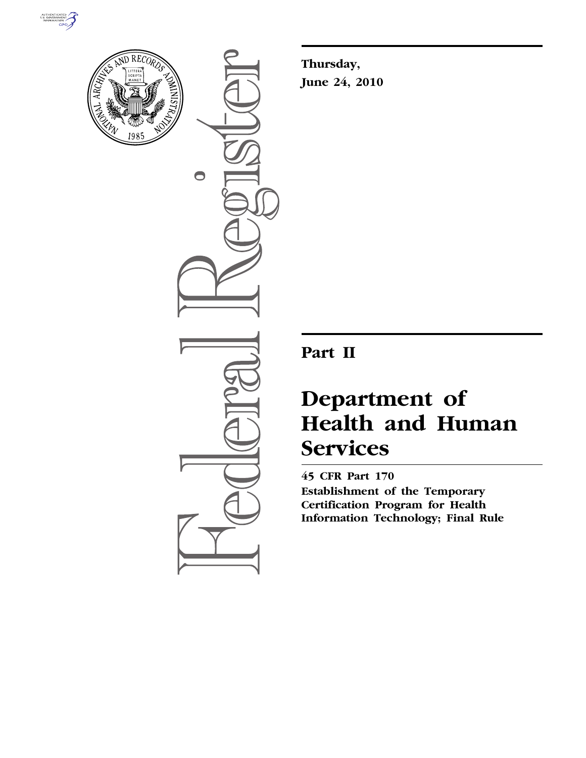Thursday,

June 24, 2010

# Part II

# Department of Health and Human Services

## 45 CFR Part 170

**Establishment of the Temporary Certification Program for Health Information Technology; Final Rule**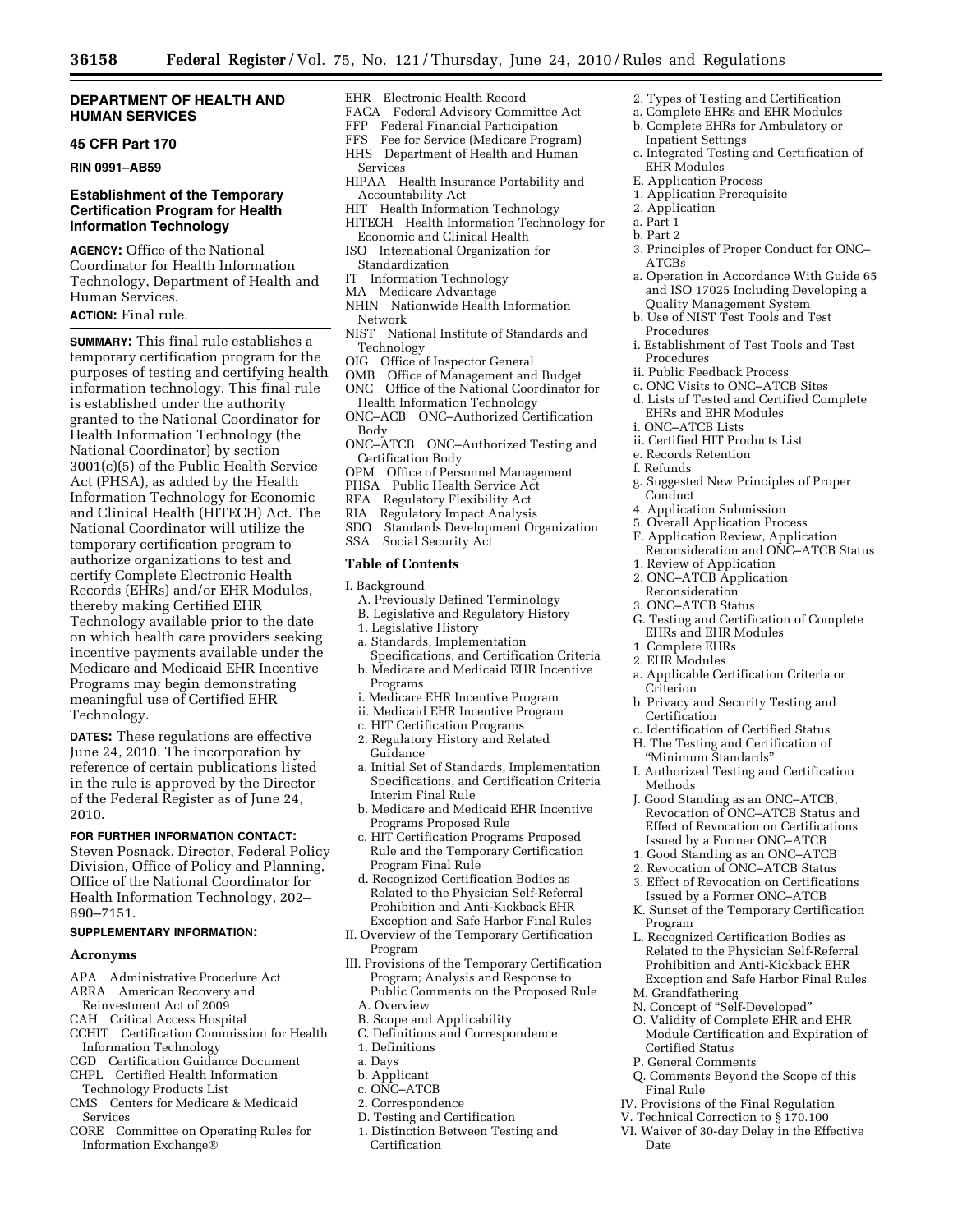**DEPARTMENT OF HEALTH AND HUMAN SERVICES**

**45 CFR Part 170**

**RIN 0991–AB59**

## Establishment of the Temporary Certification Program for Health Information Technology

**AGENCY:** Office of the National Coordinator for Health Information Technology, Department of Health and Human Services.

**ACTION:** Final rule.

**SUMMARY:** This final rule establishes a temporary certification program for the purposes of testing and certifying health information technology. This final rule is established under the authority granted to the National Coordinator for Health Information Technology (the National Coordinator) by section 3001(c)(5) of the Public Health Service Act (PHSA), as added by the Health Information Technology for Economic and Clinical Health (HITECH) Act. The National Coordinator will utilize the temporary certification program to authorize organizations to test and certify Complete Electronic Health Records (EHRs) and/or EHR Modules, thereby making Certified EHR Technology available prior to the date on which health care providers seeking incentive payments available under the Medicare and Medicaid EHR Incentive Programs may begin demonstrating meaningful use of Certified EHR Technology.

**DATES:** These regulations are effective June 24, 2010. The incorporation by reference of certain publications listed in the rule is approved by the Director of the Federal Register as of June 24, 2010.

**FOR FURTHER INFORMATION CONTACT:** Steven Posnack, Director, Federal Policy Division, Office of Policy and Planning, Office of the National Coordinator for Health Information Technology, 202–690–7151.

**SUPPLEMENTARY INFORMATION:**

### Acronyms

APA Administrative Procedure Act
ARRA American Recovery and Reinvestment Act of 2009
CAH Critical Access Hospital
CCHIT Certification Commission for Health Information Technology
CGD Certification Guidance Document
CHPL Certified Health Information Technology Products List
CMS Centers for Medicare & Medicaid Services
CORE Committee on Operating Rules for Information Exchange®
EHR Electronic Health Record
FACA Federal Advisory Committee Act
FFP Federal Financial Participation
FFS Fee for Service (Medicare Program)
HHS Department of Health and Human Services
HIPAA Health Insurance Portability and Accountability Act
HIT Health Information Technology
HITECH Health Information Technology for Economic and Clinical Health
ISO International Organization for Standardization
IT Information Technology
MA Medicare Advantage
NHIN Nationwide Health Information Network
NIST National Institute of Standards and Technology
OIG Office of Inspector General
OMB Office of Management and Budget
ONC Office of the National Coordinator for Health Information Technology
ONC–ACB ONC–Authorized Certification Body
ONC–ATCB ONC–Authorized Testing and Certification Body
OPM Office of Personnel Management
PHSA Public Health Service Act
RFA Regulatory Flexibility Act
RIA Regulatory Impact Analysis
SDO Standards Development Organization
SSA Social Security Act

### Table of Contents

I. Background
 A. Previously Defined Terminology
 B. Legislative and Regulatory History
 1. Legislative History
 a. Standards, Implementation Specifications, and Certification Criteria
 b. Medicare and Medicaid EHR Incentive Programs
 i. Medicare EHR Incentive Program
 ii. Medicaid EHR Incentive Program
 c. HIT Certification Programs
 2. Regulatory History and Related Guidance
 a. Initial Set of Standards, Implementation Specifications, and Certification Criteria Interim Final Rule
 b. Medicare and Medicaid EHR Incentive Programs Proposed Rule
 c. HIT Certification Programs Proposed Rule and the Temporary Certification Program Final Rule
 d. Recognized Certification Bodies as Related to the Physician Self-Referral Prohibition and Anti-Kickback EHR Exception and Safe Harbor Final Rules
II. Overview of the Temporary Certification Program
III. Provisions of the Temporary Certification Program; Analysis and Response to Public Comments on the Proposed Rule
 A. Overview
 B. Scope and Applicability
 C. Definitions and Correspondence
 1. Definitions
 a. Days
 b. Applicant
 c. ONC–ATCB
 2. Correspondence
 D. Testing and Certification
 1. Distinction Between Testing and Certification
 2. Types of Testing and Certification
 a. Complete EHRs and EHR Modules
 b. Complete EHRs for Ambulatory or Inpatient Settings
 c. Integrated Testing and Certification of EHR Modules
 E. Application Process
 1. Application Prerequisite
 2. Application
 a. Part 1
 b. Part 2
 3. Principles of Proper Conduct for ONC–ATCBs
 a. Operation in Accordance With Guide 65 and ISO 17025 Including Developing a Quality Management System
 b. Use of NIST Test Tools and Test Procedures
 i. Establishment of Test Tools and Test Procedures
 ii. Public Feedback Process
 c. ONC Visits to ONC–ATCB Sites
 d. Lists of Tested and Certified Complete EHRs and EHR Modules
 i. ONC–ATCB Lists
 ii. Certified HIT Products List
 e. Records Retention
 f. Refunds
 g. Suggested New Principles of Proper Conduct
 4. Application Submission
 5. Overall Application Process
 F. Application Review, Application Reconsideration and ONC–ATCB Status
 1. Review of Application
 2. ONC–ATCB Application Reconsideration
 3. ONC–ATCB Status
 G. Testing and Certification of Complete EHRs and EHR Modules
 1. Complete EHRs
 2. EHR Modules
 a. Applicable Certification Criteria or Criterion
 b. Privacy and Security Testing and Certification
 c. Identification of Certified Status
 H. The Testing and Certification of "Minimum Standards"
 I. Authorized Testing and Certification Methods
 J. Good Standing as an ONC–ATCB, Revocation of ONC–ATCB Status and Effect of Revocation on Certifications Issued by a Former ONC–ATCB
 1. Good Standing as an ONC–ATCB
 2. Revocation of ONC–ATCB Status
 3. Effect of Revocation on Certifications Issued by a Former ONC–ATCB
 K. Sunset of the Temporary Certification Program
 L. Recognized Certification Bodies as Related to the Physician Self-Referral Prohibition and Anti-Kickback EHR Exception and Safe Harbor Final Rules
 M. Grandfathering
 N. Concept of "Self-Developed"
 O. Validity of Complete EHR and EHR Module Certification and Expiration of Certified Status
 P. General Comments
 Q. Comments Beyond the Scope of this Final Rule
IV. Provisions of the Final Regulation
V. Technical Correction to § 170.100
VI. Waiver of 30-day Delay in the Effective Date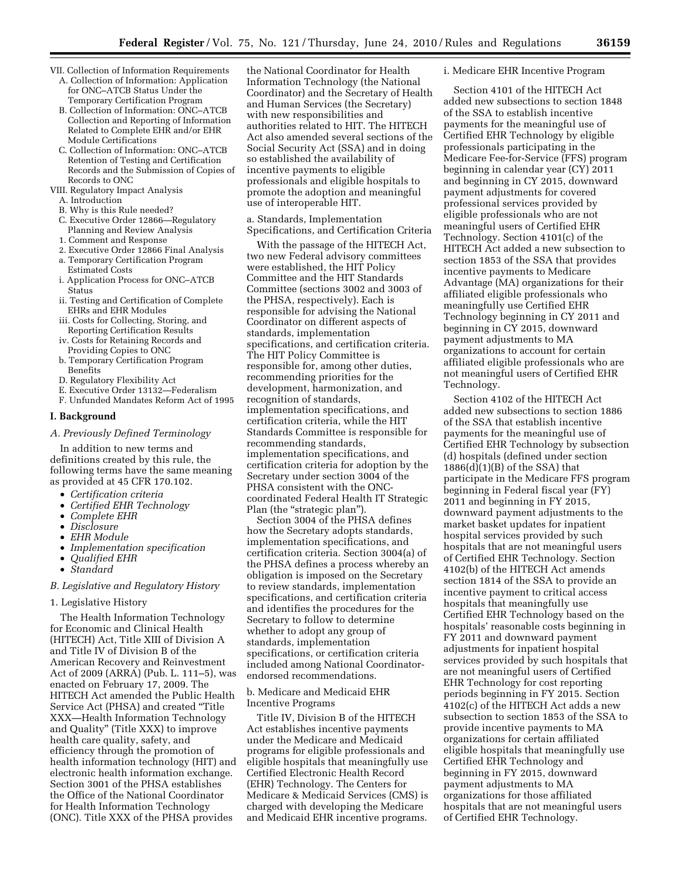- VII. Collection of Information Requirements
  - A. Collection of Information: Application for ONC–ATCB Status Under the Temporary Certification Program
  - B. Collection of Information: ONC–ATCB Collection and Reporting of Information Related to Complete EHR and/or EHR Module Certifications
  - C. Collection of Information: ONC–ATCB Retention of Testing and Certification Records and the Submission of Copies of Records to ONC
- VIII. Regulatory Impact Analysis
  - A. Introduction
  - B. Why is this Rule needed?
  - C. Executive Order 12866—Regulatory Planning and Review Analysis
  - 1. Comment and Response
  - 2. Executive Order 12866 Final Analysis
  - a. Temporary Certification Program Estimated Costs
  - i. Application Process for ONC–ATCB Status
  - ii. Testing and Certification of Complete EHRs and EHR Modules
  - iii. Costs for Collecting, Storing, and Reporting Certification Results
  - iv. Costs for Retaining Records and Providing Copies to ONC
  - b. Temporary Certification Program Benefits
  - D. Regulatory Flexibility Act
  - E. Executive Order 13132—Federalism
  - F. Unfunded Mandates Reform Act of 1995

## I. Background

### *A. Previously Defined Terminology*

In addition to new terms and definitions created by this rule, the following terms have the same meaning as provided at 45 CFR 170.102.

- *Certification criteria*
- *Certified EHR Technology*
- *Complete EHR*
- *Disclosure*
- *EHR Module*
- *Implementation specification*
- *Qualified EHR*
- *Standard*

### *B. Legislative and Regulatory History*

#### 1. Legislative History

The Health Information Technology for Economic and Clinical Health (HITECH) Act, Title XIII of Division A and Title IV of Division B of the American Recovery and Reinvestment Act of 2009 (ARRA) (Pub. L. 111–5), was enacted on February 17, 2009. The HITECH Act amended the Public Health Service Act (PHSA) and created "Title XXX—Health Information Technology and Quality" (Title XXX) to improve health care quality, safety, and efficiency through the promotion of health information technology (HIT) and electronic health information exchange. Section 3001 of the PHSA establishes the Office of the National Coordinator for Health Information Technology (ONC). Title XXX of the PHSA provides the National Coordinator for Health Information Technology (the National Coordinator) and the Secretary of Health and Human Services (the Secretary) with new responsibilities and authorities related to HIT. The HITECH Act also amended several sections of the Social Security Act (SSA) and in doing so established the availability of incentive payments to eligible professionals and eligible hospitals to promote the adoption and meaningful use of interoperable HIT.

##### a. Standards, Implementation Specifications, and Certification Criteria

With the passage of the HITECH Act, two new Federal advisory committees were established, the HIT Policy Committee and the HIT Standards Committee (sections 3002 and 3003 of the PHSA, respectively). Each is responsible for advising the National Coordinator on different aspects of standards, implementation specifications, and certification criteria. The HIT Policy Committee is responsible for, among other duties, recommending priorities for the development, harmonization, and recognition of standards, implementation specifications, and certification criteria, while the HIT Standards Committee is responsible for recommending standards, implementation specifications, and certification criteria for adoption by the Secretary under section 3004 of the PHSA consistent with the ONC-coordinated Federal Health IT Strategic Plan (the "strategic plan").

Section 3004 of the PHSA defines how the Secretary adopts standards, implementation specifications, and certification criteria. Section 3004(a) of the PHSA defines a process whereby an obligation is imposed on the Secretary to review standards, implementation specifications, and certification criteria and identifies the procedures for the Secretary to follow to determine whether to adopt any group of standards, implementation specifications, or certification criteria included among National Coordinator-endorsed recommendations.

##### b. Medicare and Medicaid EHR Incentive Programs

Title IV, Division B of the HITECH Act establishes incentive payments under the Medicare and Medicaid programs for eligible professionals and eligible hospitals that meaningfully use Certified Electronic Health Record (EHR) Technology. The Centers for Medicare & Medicaid Services (CMS) is charged with developing the Medicare and Medicaid EHR incentive programs.

###### i. Medicare EHR Incentive Program

Section 4101 of the HITECH Act added new subsections to section 1848 of the SSA to establish incentive payments for the meaningful use of Certified EHR Technology by eligible professionals participating in the Medicare Fee-for-Service (FFS) program beginning in calendar year (CY) 2011 and beginning in CY 2015, downward payment adjustments for covered professional services provided by eligible professionals who are not meaningful users of Certified EHR Technology. Section 4101(c) of the HITECH Act added a new subsection to section 1853 of the SSA that provides incentive payments to Medicare Advantage (MA) organizations for their affiliated eligible professionals who meaningfully use Certified EHR Technology beginning in CY 2011 and beginning in CY 2015, downward payment adjustments to MA organizations to account for certain affiliated eligible professionals who are not meaningful users of Certified EHR Technology.

Section 4102 of the HITECH Act added new subsections to section 1886 of the SSA that establish incentive payments for the meaningful use of Certified EHR Technology by subsection (d) hospitals (defined under section 1886(d)(1)(B) of the SSA) that participate in the Medicare FFS program beginning in Federal fiscal year (FY) 2011 and beginning in FY 2015, downward payment adjustments to the market basket updates for inpatient hospital services provided by such hospitals that are not meaningful users of Certified EHR Technology. Section 4102(b) of the HITECH Act amends section 1814 of the SSA to provide an incentive payment to critical access hospitals that meaningfully use Certified EHR Technology based on the hospitals' reasonable costs beginning in FY 2011 and downward payment adjustments for inpatient hospital services provided by such hospitals that are not meaningful users of Certified EHR Technology for cost reporting periods beginning in FY 2015. Section 4102(c) of the HITECH Act adds a new subsection to section 1853 of the SSA to provide incentive payments to MA organizations for certain affiliated eligible hospitals that meaningfully use Certified EHR Technology and beginning in FY 2015, downward payment adjustments to MA organizations for those affiliated hospitals that are not meaningful users of Certified EHR Technology.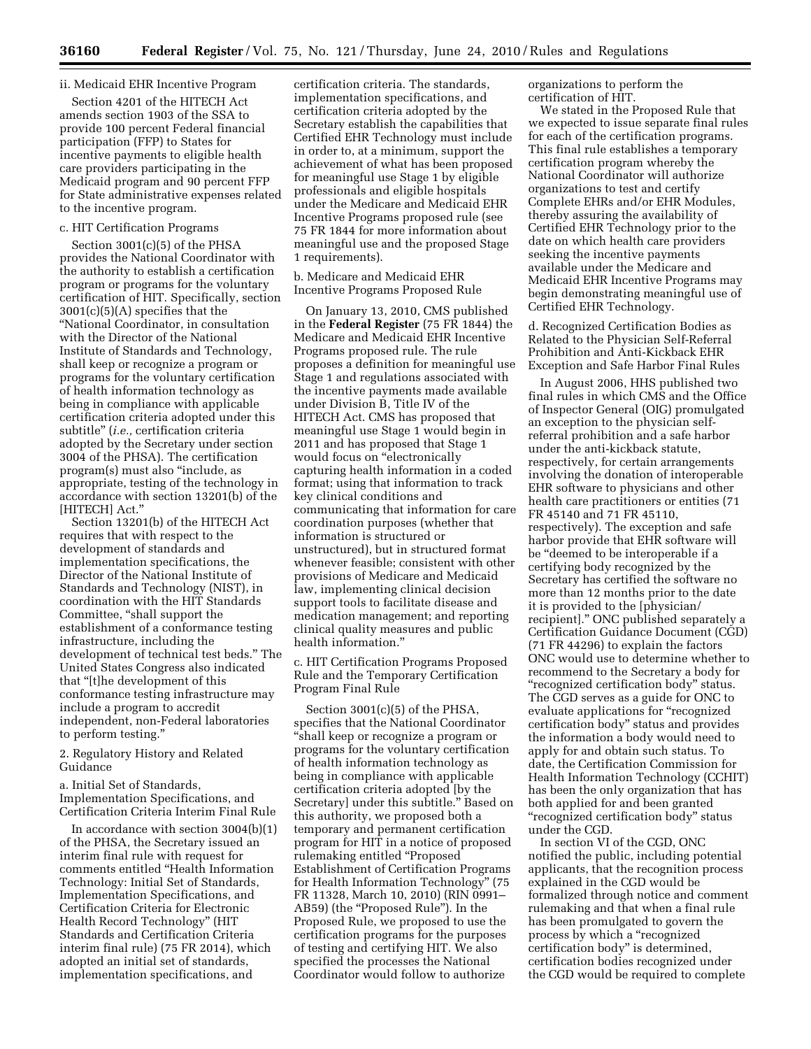ii. Medicaid EHR Incentive Program

Section 4201 of the HITECH Act amends section 1903 of the SSA to provide 100 percent Federal financial participation (FFP) to States for incentive payments to eligible health care providers participating in the Medicaid program and 90 percent FFP for State administrative expenses related to the incentive program.

c. HIT Certification Programs

Section 3001(c)(5) of the PHSA provides the National Coordinator with the authority to establish a certification program or programs for the voluntary certification of HIT. Specifically, section 3001(c)(5)(A) specifies that the "National Coordinator, in consultation with the Director of the National Institute of Standards and Technology, shall keep or recognize a program or programs for the voluntary certification of health information technology as being in compliance with applicable certification criteria adopted under this subtitle" (*i.e.,* certification criteria adopted by the Secretary under section 3004 of the PHSA). The certification program(s) must also "include, as appropriate, testing of the technology in accordance with section 13201(b) of the [HITECH] Act."

Section 13201(b) of the HITECH Act requires that with respect to the development of standards and implementation specifications, the Director of the National Institute of Standards and Technology (NIST), in coordination with the HIT Standards Committee, "shall support the establishment of a conformance testing infrastructure, including the development of technical test beds." The United States Congress also indicated that "[t]he development of this conformance testing infrastructure may include a program to accredit independent, non-Federal laboratories to perform testing."

2. Regulatory History and Related Guidance

a. Initial Set of Standards, Implementation Specifications, and Certification Criteria Interim Final Rule

In accordance with section 3004(b)(1) of the PHSA, the Secretary issued an interim final rule with request for comments entitled "Health Information Technology: Initial Set of Standards, Implementation Specifications, and Certification Criteria for Electronic Health Record Technology" (HIT Standards and Certification Criteria interim final rule) (75 FR 2014), which adopted an initial set of standards, implementation specifications, and certification criteria. The standards, implementation specifications, and certification criteria adopted by the Secretary establish the capabilities that Certified EHR Technology must include in order to, at a minimum, support the achievement of what has been proposed for meaningful use Stage 1 by eligible professionals and eligible hospitals under the Medicare and Medicaid EHR Incentive Programs proposed rule (see 75 FR 1844 for more information about meaningful use and the proposed Stage 1 requirements).

b. Medicare and Medicaid EHR Incentive Programs Proposed Rule

On January 13, 2010, CMS published in the **Federal Register** (75 FR 1844) the Medicare and Medicaid EHR Incentive Programs proposed rule. The rule proposes a definition for meaningful use Stage 1 and regulations associated with the incentive payments made available under Division B, Title IV of the HITECH Act. CMS has proposed that meaningful use Stage 1 would begin in 2011 and has proposed that Stage 1 would focus on "electronically capturing health information in a coded format; using that information to track key clinical conditions and communicating that information for care coordination purposes (whether that information is structured or unstructured), but in structured format whenever feasible; consistent with other provisions of Medicare and Medicaid law, implementing clinical decision support tools to facilitate disease and medication management; and reporting clinical quality measures and public health information."

c. HIT Certification Programs Proposed Rule and the Temporary Certification Program Final Rule

Section 3001(c)(5) of the PHSA, specifies that the National Coordinator "shall keep or recognize a program or programs for the voluntary certification of health information technology as being in compliance with applicable certification criteria adopted [by the Secretary] under this subtitle." Based on this authority, we proposed both a temporary and permanent certification program for HIT in a notice of proposed rulemaking entitled "Proposed Establishment of Certification Programs for Health Information Technology" (75 FR 11328, March 10, 2010) (RIN 0991–AB59) (the "Proposed Rule"). In the Proposed Rule, we proposed to use the certification programs for the purposes of testing and certifying HIT. We also specified the processes the National Coordinator would follow to authorize organizations to perform the certification of HIT.

We stated in the Proposed Rule that we expected to issue separate final rules for each of the certification programs. This final rule establishes a temporary certification program whereby the National Coordinator will authorize organizations to test and certify Complete EHRs and/or EHR Modules, thereby assuring the availability of Certified EHR Technology prior to the date on which health care providers seeking the incentive payments available under the Medicare and Medicaid EHR Incentive Programs may begin demonstrating meaningful use of Certified EHR Technology.

d. Recognized Certification Bodies as Related to the Physician Self-Referral Prohibition and Anti-Kickback EHR Exception and Safe Harbor Final Rules

In August 2006, HHS published two final rules in which CMS and the Office of Inspector General (OIG) promulgated an exception to the physician self-referral prohibition and a safe harbor under the anti-kickback statute, respectively, for certain arrangements involving the donation of interoperable EHR software to physicians and other health care practitioners or entities (71 FR 45140 and 71 FR 45110, respectively). The exception and safe harbor provide that EHR software will be "deemed to be interoperable if a certifying body recognized by the Secretary has certified the software no more than 12 months prior to the date it is provided to the [physician/recipient]." ONC published separately a Certification Guidance Document (CGD) (71 FR 44296) to explain the factors ONC would use to determine whether to recommend to the Secretary a body for "recognized certification body" status. The CGD serves as a guide for ONC to evaluate applications for "recognized certification body" status and provides the information a body would need to apply for and obtain such status. To date, the Certification Commission for Health Information Technology (CCHIT) has been the only organization that has both applied for and been granted "recognized certification body" status under the CGD.

In section VI of the CGD, ONC notified the public, including potential applicants, that the recognition process explained in the CGD would be formalized through notice and comment rulemaking and that when a final rule has been promulgated to govern the process by which a "recognized certification body" is determined, certification bodies recognized under the CGD would be required to complete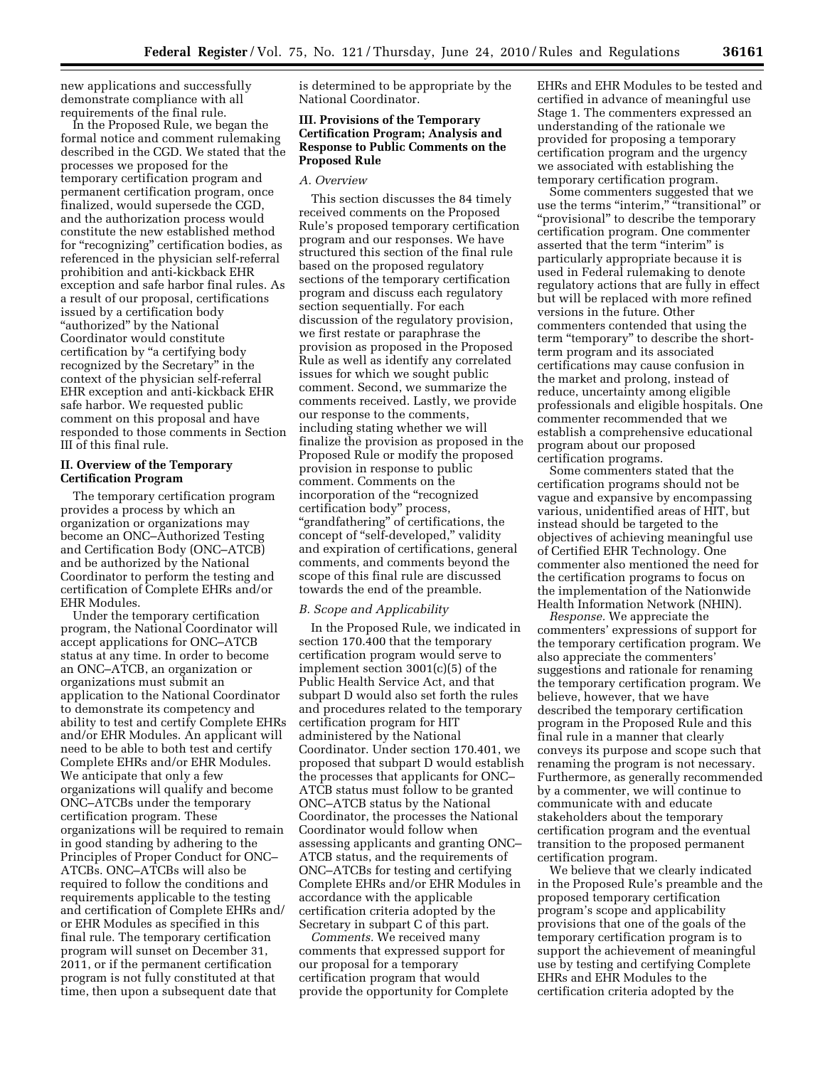new applications and successfully demonstrate compliance with all requirements of the final rule.

In the Proposed Rule, we began the formal notice and comment rulemaking described in the CGD. We stated that the processes we proposed for the temporary certification program and permanent certification program, once finalized, would supersede the CGD, and the authorization process would constitute the new established method for "recognizing" certification bodies, as referenced in the physician self-referral prohibition and anti-kickback EHR exception and safe harbor final rules. As a result of our proposal, certifications issued by a certification body "authorized" by the National Coordinator would constitute certification by "a certifying body recognized by the Secretary" in the context of the physician self-referral EHR exception and anti-kickback EHR safe harbor. We requested public comment on this proposal and have responded to those comments in Section III of this final rule.

## II. Overview of the Temporary Certification Program

The temporary certification program provides a process by which an organization or organizations may become an ONC–Authorized Testing and Certification Body (ONC–ATCB) and be authorized by the National Coordinator to perform the testing and certification of Complete EHRs and/or EHR Modules.

Under the temporary certification program, the National Coordinator will accept applications for ONC–ATCB status at any time. In order to become an ONC–ATCB, an organization or organizations must submit an application to the National Coordinator to demonstrate its competency and ability to test and certify Complete EHRs and/or EHR Modules. An applicant will need to be able to both test and certify Complete EHRs and/or EHR Modules. We anticipate that only a few organizations will qualify and become ONC–ATCBs under the temporary certification program. These organizations will be required to remain in good standing by adhering to the Principles of Proper Conduct for ONC–ATCBs. ONC–ATCBs will also be required to follow the conditions and requirements applicable to the testing and certification of Complete EHRs and/or EHR Modules as specified in this final rule. The temporary certification program will sunset on December 31, 2011, or if the permanent certification program is not fully constituted at that time, then upon a subsequent date that is determined to be appropriate by the National Coordinator.

## III. Provisions of the Temporary Certification Program; Analysis and Response to Public Comments on the Proposed Rule

### A. Overview

This section discusses the 84 timely received comments on the Proposed Rule's proposed temporary certification program and our responses. We have structured this section of the final rule based on the proposed regulatory sections of the temporary certification program and discuss each regulatory section sequentially. For each discussion of the regulatory provision, we first restate or paraphrase the provision as proposed in the Proposed Rule as well as identify any correlated issues for which we sought public comment. Second, we summarize the comments received. Lastly, we provide our response to the comments, including stating whether we will finalize the provision as proposed in the Proposed Rule or modify the proposed provision in response to public comment. Comments on the incorporation of the "recognized certification body" process, "grandfathering" of certifications, the concept of "self-developed," validity and expiration of certifications, general comments, and comments beyond the scope of this final rule are discussed towards the end of the preamble.

### B. Scope and Applicability

In the Proposed Rule, we indicated in section 170.400 that the temporary certification program would serve to implement section 3001(c)(5) of the Public Health Service Act, and that subpart D would also set forth the rules and procedures related to the temporary certification program for HIT administered by the National Coordinator. Under section 170.401, we proposed that subpart D would establish the processes that applicants for ONC–ATCB status must follow to be granted ONC–ATCB status by the National Coordinator, the processes the National Coordinator would follow when assessing applicants and granting ONC–ATCB status, and the requirements of ONC–ATCBs for testing and certifying Complete EHRs and/or EHR Modules in accordance with the applicable certification criteria adopted by the Secretary in subpart C of this part.

*Comments.* We received many comments that expressed support for our proposal for a temporary certification program that would provide the opportunity for Complete EHRs and EHR Modules to be tested and certified in advance of meaningful use Stage 1. The commenters expressed an understanding of the rationale we provided for proposing a temporary certification program and the urgency we associated with establishing the temporary certification program.

Some commenters suggested that we use the terms "interim," "transitional" or "provisional" to describe the temporary certification program. One commenter asserted that the term "interim" is particularly appropriate because it is used in Federal rulemaking to denote regulatory actions that are fully in effect but will be replaced with more refined versions in the future. Other commenters contended that using the term "temporary" to describe the short-term program and its associated certifications may cause confusion in the market and prolong, instead of reduce, uncertainty among eligible professionals and eligible hospitals. One commenter recommended that we establish a comprehensive educational program about our proposed certification programs.

Some commenters stated that the certification programs should not be vague and expansive by encompassing various, unidentified areas of HIT, but instead should be targeted to the objectives of achieving meaningful use of Certified EHR Technology. One commenter also mentioned the need for the certification programs to focus on the implementation of the Nationwide Health Information Network (NHIN).

*Response.* We appreciate the commenters' expressions of support for the temporary certification program. We also appreciate the commenters' suggestions and rationale for renaming the temporary certification program. We believe, however, that we have described the temporary certification program in the Proposed Rule and this final rule in a manner that clearly conveys its purpose and scope such that renaming the program is not necessary. Furthermore, as generally recommended by a commenter, we will continue to communicate with and educate stakeholders about the temporary certification program and the eventual transition to the proposed permanent certification program.

We believe that we clearly indicated in the Proposed Rule's preamble and the proposed temporary certification program's scope and applicability provisions that one of the goals of the temporary certification program is to support the achievement of meaningful use by testing and certifying Complete EHRs and EHR Modules to the certification criteria adopted by the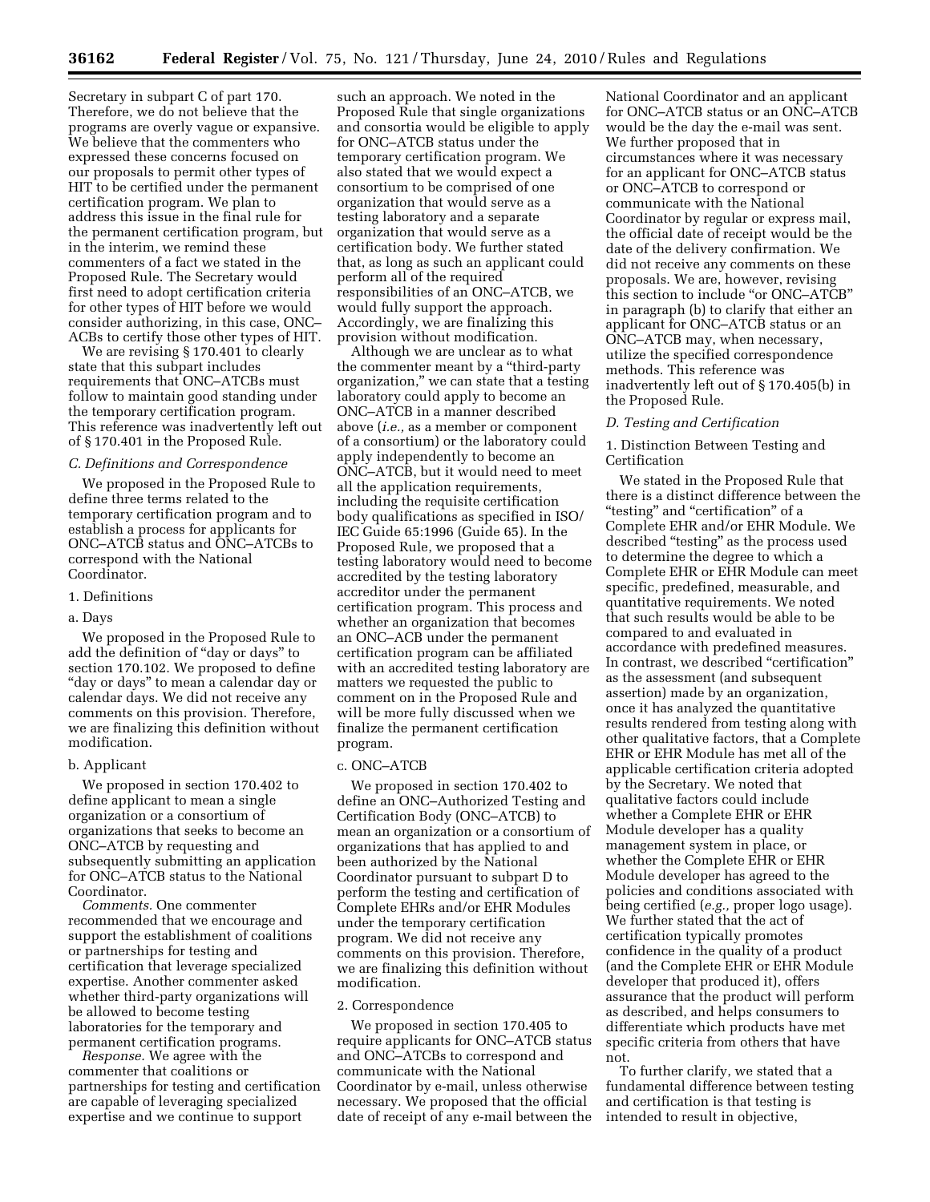Secretary in subpart C of part 170. Therefore, we do not believe that the programs are overly vague or expansive. We believe that the commenters who expressed these concerns focused on our proposals to permit other types of HIT to be certified under the permanent certification program. We plan to address this issue in the final rule for the permanent certification program, but in the interim, we remind these commenters of a fact we stated in the Proposed Rule. The Secretary would first need to adopt certification criteria for other types of HIT before we would consider authorizing, in this case, ONC–ACBs to certify those other types of HIT.

We are revising § 170.401 to clearly state that this subpart includes requirements that ONC–ATCBs must follow to maintain good standing under the temporary certification program. This reference was inadvertently left out of § 170.401 in the Proposed Rule.

### C. Definitions and Correspondence

We proposed in the Proposed Rule to define three terms related to the temporary certification program and to establish a process for applicants for ONC–ATCB status and ONC–ATCBs to correspond with the National Coordinator.

#### 1. Definitions

##### a. Days

We proposed in the Proposed Rule to add the definition of "day or days" to section 170.102. We proposed to define "day or days" to mean a calendar day or calendar days. We did not receive any comments on this provision. Therefore, we are finalizing this definition without modification.

##### b. Applicant

We proposed in section 170.402 to define applicant to mean a single organization or a consortium of organizations that seeks to become an ONC–ATCB by requesting and subsequently submitting an application for ONC–ATCB status to the National Coordinator.

*Comments.* One commenter recommended that we encourage and support the establishment of coalitions or partnerships for testing and certification that leverage specialized expertise. Another commenter asked whether third-party organizations will be allowed to become testing laboratories for the temporary and permanent certification programs.

*Response.* We agree with the commenter that coalitions or partnerships for testing and certification are capable of leveraging specialized expertise and we continue to support such an approach. We noted in the Proposed Rule that single organizations and consortia would be eligible to apply for ONC–ATCB status under the temporary certification program. We also stated that we would expect a consortium to be comprised of one organization that would serve as a testing laboratory and a separate organization that would serve as a certification body. We further stated that, as long as such an applicant could perform all of the required responsibilities of an ONC–ATCB, we would fully support the approach. Accordingly, we are finalizing this provision without modification.

Although we are unclear as to what the commenter meant by a "third-party organization," we can state that a testing laboratory could apply to become an ONC–ATCB in a manner described above (*i.e.,* as a member or component of a consortium) or the laboratory could apply independently to become an ONC–ATCB, but it would need to meet all the application requirements, including the requisite certification body qualifications as specified in ISO/IEC Guide 65:1996 (Guide 65). In the Proposed Rule, we proposed that a testing laboratory would need to become accredited by the testing laboratory accreditor under the permanent certification program. This process and whether an organization that becomes an ONC–ACB under the permanent certification program can be affiliated with an accredited testing laboratory are matters we requested the public to comment on in the Proposed Rule and will be more fully discussed when we finalize the permanent certification program.

##### c. ONC–ATCB

We proposed in section 170.402 to define an ONC–Authorized Testing and Certification Body (ONC–ATCB) to mean an organization or a consortium of organizations that has applied to and been authorized by the National Coordinator pursuant to subpart D to perform the testing and certification of Complete EHRs and/or EHR Modules under the temporary certification program. We did not receive any comments on this provision. Therefore, we are finalizing this definition without modification.

#### 2. Correspondence

We proposed in section 170.405 to require applicants for ONC–ATCB status and ONC–ATCBs to correspond and communicate with the National Coordinator by e-mail, unless otherwise necessary. We proposed that the official date of receipt of any e-mail between the National Coordinator and an applicant for ONC–ATCB status or an ONC–ATCB would be the day the e-mail was sent. We further proposed that in circumstances where it was necessary for an applicant for ONC–ATCB status or ONC–ATCB to correspond or communicate with the National Coordinator by regular or express mail, the official date of receipt would be the date of the delivery confirmation. We did not receive any comments on these proposals. We are, however, revising this section to include "or ONC–ATCB" in paragraph (b) to clarify that either an applicant for ONC–ATCB status or an ONC–ATCB may, when necessary, utilize the specified correspondence methods. This reference was inadvertently left out of § 170.405(b) in the Proposed Rule.

### D. Testing and Certification

#### 1. Distinction Between Testing and Certification

We stated in the Proposed Rule that there is a distinct difference between the "testing" and "certification" of a Complete EHR and/or EHR Module. We described "testing" as the process used to determine the degree to which a Complete EHR or EHR Module can meet specific, predefined, measurable, and quantitative requirements. We noted that such results would be able to be compared to and evaluated in accordance with predefined measures. In contrast, we described "certification" as the assessment (and subsequent assertion) made by an organization, once it has analyzed the quantitative results rendered from testing along with other qualitative factors, that a Complete EHR or EHR Module has met all of the applicable certification criteria adopted by the Secretary. We noted that qualitative factors could include whether a Complete EHR or EHR Module developer has a quality management system in place, or whether the Complete EHR or EHR Module developer has agreed to the policies and conditions associated with being certified (*e.g.,* proper logo usage). We further stated that the act of certification typically promotes confidence in the quality of a product (and the Complete EHR or EHR Module developer that produced it), offers assurance that the product will perform as described, and helps consumers to differentiate which products have met specific criteria from others that have not.

To further clarify, we stated that a fundamental difference between testing and certification is that testing is intended to result in objective,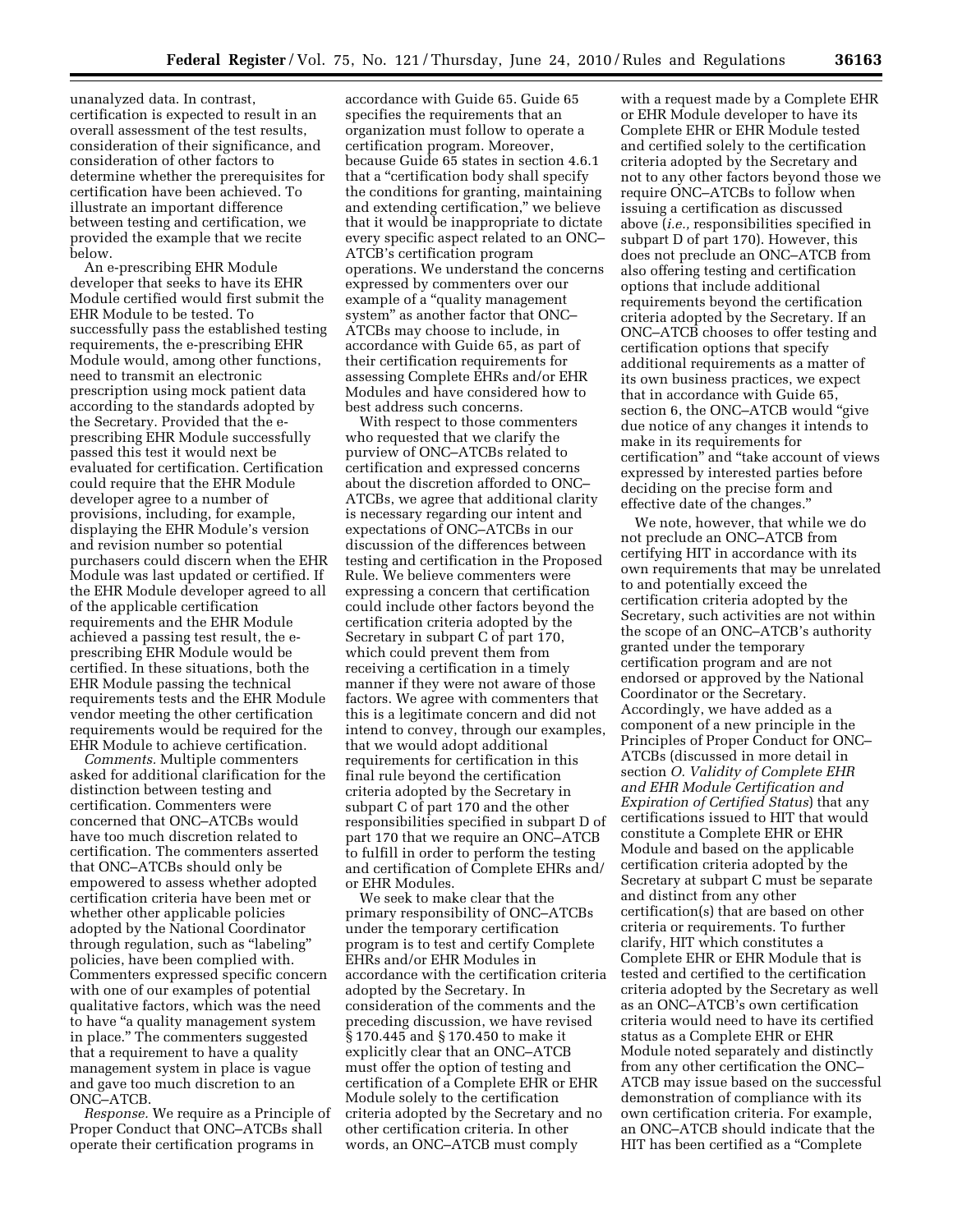unanalyzed data. In contrast, certification is expected to result in an overall assessment of the test results, consideration of their significance, and consideration of other factors to determine whether the prerequisites for certification have been achieved. To illustrate an important difference between testing and certification, we provided the example that we recite below.

An e-prescribing EHR Module developer that seeks to have its EHR Module certified would first submit the EHR Module to be tested. To successfully pass the established testing requirements, the e-prescribing EHR Module would, among other functions, need to transmit an electronic prescription using mock patient data according to the standards adopted by the Secretary. Provided that the e-prescribing EHR Module successfully passed this test it would next be evaluated for certification. Certification could require that the EHR Module developer agree to a number of provisions, including, for example, displaying the EHR Module's version and revision number so potential purchasers could discern when the EHR Module was last updated or certified. If the EHR Module developer agreed to all of the applicable certification requirements and the EHR Module achieved a passing test result, the e-prescribing EHR Module would be certified. In these situations, both the EHR Module passing the technical requirements tests and the EHR Module vendor meeting the other certification requirements would be required for the EHR Module to achieve certification.

*Comments.* Multiple commenters asked for additional clarification for the distinction between testing and certification. Commenters were concerned that ONC–ATCBs would have too much discretion related to certification. The commenters asserted that ONC–ATCBs should only be empowered to assess whether adopted certification criteria have been met or whether other applicable policies adopted by the National Coordinator through regulation, such as "labeling" policies, have been complied with. Commenters expressed specific concern with one of our examples of potential qualitative factors, which was the need to have "a quality management system in place." The commenters suggested that a requirement to have a quality management system in place is vague and gave too much discretion to an ONC–ATCB.

*Response.* We require as a Principle of Proper Conduct that ONC–ATCBs shall operate their certification programs in accordance with Guide 65. Guide 65 specifies the requirements that an organization must follow to operate a certification program. Moreover, because Guide 65 states in section 4.6.1 that a "certification body shall specify the conditions for granting, maintaining and extending certification," we believe that it would be inappropriate to dictate every specific aspect related to an ONC–ATCB's certification program operations. We understand the concerns expressed by commenters over our example of a "quality management system" as another factor that ONC–ATCBs may choose to include, in accordance with Guide 65, as part of their certification requirements for assessing Complete EHRs and/or EHR Modules and have considered how to best address such concerns.

With respect to those commenters who requested that we clarify the purview of ONC–ATCBs related to certification and expressed concerns about the discretion afforded to ONC–ATCBs, we agree that additional clarity is necessary regarding our intent and expectations of ONC–ATCBs in our discussion of the differences between testing and certification in the Proposed Rule. We believe commenters were expressing a concern that certification could include other factors beyond the certification criteria adopted by the Secretary in subpart C of part 170, which could prevent them from receiving a certification in a timely manner if they were not aware of those factors. We agree with commenters that this is a legitimate concern and did not intend to convey, through our examples, that we would adopt additional requirements for certification in this final rule beyond the certification criteria adopted by the Secretary in subpart C of part 170 and the other responsibilities specified in subpart D of part 170 that we require an ONC–ATCB to fulfill in order to perform the testing and certification of Complete EHRs and/or EHR Modules.

We seek to make clear that the primary responsibility of ONC–ATCBs under the temporary certification program is to test and certify Complete EHRs and/or EHR Modules in accordance with the certification criteria adopted by the Secretary. In consideration of the comments and the preceding discussion, we have revised § 170.445 and § 170.450 to make it explicitly clear that an ONC–ATCB must offer the option of testing and certification of a Complete EHR or EHR Module solely to the certification criteria adopted by the Secretary and no other certification criteria. In other words, an ONC–ATCB must comply with a request made by a Complete EHR or EHR Module developer to have its Complete EHR or EHR Module tested and certified solely to the certification criteria adopted by the Secretary and not to any other factors beyond those we require ONC–ATCBs to follow when issuing a certification as discussed above (*i.e.,* responsibilities specified in subpart D of part 170). However, this does not preclude an ONC–ATCB from also offering testing and certification options that include additional requirements beyond the certification criteria adopted by the Secretary. If an ONC–ATCB chooses to offer testing and certification options that specify additional requirements as a matter of its own business practices, we expect that in accordance with Guide 65, section 6, the ONC–ATCB would "give due notice of any changes it intends to make in its requirements for certification" and "take account of views expressed by interested parties before deciding on the precise form and effective date of the changes."

We note, however, that while we do not preclude an ONC–ATCB from certifying HIT in accordance with its own requirements that may be unrelated to and potentially exceed the certification criteria adopted by the Secretary, such activities are not within the scope of an ONC–ATCB's authority granted under the temporary certification program and are not endorsed or approved by the National Coordinator or the Secretary. Accordingly, we have added as a component of a new principle in the Principles of Proper Conduct for ONC–ATCBs (discussed in more detail in section *O. Validity of Complete EHR and EHR Module Certification and Expiration of Certified Status*) that any certifications issued to HIT that would constitute a Complete EHR or EHR Module and based on the applicable certification criteria adopted by the Secretary at subpart C must be separate and distinct from any other certification(s) that are based on other criteria or requirements. To further clarify, HIT which constitutes a Complete EHR or EHR Module that is tested and certified to the certification criteria adopted by the Secretary as well as an ONC–ATCB's own certification criteria would need to have its certified status as a Complete EHR or EHR Module noted separately and distinctly from any other certification the ONC–ATCB may issue based on the successful demonstration of compliance with its own certification criteria. For example, an ONC–ATCB should indicate that the HIT has been certified as a "Complete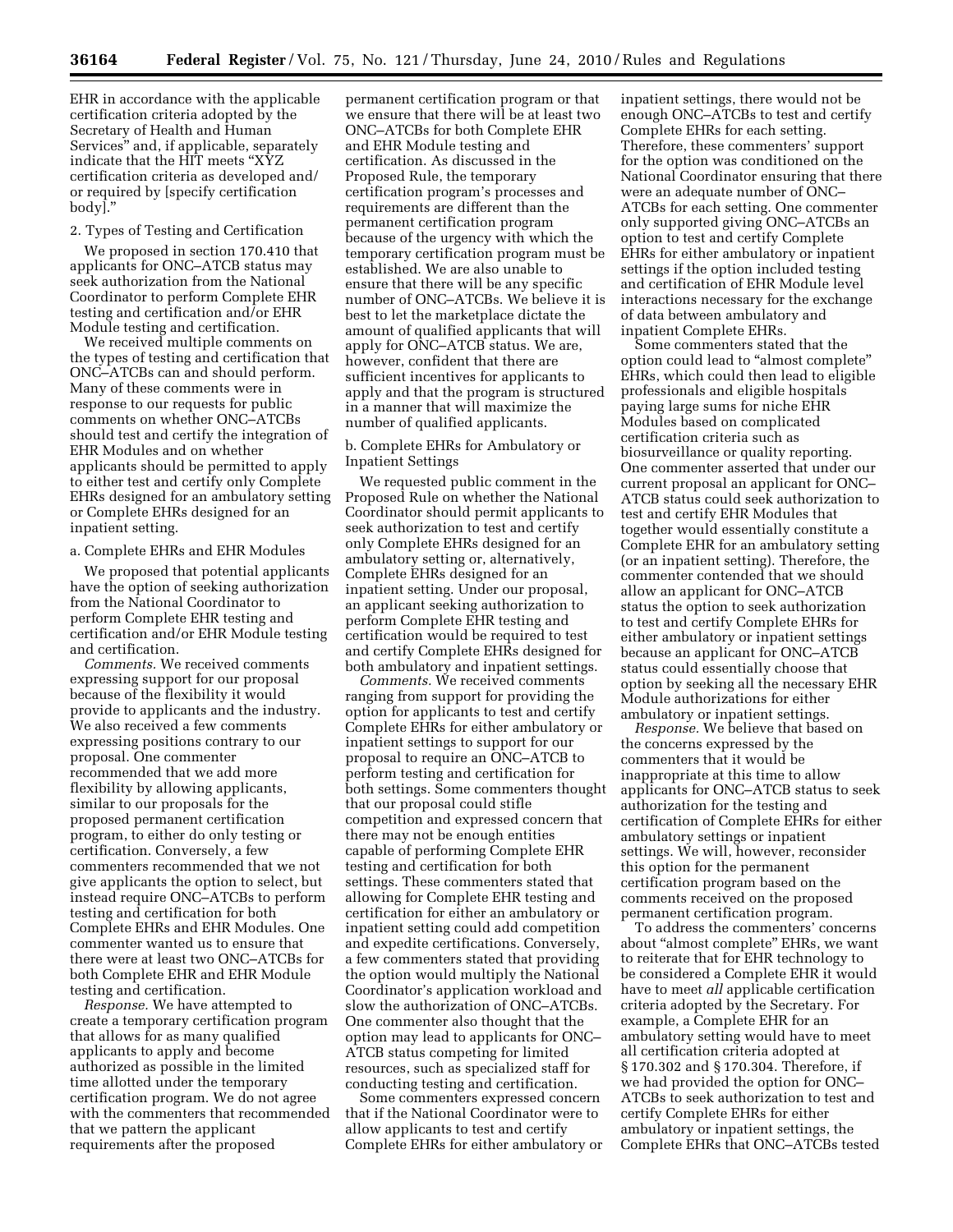EHR in accordance with the applicable certification criteria adopted by the Secretary of Health and Human Services" and, if applicable, separately indicate that the HIT meets "XYZ certification criteria as developed and/or required by [specify certification body]."

2. Types of Testing and Certification

We proposed in section 170.410 that applicants for ONC–ATCB status may seek authorization from the National Coordinator to perform Complete EHR testing and certification and/or EHR Module testing and certification.

We received multiple comments on the types of testing and certification that ONC–ATCBs can and should perform. Many of these comments were in response to our requests for public comments on whether ONC–ATCBs should test and certify the integration of EHR Modules and on whether applicants should be permitted to apply to either test and certify only Complete EHRs designed for an ambulatory setting or Complete EHRs designed for an inpatient setting.

a. Complete EHRs and EHR Modules

We proposed that potential applicants have the option of seeking authorization from the National Coordinator to perform Complete EHR testing and certification and/or EHR Module testing and certification.

*Comments.* We received comments expressing support for our proposal because of the flexibility it would provide to applicants and the industry. We also received a few comments expressing positions contrary to our proposal. One commenter recommended that we add more flexibility by allowing applicants, similar to our proposals for the proposed permanent certification program, to either do only testing or certification. Conversely, a few commenters recommended that we not give applicants the option to select, but instead require ONC–ATCBs to perform testing and certification for both Complete EHRs and EHR Modules. One commenter wanted us to ensure that there were at least two ONC–ATCBs for both Complete EHR and EHR Module testing and certification.

*Response.* We have attempted to create a temporary certification program that allows for as many qualified applicants to apply and become authorized as possible in the limited time allotted under the temporary certification program. We do not agree with the commenters that recommended that we pattern the applicant requirements after the proposed permanent certification program or that we ensure that there will be at least two ONC–ATCBs for both Complete EHR and EHR Module testing and certification. As discussed in the Proposed Rule, the temporary certification program's processes and requirements are different than the permanent certification program because of the urgency with which the temporary certification program must be established. We are also unable to ensure that there will be any specific number of ONC–ATCBs. We believe it is best to let the marketplace dictate the amount of qualified applicants that will apply for ONC–ATCB status. We are, however, confident that there are sufficient incentives for applicants to apply and that the program is structured in a manner that will maximize the number of qualified applicants.

b. Complete EHRs for Ambulatory or Inpatient Settings

We requested public comment in the Proposed Rule on whether the National Coordinator should permit applicants to seek authorization to test and certify only Complete EHRs designed for an ambulatory setting or, alternatively, Complete EHRs designed for an inpatient setting. Under our proposal, an applicant seeking authorization to perform Complete EHR testing and certification would be required to test and certify Complete EHRs designed for both ambulatory and inpatient settings.

*Comments.* We received comments ranging from support for providing the option for applicants to test and certify Complete EHRs for either ambulatory or inpatient settings to support for our proposal to require an ONC–ATCB to perform testing and certification for both settings. Some commenters thought that our proposal could stifle competition and expressed concern that there may not be enough entities capable of performing Complete EHR testing and certification for both settings. These commenters stated that allowing for Complete EHR testing and certification for either an ambulatory or inpatient setting could add competition and expedite certifications. Conversely, a few commenters stated that providing the option would multiply the National Coordinator's application workload and slow the authorization of ONC–ATCBs. One commenter also thought that the option may lead to applicants for ONC–ATCB status competing for limited resources, such as specialized staff for conducting testing and certification.

Some commenters expressed concern that if the National Coordinator were to allow applicants to test and certify Complete EHRs for either ambulatory or inpatient settings, there would not be enough ONC–ATCBs to test and certify Complete EHRs for each setting. Therefore, these commenters' support for the option was conditioned on the National Coordinator ensuring that there were an adequate number of ONC–ATCBs for each setting. One commenter only supported giving ONC–ATCBs an option to test and certify Complete EHRs for either ambulatory or inpatient settings if the option included testing and certification of EHR Module level interactions necessary for the exchange of data between ambulatory and inpatient Complete EHRs.

Some commenters stated that the option could lead to "almost complete" EHRs, which could then lead to eligible professionals and eligible hospitals paying large sums for niche EHR Modules based on complicated certification criteria such as biosurveillance or quality reporting. One commenter asserted that under our current proposal an applicant for ONC–ATCB status could seek authorization to test and certify EHR Modules that together would essentially constitute a Complete EHR for an ambulatory setting (or an inpatient setting). Therefore, the commenter contended that we should allow an applicant for ONC–ATCB status the option to seek authorization to test and certify Complete EHRs for either ambulatory or inpatient settings because an applicant for ONC–ATCB status could essentially choose that option by seeking all the necessary EHR Module authorizations for either ambulatory or inpatient settings.

*Response.* We believe that based on the concerns expressed by the commenters that it would be inappropriate at this time to allow applicants for ONC–ATCB status to seek authorization for the testing and certification of Complete EHRs for either ambulatory settings or inpatient settings. We will, however, reconsider this option for the permanent certification program based on the comments received on the proposed permanent certification program.

To address the commenters' concerns about "almost complete" EHRs, we want to reiterate that for EHR technology to be considered a Complete EHR it would have to meet *all* applicable certification criteria adopted by the Secretary. For example, a Complete EHR for an ambulatory setting would have to meet all certification criteria adopted at § 170.302 and § 170.304. Therefore, if we had provided the option for ONC–ATCBs to seek authorization to test and certify Complete EHRs for either ambulatory or inpatient settings, the Complete EHRs that ONC–ATCBs tested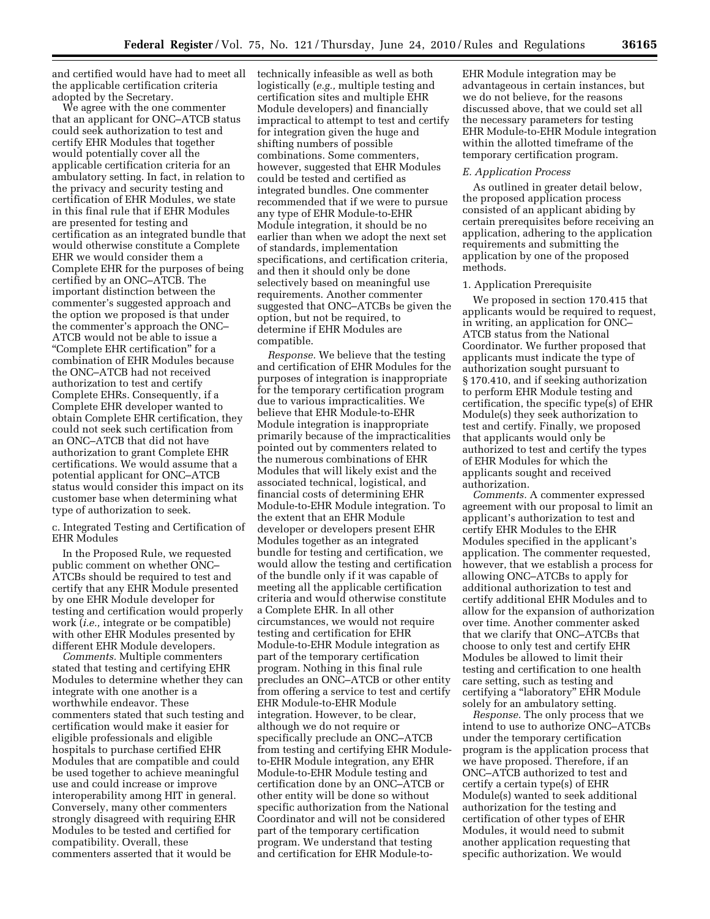and certified would have had to meet all the applicable certification criteria adopted by the Secretary.

We agree with the one commenter that an applicant for ONC–ATCB status could seek authorization to test and certify EHR Modules that together would potentially cover all the applicable certification criteria for an ambulatory setting. In fact, in relation to the privacy and security testing and certification of EHR Modules, we state in this final rule that if EHR Modules are presented for testing and certification as an integrated bundle that would otherwise constitute a Complete EHR we would consider them a Complete EHR for the purposes of being certified by an ONC–ATCB. The important distinction between the commenter's suggested approach and the option we proposed is that under the commenter's approach the ONC–ATCB would not be able to issue a "Complete EHR certification" for a combination of EHR Modules because the ONC–ATCB had not received authorization to test and certify Complete EHRs. Consequently, if a Complete EHR developer wanted to obtain Complete EHR certification, they could not seek such certification from an ONC–ATCB that did not have authorization to grant Complete EHR certifications. We would assume that a potential applicant for ONC–ATCB status would consider this impact on its customer base when determining what type of authorization to seek.

c. Integrated Testing and Certification of EHR Modules

In the Proposed Rule, we requested public comment on whether ONC–ATCBs should be required to test and certify that any EHR Module presented by one EHR Module developer for testing and certification would properly work (*i.e.,* integrate or be compatible) with other EHR Modules presented by different EHR Module developers.

*Comments.* Multiple commenters stated that testing and certifying EHR Modules to determine whether they can integrate with one another is a worthwhile endeavor. These commenters stated that such testing and certification would make it easier for eligible professionals and eligible hospitals to purchase certified EHR Modules that are compatible and could be used together to achieve meaningful use and could increase or improve interoperability among HIT in general. Conversely, many other commenters strongly disagreed with requiring EHR Modules to be tested and certified for compatibility. Overall, these commenters asserted that it would be technically infeasible as well as both logistically (*e.g.,* multiple testing and certification sites and multiple EHR Module developers) and financially impractical to attempt to test and certify for integration given the huge and shifting numbers of possible combinations. Some commenters, however, suggested that EHR Modules could be tested and certified as integrated bundles. One commenter recommended that if we were to pursue any type of EHR Module-to-EHR Module integration, it should be no earlier than when we adopt the next set of standards, implementation specifications, and certification criteria, and then it should only be done selectively based on meaningful use requirements. Another commenter suggested that ONC–ATCBs be given the option, but not be required, to determine if EHR Modules are compatible.

*Response.* We believe that the testing and certification of EHR Modules for the purposes of integration is inappropriate for the temporary certification program due to various impracticalities. We believe that EHR Module-to-EHR Module integration is inappropriate primarily because of the impracticalities pointed out by commenters related to the numerous combinations of EHR Modules that will likely exist and the associated technical, logistical, and financial costs of determining EHR Module-to-EHR Module integration. To the extent that an EHR Module developer or developers present EHR Modules together as an integrated bundle for testing and certification, we would allow the testing and certification of the bundle only if it was capable of meeting all the applicable certification criteria and would otherwise constitute a Complete EHR. In all other circumstances, we would not require testing and certification for EHR Module-to-EHR Module integration as part of the temporary certification program. Nothing in this final rule precludes an ONC–ATCB or other entity from offering a service to test and certify EHR Module-to-EHR Module integration. However, to be clear, although we do not require or specifically preclude an ONC–ATCB from testing and certifying EHR Module-to-EHR Module integration, any EHR Module-to-EHR Module testing and certification done by an ONC–ATCB or other entity will be done so without specific authorization from the National Coordinator and will not be considered part of the temporary certification program. We understand that testing and certification for EHR Module-to-EHR Module integration may be advantageous in certain instances, but we do not believe, for the reasons discussed above, that we could set all the necessary parameters for testing EHR Module-to-EHR Module integration within the allotted timeframe of the temporary certification program.

*E. Application Process*

As outlined in greater detail below, the proposed application process consisted of an applicant abiding by certain prerequisites before receiving an application, adhering to the application requirements and submitting the application by one of the proposed methods.

1. Application Prerequisite

We proposed in section 170.415 that applicants would be required to request, in writing, an application for ONC–ATCB status from the National Coordinator. We further proposed that applicants must indicate the type of authorization sought pursuant to § 170.410, and if seeking authorization to perform EHR Module testing and certification, the specific type(s) of EHR Module(s) they seek authorization to test and certify. Finally, we proposed that applicants would only be authorized to test and certify the types of EHR Modules for which the applicants sought and received authorization.

*Comments.* A commenter expressed agreement with our proposal to limit an applicant's authorization to test and certify EHR Modules to the EHR Modules specified in the applicant's application. The commenter requested, however, that we establish a process for allowing ONC–ATCBs to apply for additional authorization to test and certify additional EHR Modules and to allow for the expansion of authorization over time. Another commenter asked that we clarify that ONC–ATCBs that choose to only test and certify EHR Modules be allowed to limit their testing and certification to one health care setting, such as testing and certifying a "laboratory" EHR Module solely for an ambulatory setting.

*Response.* The only process that we intend to use to authorize ONC–ATCBs under the temporary certification program is the application process that we have proposed. Therefore, if an ONC–ATCB authorized to test and certify a certain type(s) of EHR Module(s) wanted to seek additional authorization for the testing and certification of other types of EHR Modules, it would need to submit another application requesting that specific authorization. We would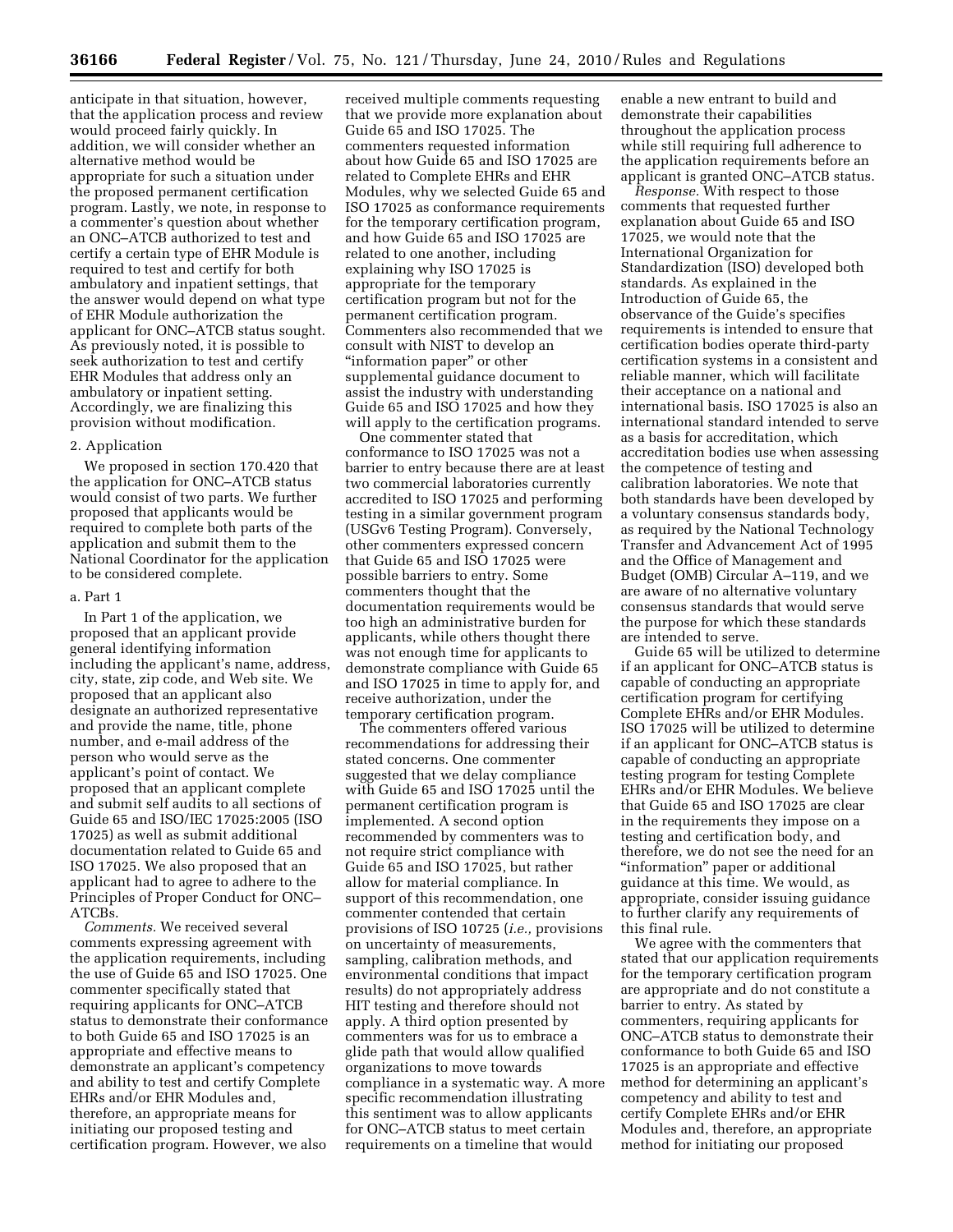anticipate in that situation, however, that the application process and review would proceed fairly quickly. In addition, we will consider whether an alternative method would be appropriate for such a situation under the proposed permanent certification program. Lastly, we note, in response to a commenter's question about whether an ONC–ATCB authorized to test and certify a certain type of EHR Module is required to test and certify for both ambulatory and inpatient settings, that the answer would depend on what type of EHR Module authorization the applicant for ONC–ATCB status sought. As previously noted, it is possible to seek authorization to test and certify EHR Modules that address only an ambulatory or inpatient setting. Accordingly, we are finalizing this provision without modification.

2. Application

We proposed in section 170.420 that the application for ONC–ATCB status would consist of two parts. We further proposed that applicants would be required to complete both parts of the application and submit them to the National Coordinator for the application to be considered complete.

a. Part 1

In Part 1 of the application, we proposed that an applicant provide general identifying information including the applicant's name, address, city, state, zip code, and Web site. We proposed that an applicant also designate an authorized representative and provide the name, title, phone number, and e-mail address of the person who would serve as the applicant's point of contact. We proposed that an applicant complete and submit self audits to all sections of Guide 65 and ISO/IEC 17025:2005 (ISO 17025) as well as submit additional documentation related to Guide 65 and ISO 17025. We also proposed that an applicant had to agree to adhere to the Principles of Proper Conduct for ONC–ATCBs.

*Comments.* We received several comments expressing agreement with the application requirements, including the use of Guide 65 and ISO 17025. One commenter specifically stated that requiring applicants for ONC–ATCB status to demonstrate their conformance to both Guide 65 and ISO 17025 is an appropriate and effective means to demonstrate an applicant's competency and ability to test and certify Complete EHRs and/or EHR Modules and, therefore, an appropriate means for initiating our proposed testing and certification program. However, we also received multiple comments requesting that we provide more explanation about Guide 65 and ISO 17025. The commenters requested information about how Guide 65 and ISO 17025 are related to Complete EHRs and EHR Modules, why we selected Guide 65 and ISO 17025 as conformance requirements for the temporary certification program, and how Guide 65 and ISO 17025 are related to one another, including explaining why ISO 17025 is appropriate for the temporary certification program but not for the permanent certification program. Commenters also recommended that we consult with NIST to develop an "information paper" or other supplemental guidance document to assist the industry with understanding Guide 65 and ISO 17025 and how they will apply to the certification programs.

One commenter stated that conformance to ISO 17025 was not a barrier to entry because there are at least two commercial laboratories currently accredited to ISO 17025 and performing testing in a similar government program (USGv6 Testing Program). Conversely, other commenters expressed concern that Guide 65 and ISO 17025 were possible barriers to entry. Some commenters thought that the documentation requirements would be too high an administrative burden for applicants, while others thought there was not enough time for applicants to demonstrate compliance with Guide 65 and ISO 17025 in time to apply for, and receive authorization, under the temporary certification program.

The commenters offered various recommendations for addressing their stated concerns. One commenter suggested that we delay compliance with Guide 65 and ISO 17025 until the permanent certification program is implemented. A second option recommended by commenters was to not require strict compliance with Guide 65 and ISO 17025, but rather allow for material compliance. In support of this recommendation, one commenter contended that certain provisions of ISO 10725 (*i.e.,* provisions on uncertainty of measurements, sampling, calibration methods, and environmental conditions that impact results) do not appropriately address HIT testing and therefore should not apply. A third option presented by commenters was for us to embrace a glide path that would allow qualified organizations to move towards compliance in a systematic way. A more specific recommendation illustrating this sentiment was to allow applicants for ONC–ATCB status to meet certain requirements on a timeline that would enable a new entrant to build and demonstrate their capabilities throughout the application process while still requiring full adherence to the application requirements before an applicant is granted ONC–ATCB status.

*Response.* With respect to those comments that requested further explanation about Guide 65 and ISO 17025, we would note that the International Organization for Standardization (ISO) developed both standards. As explained in the Introduction of Guide 65, the observance of the Guide's specifies requirements is intended to ensure that certification bodies operate third-party certification systems in a consistent and reliable manner, which will facilitate their acceptance on a national and international basis. ISO 17025 is also an international standard intended to serve as a basis for accreditation, which accreditation bodies use when assessing the competence of testing and calibration laboratories. We note that both standards have been developed by a voluntary consensus standards body, as required by the National Technology Transfer and Advancement Act of 1995 and the Office of Management and Budget (OMB) Circular A–119, and we are aware of no alternative voluntary consensus standards that would serve the purpose for which these standards are intended to serve.

Guide 65 will be utilized to determine if an applicant for ONC–ATCB status is capable of conducting an appropriate certification program for certifying Complete EHRs and/or EHR Modules. ISO 17025 will be utilized to determine if an applicant for ONC–ATCB status is capable of conducting an appropriate testing program for testing Complete EHRs and/or EHR Modules. We believe that Guide 65 and ISO 17025 are clear in the requirements they impose on a testing and certification body, and therefore, we do not see the need for an "information" paper or additional guidance at this time. We would, as appropriate, consider issuing guidance to further clarify any requirements of this final rule.

We agree with the commenters that stated that our application requirements for the temporary certification program are appropriate and do not constitute a barrier to entry. As stated by commenters, requiring applicants for ONC–ATCB status to demonstrate their conformance to both Guide 65 and ISO 17025 is an appropriate and effective method for determining an applicant's competency and ability to test and certify Complete EHRs and/or EHR Modules and, therefore, an appropriate method for initiating our proposed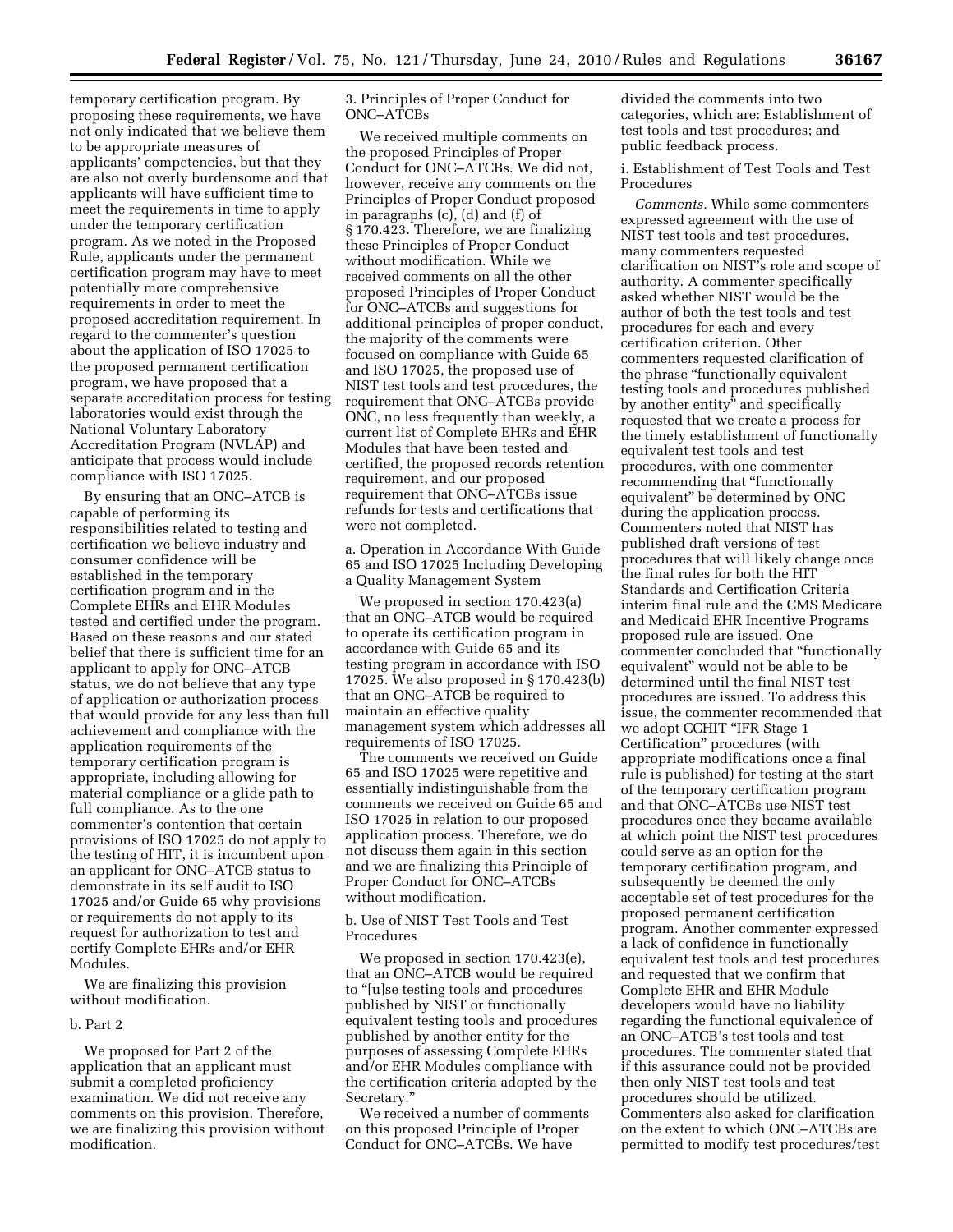temporary certification program. By proposing these requirements, we have not only indicated that we believe them to be appropriate measures of applicants' competencies, but that they are also not overly burdensome and that applicants will have sufficient time to meet the requirements in time to apply under the temporary certification program. As we noted in the Proposed Rule, applicants under the permanent certification program may have to meet potentially more comprehensive requirements in order to meet the proposed accreditation requirement. In regard to the commenter's question about the application of ISO 17025 to the proposed permanent certification program, we have proposed that a separate accreditation process for testing laboratories would exist through the National Voluntary Laboratory Accreditation Program (NVLAP) and anticipate that process would include compliance with ISO 17025.

By ensuring that an ONC–ATCB is capable of performing its responsibilities related to testing and certification we believe industry and consumer confidence will be established in the temporary certification program and in the Complete EHRs and EHR Modules tested and certified under the program. Based on these reasons and our stated belief that there is sufficient time for an applicant to apply for ONC–ATCB status, we do not believe that any type of application or authorization process that would provide for any less than full achievement and compliance with the application requirements of the temporary certification program is appropriate, including allowing for material compliance or a glide path to full compliance. As to the one commenter's contention that certain provisions of ISO 17025 do not apply to the testing of HIT, it is incumbent upon an applicant for ONC–ATCB status to demonstrate in its self audit to ISO 17025 and/or Guide 65 why provisions or requirements do not apply to its request for authorization to test and certify Complete EHRs and/or EHR Modules.

We are finalizing this provision without modification.

b. Part 2

We proposed for Part 2 of the application that an applicant must submit a completed proficiency examination. We did not receive any comments on this provision. Therefore, we are finalizing this provision without modification.

3. Principles of Proper Conduct for ONC–ATCBs

We received multiple comments on the proposed Principles of Proper Conduct for ONC–ATCBs. We did not, however, receive any comments on the Principles of Proper Conduct proposed in paragraphs (c), (d) and (f) of § 170.423. Therefore, we are finalizing these Principles of Proper Conduct without modification. While we received comments on all the other proposed Principles of Proper Conduct for ONC–ATCBs and suggestions for additional principles of proper conduct, the majority of the comments were focused on compliance with Guide 65 and ISO 17025, the proposed use of NIST test tools and test procedures, the requirement that ONC–ATCBs provide ONC, no less frequently than weekly, a current list of Complete EHRs and EHR Modules that have been tested and certified, the proposed records retention requirement, and our proposed requirement that ONC–ATCBs issue refunds for tests and certifications that were not completed.

a. Operation in Accordance With Guide 65 and ISO 17025 Including Developing a Quality Management System

We proposed in section 170.423(a) that an ONC–ATCB would be required to operate its certification program in accordance with Guide 65 and its testing program in accordance with ISO 17025. We also proposed in § 170.423(b) that an ONC–ATCB be required to maintain an effective quality management system which addresses all requirements of ISO 17025.

The comments we received on Guide 65 and ISO 17025 were repetitive and essentially indistinguishable from the comments we received on Guide 65 and ISO 17025 in relation to our proposed application process. Therefore, we do not discuss them again in this section and we are finalizing this Principle of Proper Conduct for ONC–ATCBs without modification.

b. Use of NIST Test Tools and Test Procedures

We proposed in section 170.423(e), that an ONC–ATCB would be required to "[u]se testing tools and procedures published by NIST or functionally equivalent testing tools and procedures published by another entity for the purposes of assessing Complete EHRs and/or EHR Modules compliance with the certification criteria adopted by the Secretary."

We received a number of comments on this proposed Principle of Proper Conduct for ONC–ATCBs. We have divided the comments into two categories, which are: Establishment of test tools and test procedures; and public feedback process.

i. Establishment of Test Tools and Test Procedures

*Comments.* While some commenters expressed agreement with the use of NIST test tools and test procedures, many commenters requested clarification on NIST's role and scope of authority. A commenter specifically asked whether NIST would be the author of both the test tools and test procedures for each and every certification criterion. Other commenters requested clarification of the phrase "functionally equivalent testing tools and procedures published by another entity" and specifically requested that we create a process for the timely establishment of functionally equivalent test tools and test procedures, with one commenter recommending that "functionally equivalent" be determined by ONC during the application process. Commenters noted that NIST has published draft versions of test procedures that will likely change once the final rules for both the HIT Standards and Certification Criteria interim final rule and the CMS Medicare and Medicaid EHR Incentive Programs proposed rule are issued. One commenter concluded that "functionally equivalent" would not be able to be determined until the final NIST test procedures are issued. To address this issue, the commenter recommended that we adopt CCHIT "IFR Stage 1 Certification" procedures (with appropriate modifications once a final rule is published) for testing at the start of the temporary certification program and that ONC–ATCBs use NIST test procedures once they became available at which point the NIST test procedures could serve as an option for the temporary certification program, and subsequently be deemed the only acceptable set of test procedures for the proposed permanent certification program. Another commenter expressed a lack of confidence in functionally equivalent test tools and test procedures and requested that we confirm that Complete EHR and EHR Module developers would have no liability regarding the functional equivalence of an ONC–ATCB's test tools and test procedures. The commenter stated that if this assurance could not be provided then only NIST test tools and test procedures should be utilized. Commenters also asked for clarification on the extent to which ONC–ATCBs are permitted to modify test procedures/test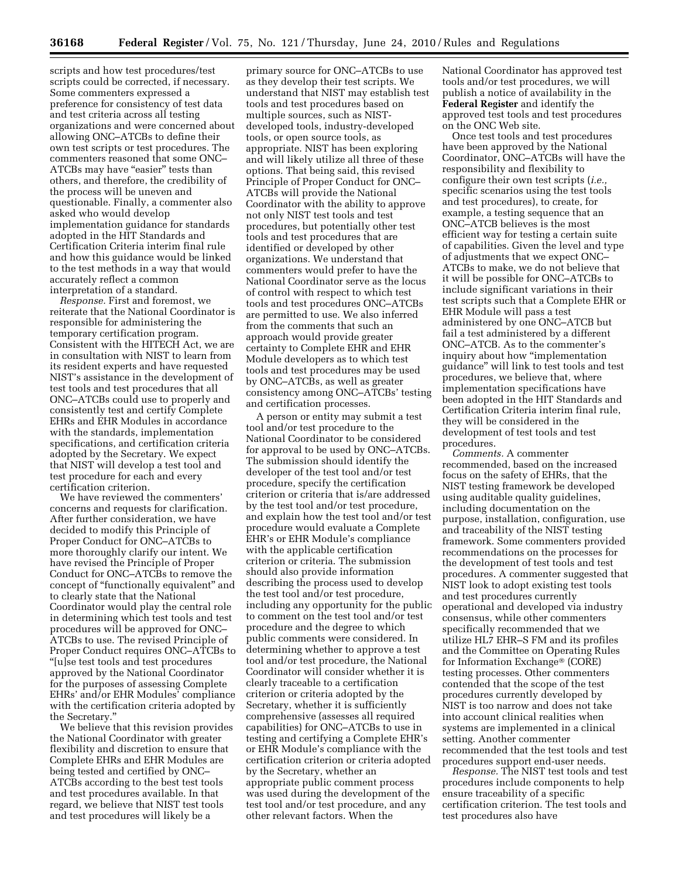scripts and how test procedures/test scripts could be corrected, if necessary. Some commenters expressed a preference for consistency of test data and test criteria across all testing organizations and were concerned about allowing ONC–ATCBs to define their own test scripts or test procedures. The commenters reasoned that some ONC–ATCBs may have "easier" tests than others, and therefore, the credibility of the process will be uneven and questionable. Finally, a commenter also asked who would develop implementation guidance for standards adopted in the HIT Standards and Certification Criteria interim final rule and how this guidance would be linked to the test methods in a way that would accurately reflect a common interpretation of a standard.

*Response.* First and foremost, we reiterate that the National Coordinator is responsible for administering the temporary certification program. Consistent with the HITECH Act, we are in consultation with NIST to learn from its resident experts and have requested NIST's assistance in the development of test tools and test procedures that all ONC–ATCBs could use to properly and consistently test and certify Complete EHRs and EHR Modules in accordance with the standards, implementation specifications, and certification criteria adopted by the Secretary. We expect that NIST will develop a test tool and test procedure for each and every certification criterion.

We have reviewed the commenters' concerns and requests for clarification. After further consideration, we have decided to modify this Principle of Proper Conduct for ONC–ATCBs to more thoroughly clarify our intent. We have revised the Principle of Proper Conduct for ONC–ATCBs to remove the concept of "functionally equivalent" and to clearly state that the National Coordinator would play the central role in determining which test tools and test procedures will be approved for ONC–ATCBs to use. The revised Principle of Proper Conduct requires ONC–ATCBs to "[u]se test tools and test procedures approved by the National Coordinator for the purposes of assessing Complete EHRs' and/or EHR Modules' compliance with the certification criteria adopted by the Secretary."

We believe that this revision provides the National Coordinator with greater flexibility and discretion to ensure that Complete EHRs and EHR Modules are being tested and certified by ONC–ATCBs according to the best test tools and test procedures available. In that regard, we believe that NIST test tools and test procedures will likely be a primary source for ONC–ATCBs to use as they develop their test scripts. We understand that NIST may establish test tools and test procedures based on multiple sources, such as NIST-developed tools, industry-developed tools, or open source tools, as appropriate. NIST has been exploring and will likely utilize all three of these options. That being said, this revised Principle of Proper Conduct for ONC–ATCBs will provide the National Coordinator with the ability to approve not only NIST test tools and test procedures, but potentially other test tools and test procedures that are identified or developed by other organizations. We understand that commenters would prefer to have the National Coordinator serve as the locus of control with respect to which test tools and test procedures ONC–ATCBs are permitted to use. We also inferred from the comments that such an approach would provide greater certainty to Complete EHR and EHR Module developers as to which test tools and test procedures may be used by ONC–ATCBs, as well as greater consistency among ONC–ATCBs' testing and certification processes.

A person or entity may submit a test tool and/or test procedure to the National Coordinator to be considered for approval to be used by ONC–ATCBs. The submission should identify the developer of the test tool and/or test procedure, specify the certification criterion or criteria that is/are addressed by the test tool and/or test procedure, and explain how the test tool and/or test procedure would evaluate a Complete EHR's or EHR Module's compliance with the applicable certification criterion or criteria. The submission should also provide information describing the process used to develop the test tool and/or test procedure, including any opportunity for the public to comment on the test tool and/or test procedure and the degree to which public comments were considered. In determining whether to approve a test tool and/or test procedure, the National Coordinator will consider whether it is clearly traceable to a certification criterion or criteria adopted by the Secretary, whether it is sufficiently comprehensive (assesses all required capabilities) for ONC–ATCBs to use in testing and certifying a Complete EHR's or EHR Module's compliance with the certification criterion or criteria adopted by the Secretary, whether an appropriate public comment process was used during the development of the test tool and/or test procedure, and any other relevant factors. When the National Coordinator has approved test tools and/or test procedures, we will publish a notice of availability in the **Federal Register** and identify the approved test tools and test procedures on the ONC Web site.

Once test tools and test procedures have been approved by the National Coordinator, ONC–ATCBs will have the responsibility and flexibility to configure their own test scripts (*i.e.,* specific scenarios using the test tools and test procedures), to create, for example, a testing sequence that an ONC–ATCB believes is the most efficient way for testing a certain suite of capabilities. Given the level and type of adjustments that we expect ONC–ATCBs to make, we do not believe that it will be possible for ONC–ATCBs to include significant variations in their test scripts such that a Complete EHR or EHR Module will pass a test administered by one ONC–ATCB but fail a test administered by a different ONC–ATCB. As to the commenter's inquiry about how "implementation guidance" will link to test tools and test procedures, we believe that, where implementation specifications have been adopted in the HIT Standards and Certification Criteria interim final rule, they will be considered in the development of test tools and test procedures.

*Comments.* A commenter recommended, based on the increased focus on the safety of EHRs, that the NIST testing framework be developed using auditable quality guidelines, including documentation on the purpose, installation, configuration, use and traceability of the NIST testing framework. Some commenters provided recommendations on the processes for the development of test tools and test procedures. A commenter suggested that NIST look to adopt existing test tools and test procedures currently operational and developed via industry consensus, while other commenters specifically recommended that we utilize HL7 EHR–S FM and its profiles and the Committee on Operating Rules for Information Exchange® (CORE) testing processes. Other commenters contended that the scope of the test procedures currently developed by NIST is too narrow and does not take into account clinical realities when systems are implemented in a clinical setting. Another commenter recommended that the test tools and test procedures support end-user needs.

*Response.* The NIST test tools and test procedures include components to help ensure traceability of a specific certification criterion. The test tools and test procedures also have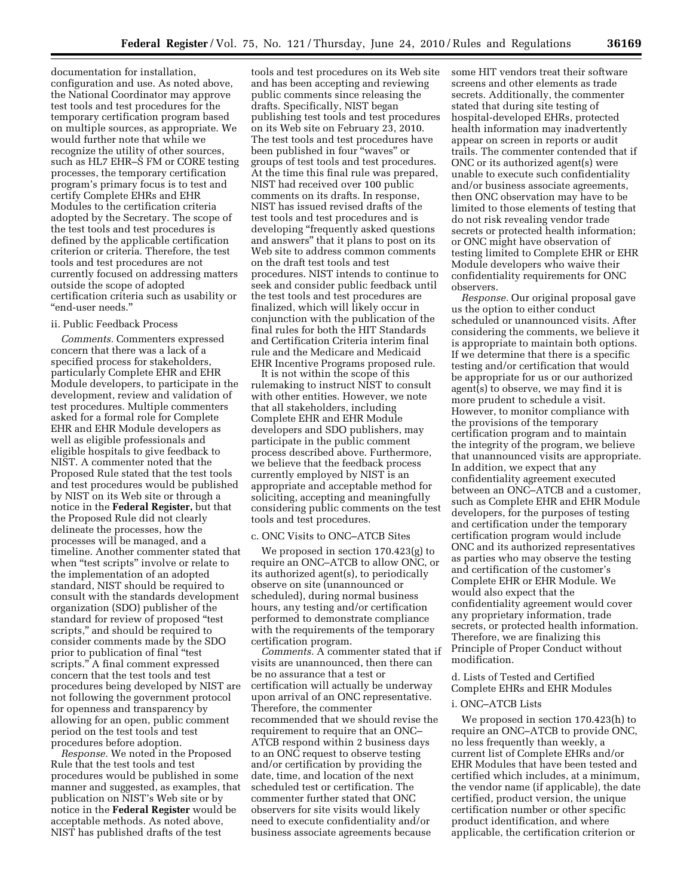documentation for installation, configuration and use. As noted above, the National Coordinator may approve test tools and test procedures for the temporary certification program based on multiple sources, as appropriate. We would further note that while we recognize the utility of other sources, such as HL7 EHR–S FM or CORE testing processes, the temporary certification program's primary focus is to test and certify Complete EHRs and EHR Modules to the certification criteria adopted by the Secretary. The scope of the test tools and test procedures is defined by the applicable certification criterion or criteria. Therefore, the test tools and test procedures are not currently focused on addressing matters outside the scope of adopted certification criteria such as usability or "end-user needs."

ii. Public Feedback Process

*Comments.* Commenters expressed concern that there was a lack of a specified process for stakeholders, particularly Complete EHR and EHR Module developers, to participate in the development, review and validation of test procedures. Multiple commenters asked for a formal role for Complete EHR and EHR Module developers as well as eligible professionals and eligible hospitals to give feedback to NIST. A commenter noted that the Proposed Rule stated that the test tools and test procedures would be published by NIST on its Web site or through a notice in the **Federal Register,** but that the Proposed Rule did not clearly delineate the processes, how the processes will be managed, and a timeline. Another commenter stated that when "test scripts" involve or relate to the implementation of an adopted standard, NIST should be required to consult with the standards development organization (SDO) publisher of the standard for review of proposed "test scripts," and should be required to consider comments made by the SDO prior to publication of final "test scripts." A final comment expressed concern that the test tools and test procedures being developed by NIST are not following the government protocol for openness and transparency by allowing for an open, public comment period on the test tools and test procedures before adoption.

*Response.* We noted in the Proposed Rule that the test tools and test procedures would be published in some manner and suggested, as examples, that publication on NIST's Web site or by notice in the **Federal Register** would be acceptable methods. As noted above, NIST has published drafts of the test tools and test procedures on its Web site and has been accepting and reviewing public comments since releasing the drafts. Specifically, NIST began publishing test tools and test procedures on its Web site on February 23, 2010. The test tools and test procedures have been published in four "waves" or groups of test tools and test procedures. At the time this final rule was prepared, NIST had received over 100 public comments on its drafts. In response, NIST has issued revised drafts of the test tools and test procedures and is developing "frequently asked questions and answers" that it plans to post on its Web site to address common comments on the draft test tools and test procedures. NIST intends to continue to seek and consider public feedback until the test tools and test procedures are finalized, which will likely occur in conjunction with the publication of the final rules for both the HIT Standards and Certification Criteria interim final rule and the Medicare and Medicaid EHR Incentive Programs proposed rule.

It is not within the scope of this rulemaking to instruct NIST to consult with other entities. However, we note that all stakeholders, including Complete EHR and EHR Module developers and SDO publishers, may participate in the public comment process described above. Furthermore, we believe that the feedback process currently employed by NIST is an appropriate and acceptable method for soliciting, accepting and meaningfully considering public comments on the test tools and test procedures.

c. ONC Visits to ONC–ATCB Sites

We proposed in section 170.423(g) to require an ONC–ATCB to allow ONC, or its authorized agent(s), to periodically observe on site (unannounced or scheduled), during normal business hours, any testing and/or certification performed to demonstrate compliance with the requirements of the temporary certification program.

*Comments.* A commenter stated that if visits are unannounced, then there can be no assurance that a test or certification will actually be underway upon arrival of an ONC representative. Therefore, the commenter recommended that we should revise the requirement to require that an ONC–ATCB respond within 2 business days to an ONC request to observe testing and/or certification by providing the date, time, and location of the next scheduled test or certification. The commenter further stated that ONC observers for site visits would likely need to execute confidentiality and/or business associate agreements because some HIT vendors treat their software screens and other elements as trade secrets. Additionally, the commenter stated that during site testing of hospital-developed EHRs, protected health information may inadvertently appear on screen in reports or audit trails. The commenter contended that if ONC or its authorized agent(s) were unable to execute such confidentiality and/or business associate agreements, then ONC observation may have to be limited to those elements of testing that do not risk revealing vendor trade secrets or protected health information; or ONC might have observation of testing limited to Complete EHR or EHR Module developers who waive their confidentiality requirements for ONC observers.

*Response.* Our original proposal gave us the option to either conduct scheduled or unannounced visits. After considering the comments, we believe it is appropriate to maintain both options. If we determine that there is a specific testing and/or certification that would be appropriate for us or our authorized agent(s) to observe, we may find it is more prudent to schedule a visit. However, to monitor compliance with the provisions of the temporary certification program and to maintain the integrity of the program, we believe that unannounced visits are appropriate. In addition, we expect that any confidentiality agreement executed between an ONC–ATCB and a customer, such as Complete EHR and EHR Module developers, for the purposes of testing and certification under the temporary certification program would include ONC and its authorized representatives as parties who may observe the testing and certification of the customer's Complete EHR or EHR Module. We would also expect that the confidentiality agreement would cover any proprietary information, trade secrets, or protected health information. Therefore, we are finalizing this Principle of Proper Conduct without modification.

d. Lists of Tested and Certified Complete EHRs and EHR Modules

i. ONC–ATCB Lists

We proposed in section 170.423(h) to require an ONC–ATCB to provide ONC, no less frequently than weekly, a current list of Complete EHRs and/or EHR Modules that have been tested and certified which includes, at a minimum, the vendor name (if applicable), the date certified, product version, the unique certification number or other specific product identification, and where applicable, the certification criterion or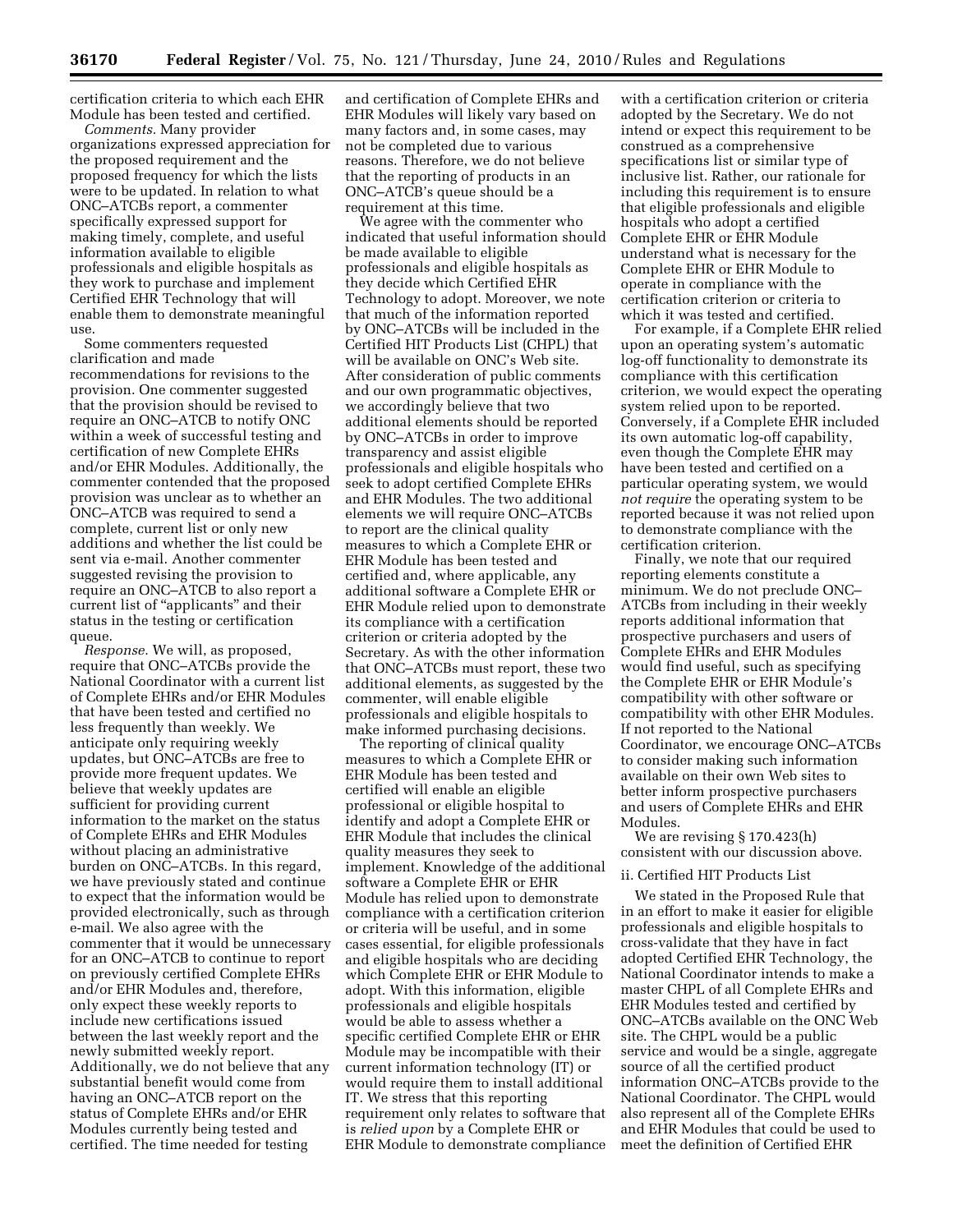certification criteria to which each EHR Module has been tested and certified.

*Comments.* Many provider organizations expressed appreciation for the proposed requirement and the proposed frequency for which the lists were to be updated. In relation to what ONC–ATCBs report, a commenter specifically expressed support for making timely, complete, and useful information available to eligible professionals and eligible hospitals as they work to purchase and implement Certified EHR Technology that will enable them to demonstrate meaningful use.

Some commenters requested clarification and made recommendations for revisions to the provision. One commenter suggested that the provision should be revised to require an ONC–ATCB to notify ONC within a week of successful testing and certification of new Complete EHRs and/or EHR Modules. Additionally, the commenter contended that the proposed provision was unclear as to whether an ONC–ATCB was required to send a complete, current list or only new additions and whether the list could be sent via e-mail. Another commenter suggested revising the provision to require an ONC–ATCB to also report a current list of "applicants" and their status in the testing or certification queue.

*Response.* We will, as proposed, require that ONC–ATCBs provide the National Coordinator with a current list of Complete EHRs and/or EHR Modules that have been tested and certified no less frequently than weekly. We anticipate only requiring weekly updates, but ONC–ATCBs are free to provide more frequent updates. We believe that weekly updates are sufficient for providing current information to the market on the status of Complete EHRs and EHR Modules without placing an administrative burden on ONC–ATCBs. In this regard, we have previously stated and continue to expect that the information would be provided electronically, such as through e-mail. We also agree with the commenter that it would be unnecessary for an ONC–ATCB to continue to report on previously certified Complete EHRs and/or EHR Modules and, therefore, only expect these weekly reports to include new certifications issued between the last weekly report and the newly submitted weekly report. Additionally, we do not believe that any substantial benefit would come from having an ONC–ATCB report on the status of Complete EHRs and/or EHR Modules currently being tested and certified. The time needed for testing and certification of Complete EHRs and EHR Modules will likely vary based on many factors and, in some cases, may not be completed due to various reasons. Therefore, we do not believe that the reporting of products in an ONC–ATCB's queue should be a requirement at this time.

We agree with the commenter who indicated that useful information should be made available to eligible professionals and eligible hospitals as they decide which Certified EHR Technology to adopt. Moreover, we note that much of the information reported by ONC–ATCBs will be included in the Certified HIT Products List (CHPL) that will be available on ONC's Web site. After consideration of public comments and our own programmatic objectives, we accordingly believe that two additional elements should be reported by ONC–ATCBs in order to improve transparency and assist eligible professionals and eligible hospitals who seek to adopt certified Complete EHRs and EHR Modules. The two additional elements we will require ONC–ATCBs to report are the clinical quality measures to which a Complete EHR or EHR Module has been tested and certified and, where applicable, any additional software a Complete EHR or EHR Module relied upon to demonstrate its compliance with a certification criterion or criteria adopted by the Secretary. As with the other information that ONC–ATCBs must report, these two additional elements, as suggested by the commenter, will enable eligible professionals and eligible hospitals to make informed purchasing decisions.

The reporting of clinical quality measures to which a Complete EHR or EHR Module has been tested and certified will enable an eligible professional or eligible hospital to identify and adopt a Complete EHR or EHR Module that includes the clinical quality measures they seek to implement. Knowledge of the additional software a Complete EHR or EHR Module has relied upon to demonstrate compliance with a certification criterion or criteria will be useful, and in some cases essential, for eligible professionals and eligible hospitals who are deciding which Complete EHR or EHR Module to adopt. With this information, eligible professionals and eligible hospitals would be able to assess whether a specific certified Complete EHR or EHR Module may be incompatible with their current information technology (IT) or would require them to install additional IT. We stress that this reporting requirement only relates to software that is *relied upon* by a Complete EHR or EHR Module to demonstrate compliance with a certification criterion or criteria adopted by the Secretary. We do not intend or expect this requirement to be construed as a comprehensive specifications list or similar type of inclusive list. Rather, our rationale for including this requirement is to ensure that eligible professionals and eligible hospitals who adopt a certified Complete EHR or EHR Module understand what is necessary for the Complete EHR or EHR Module to operate in compliance with the certification criterion or criteria to which it was tested and certified.

For example, if a Complete EHR relied upon an operating system's automatic log-off functionality to demonstrate its compliance with this certification criterion, we would expect the operating system relied upon to be reported. Conversely, if a Complete EHR included its own automatic log-off capability, even though the Complete EHR may have been tested and certified on a particular operating system, we would *not require* the operating system to be reported because it was not relied upon to demonstrate compliance with the certification criterion.

Finally, we note that our required reporting elements constitute a minimum. We do not preclude ONC–ATCBs from including in their weekly reports additional information that prospective purchasers and users of Complete EHRs and EHR Modules would find useful, such as specifying the Complete EHR or EHR Module's compatibility with other software or compatibility with other EHR Modules. If not reported to the National Coordinator, we encourage ONC–ATCBs to consider making such information available on their own Web sites to better inform prospective purchasers and users of Complete EHRs and EHR Modules.

We are revising § 170.423(h) consistent with our discussion above.

### ii. Certified HIT Products List

We stated in the Proposed Rule that in an effort to make it easier for eligible professionals and eligible hospitals to cross-validate that they have in fact adopted Certified EHR Technology, the National Coordinator intends to make a master CHPL of all Complete EHRs and EHR Modules tested and certified by ONC–ATCBs available on the ONC Web site. The CHPL would be a public service and would be a single, aggregate source of all the certified product information ONC–ATCBs provide to the National Coordinator. The CHPL would also represent all of the Complete EHRs and EHR Modules that could be used to meet the definition of Certified EHR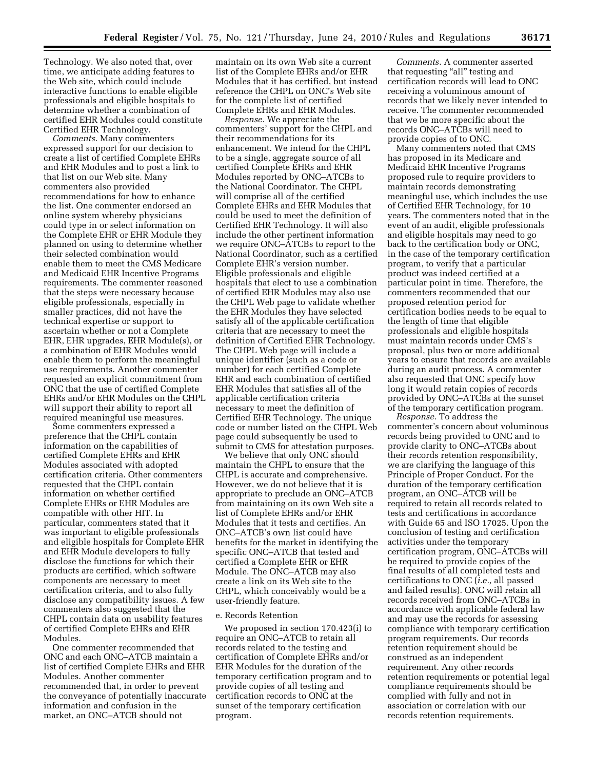Technology. We also noted that, over time, we anticipate adding features to the Web site, which could include interactive functions to enable eligible professionals and eligible hospitals to determine whether a combination of certified EHR Modules could constitute Certified EHR Technology.

*Comments.* Many commenters expressed support for our decision to create a list of certified Complete EHRs and EHR Modules and to post a link to that list on our Web site. Many commenters also provided recommendations for how to enhance the list. One commenter endorsed an online system whereby physicians could type in or select information on the Complete EHR or EHR Module they planned on using to determine whether their selected combination would enable them to meet the CMS Medicare and Medicaid EHR Incentive Programs requirements. The commenter reasoned that the steps were necessary because eligible professionals, especially in smaller practices, did not have the technical expertise or support to ascertain whether or not a Complete EHR, EHR upgrades, EHR Module(s), or a combination of EHR Modules would enable them to perform the meaningful use requirements. Another commenter requested an explicit commitment from ONC that the use of certified Complete EHRs and/or EHR Modules on the CHPL will support their ability to report all required meaningful use measures.

Some commenters expressed a preference that the CHPL contain information on the capabilities of certified Complete EHRs and EHR Modules associated with adopted certification criteria. Other commenters requested that the CHPL contain information on whether certified Complete EHRs or EHR Modules are compatible with other HIT. In particular, commenters stated that it was important to eligible professionals and eligible hospitals for Complete EHR and EHR Module developers to fully disclose the functions for which their products are certified, which software components are necessary to meet certification criteria, and to also fully disclose any compatibility issues. A few commenters also suggested that the CHPL contain data on usability features of certified Complete EHRs and EHR Modules.

One commenter recommended that ONC and each ONC–ATCB maintain a list of certified Complete EHRs and EHR Modules. Another commenter recommended that, in order to prevent the conveyance of potentially inaccurate information and confusion in the market, an ONC–ATCB should not maintain on its own Web site a current list of the Complete EHRs and/or EHR Modules that it has certified, but instead reference the CHPL on ONC's Web site for the complete list of certified Complete EHRs and EHR Modules.

*Response.* We appreciate the commenters' support for the CHPL and their recommendations for its enhancement. We intend for the CHPL to be a single, aggregate source of all certified Complete EHRs and EHR Modules reported by ONC–ATCBs to the National Coordinator. The CHPL will comprise all of the certified Complete EHRs and EHR Modules that could be used to meet the definition of Certified EHR Technology. It will also include the other pertinent information we require ONC–ATCBs to report to the National Coordinator, such as a certified Complete EHR's version number. Eligible professionals and eligible hospitals that elect to use a combination of certified EHR Modules may also use the CHPL Web page to validate whether the EHR Modules they have selected satisfy all of the applicable certification criteria that are necessary to meet the definition of Certified EHR Technology. The CHPL Web page will include a unique identifier (such as a code or number) for each certified Complete EHR and each combination of certified EHR Modules that satisfies all of the applicable certification criteria necessary to meet the definition of Certified EHR Technology. The unique code or number listed on the CHPL Web page could subsequently be used to submit to CMS for attestation purposes.

We believe that only ONC should maintain the CHPL to ensure that the CHPL is accurate and comprehensive. However, we do not believe that it is appropriate to preclude an ONC–ATCB from maintaining on its own Web site a list of Complete EHRs and/or EHR Modules that it tests and certifies. An ONC–ATCB's own list could have benefits for the market in identifying the specific ONC–ATCB that tested and certified a Complete EHR or EHR Module. The ONC–ATCB may also create a link on its Web site to the CHPL, which conceivably would be a user-friendly feature.

e. Records Retention

We proposed in section 170.423(i) to require an ONC–ATCB to retain all records related to the testing and certification of Complete EHRs and/or EHR Modules for the duration of the temporary certification program and to provide copies of all testing and certification records to ONC at the sunset of the temporary certification program.

*Comments.* A commenter asserted that requesting "all" testing and certification records will lead to ONC receiving a voluminous amount of records that we likely never intended to receive. The commenter recommended that we be more specific about the records ONC–ATCBs will need to provide copies of to ONC.

Many commenters noted that CMS has proposed in its Medicare and Medicaid EHR Incentive Programs proposed rule to require providers to maintain records demonstrating meaningful use, which includes the use of Certified EHR Technology, for 10 years. The commenters noted that in the event of an audit, eligible professionals and eligible hospitals may need to go back to the certification body or ONC, in the case of the temporary certification program, to verify that a particular product was indeed certified at a particular point in time. Therefore, the commenters recommended that our proposed retention period for certification bodies needs to be equal to the length of time that eligible professionals and eligible hospitals must maintain records under CMS's proposal, plus two or more additional years to ensure that records are available during an audit process. A commenter also requested that ONC specify how long it would retain copies of records provided by ONC–ATCBs at the sunset of the temporary certification program.

*Response.* To address the commenter's concern about voluminous records being provided to ONC and to provide clarity to ONC–ATCBs about their records retention responsibility, we are clarifying the language of this Principle of Proper Conduct. For the duration of the temporary certification program, an ONC–ATCB will be required to retain all records related to tests and certifications in accordance with Guide 65 and ISO 17025. Upon the conclusion of testing and certification activities under the temporary certification program, ONC–ATCBs will be required to provide copies of the final results of all completed tests and certifications to ONC (*i.e.,* all passed and failed results). ONC will retain all records received from ONC–ATCBs in accordance with applicable federal law and may use the records for assessing compliance with temporary certification program requirements. Our records retention requirement should be construed as an independent requirement. Any other records retention requirements or potential legal compliance requirements should be complied with fully and not in association or correlation with our records retention requirements.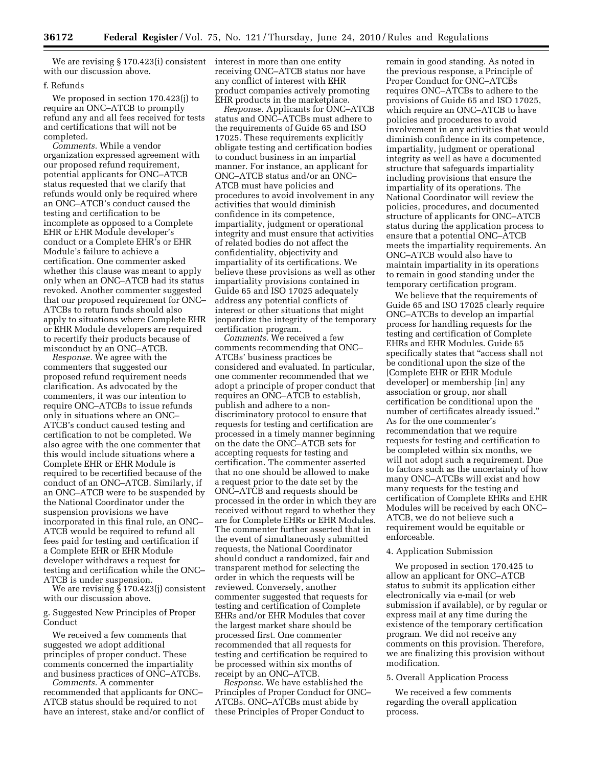We are revising § 170.423(i) consistent with our discussion above.

f. Refunds

We proposed in section 170.423(j) to require an ONC–ATCB to promptly refund any and all fees received for tests and certifications that will not be completed.

*Comments.* While a vendor organization expressed agreement with our proposed refund requirement, potential applicants for ONC–ATCB status requested that we clarify that refunds would only be required where an ONC–ATCB's conduct caused the testing and certification to be incomplete as opposed to a Complete EHR or EHR Module developer's conduct or a Complete EHR's or EHR Module's failure to achieve a certification. One commenter asked whether this clause was meant to apply only when an ONC–ATCB had its status revoked. Another commenter suggested that our proposed requirement for ONC–ATCBs to return funds should also apply to situations where Complete EHR or EHR Module developers are required to recertify their products because of misconduct by an ONC–ATCB.

*Response.* We agree with the commenters that suggested our proposed refund requirement needs clarification. As advocated by the commenters, it was our intention to require ONC–ATCBs to issue refunds only in situations where an ONC–ATCB's conduct caused testing and certification to not be completed. We also agree with the one commenter that this would include situations where a Complete EHR or EHR Module is required to be recertified because of the conduct of an ONC–ATCB. Similarly, if an ONC–ATCB were to be suspended by the National Coordinator under the suspension provisions we have incorporated in this final rule, an ONC–ATCB would be required to refund all fees paid for testing and certification if a Complete EHR or EHR Module developer withdraws a request for testing and certification while the ONC–ATCB is under suspension.

We are revising § 170.423(j) consistent with our discussion above.

g. Suggested New Principles of Proper Conduct

We received a few comments that suggested we adopt additional principles of proper conduct. These comments concerned the impartiality and business practices of ONC–ATCBs.

*Comments.* A commenter recommended that applicants for ONC–ATCB status should be required to not have an interest, stake and/or conflict of interest in more than one entity receiving ONC–ATCB status nor have any conflict of interest with EHR product companies actively promoting EHR products in the marketplace.

*Response.* Applicants for ONC–ATCB status and ONC–ATCBs must adhere to the requirements of Guide 65 and ISO 17025. These requirements explicitly obligate testing and certification bodies to conduct business in an impartial manner. For instance, an applicant for ONC–ATCB status and/or an ONC–ATCB must have policies and procedures to avoid involvement in any activities that would diminish confidence in its competence, impartiality, judgment or operational integrity and must ensure that activities of related bodies do not affect the confidentiality, objectivity and impartiality of its certifications. We believe these provisions as well as other impartiality provisions contained in Guide 65 and ISO 17025 adequately address any potential conflicts of interest or other situations that might jeopardize the integrity of the temporary certification program.

*Comments.* We received a few comments recommending that ONC–ATCBs' business practices be considered and evaluated. In particular, one commenter recommended that we adopt a principle of proper conduct that requires an ONC–ATCB to establish, publish and adhere to a non-discriminatory protocol to ensure that requests for testing and certification are processed in a timely manner beginning on the date the ONC–ATCB sets for accepting requests for testing and certification. The commenter asserted that no one should be allowed to make a request prior to the date set by the ONC–ATCB and requests should be processed in the order in which they are received without regard to whether they are for Complete EHRs or EHR Modules. The commenter further asserted that in the event of simultaneously submitted requests, the National Coordinator should conduct a randomized, fair and transparent method for selecting the order in which the requests will be reviewed. Conversely, another commenter suggested that requests for testing and certification of Complete EHRs and/or EHR Modules that cover the largest market share should be processed first. One commenter recommended that all requests for testing and certification be required to be processed within six months of receipt by an ONC–ATCB.

*Response.* We have established the Principles of Proper Conduct for ONC–ATCBs. ONC–ATCBs must abide by these Principles of Proper Conduct to remain in good standing. As noted in the previous response, a Principle of Proper Conduct for ONC–ATCBs requires ONC–ATCBs to adhere to the provisions of Guide 65 and ISO 17025, which require an ONC–ATCB to have policies and procedures to avoid involvement in any activities that would diminish confidence in its competence, impartiality, judgment or operational integrity as well as have a documented structure that safeguards impartiality including provisions that ensure the impartiality of its operations. The National Coordinator will review the policies, procedures, and documented structure of applicants for ONC–ATCB status during the application process to ensure that a potential ONC–ATCB meets the impartiality requirements. An ONC–ATCB would also have to maintain impartiality in its operations to remain in good standing under the temporary certification program.

We believe that the requirements of Guide 65 and ISO 17025 clearly require ONC–ATCBs to develop an impartial process for handling requests for the testing and certification of Complete EHRs and EHR Modules. Guide 65 specifically states that "access shall not be conditional upon the size of the [Complete EHR or EHR Module developer] or membership [in] any association or group, nor shall certification be conditional upon the number of certificates already issued." As for the one commenter's recommendation that we require requests for testing and certification to be completed within six months, we will not adopt such a requirement. Due to factors such as the uncertainty of how many ONC–ATCBs will exist and how many requests for the testing and certification of Complete EHRs and EHR Modules will be received by each ONC–ATCB, we do not believe such a requirement would be equitable or enforceable.

4. Application Submission

We proposed in section 170.425 to allow an applicant for ONC–ATCB status to submit its application either electronically via e-mail (or web submission if available), or by regular or express mail at any time during the existence of the temporary certification program. We did not receive any comments on this provision. Therefore, we are finalizing this provision without modification.

5. Overall Application Process

We received a few comments regarding the overall application process.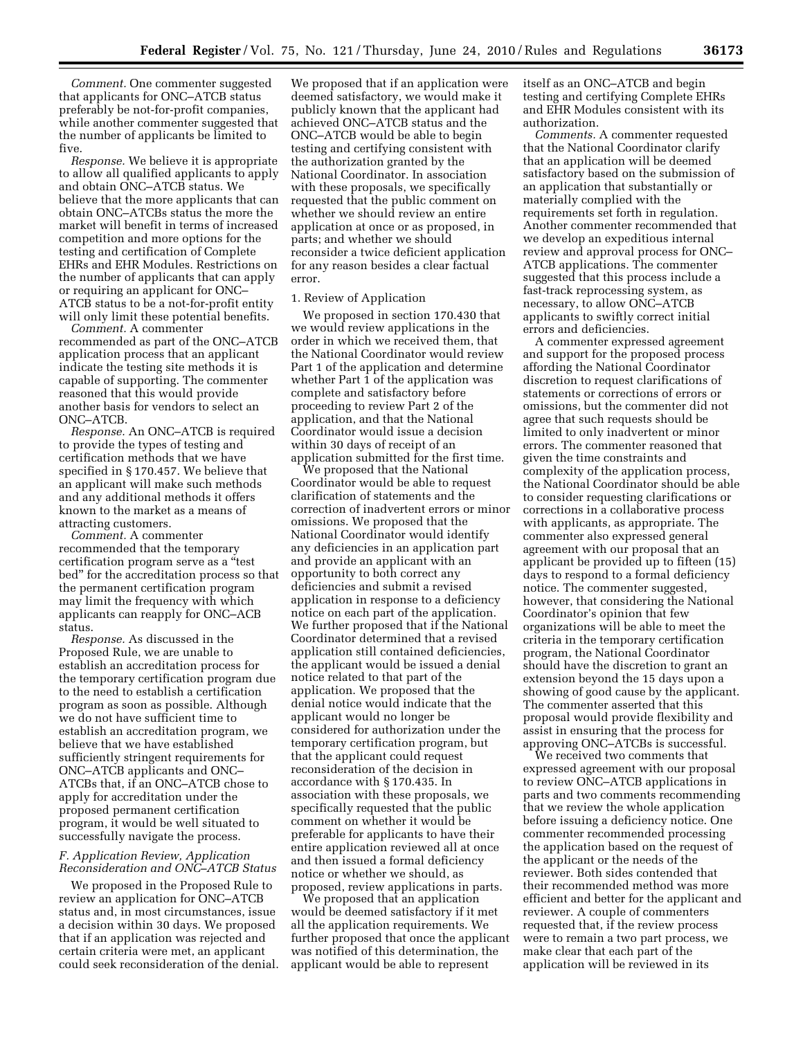*Comment.* One commenter suggested that applicants for ONC–ATCB status preferably be not-for-profit companies, while another commenter suggested that the number of applicants be limited to five.

*Response.* We believe it is appropriate to allow all qualified applicants to apply and obtain ONC–ATCB status. We believe that the more applicants that can obtain ONC–ATCBs status the more the market will benefit in terms of increased competition and more options for the testing and certification of Complete EHRs and EHR Modules. Restrictions on the number of applicants that can apply or requiring an applicant for ONC–ATCB status to be a not-for-profit entity will only limit these potential benefits.

*Comment.* A commenter recommended as part of the ONC–ATCB application process that an applicant indicate the testing site methods it is capable of supporting. The commenter reasoned that this would provide another basis for vendors to select an ONC–ATCB.

*Response.* An ONC–ATCB is required to provide the types of testing and certification methods that we have specified in § 170.457. We believe that an applicant will make such methods and any additional methods it offers known to the market as a means of attracting customers.

*Comment.* A commenter recommended that the temporary certification program serve as a "test bed" for the accreditation process so that the permanent certification program may limit the frequency with which applicants can reapply for ONC–ACB status.

*Response.* As discussed in the Proposed Rule, we are unable to establish an accreditation process for the temporary certification program due to the need to establish a certification program as soon as possible. Although we do not have sufficient time to establish an accreditation program, we believe that we have established sufficiently stringent requirements for ONC–ATCB applicants and ONC–ATCBs that, if an ONC–ATCB chose to apply for accreditation under the proposed permanent certification program, it would be well situated to successfully navigate the process.

### *F. Application Review, Application Reconsideration and ONC–ATCB Status*

We proposed in the Proposed Rule to review an application for ONC–ATCB status and, in most circumstances, issue a decision within 30 days. We proposed that if an application was rejected and certain criteria were met, an applicant could seek reconsideration of the denial. We proposed that if an application were deemed satisfactory, we would make it publicly known that the applicant had achieved ONC–ATCB status and the ONC–ATCB would be able to begin testing and certifying consistent with the authorization granted by the National Coordinator. In association with these proposals, we specifically requested that the public comment on whether we should review an entire application at once or as proposed, in parts; and whether we should reconsider a twice deficient application for any reason besides a clear factual error.

#### 1. Review of Application

We proposed in section 170.430 that we would review applications in the order in which we received them, that the National Coordinator would review Part 1 of the application and determine whether Part 1 of the application was complete and satisfactory before proceeding to review Part 2 of the application, and that the National Coordinator would issue a decision within 30 days of receipt of an application submitted for the first time.

We proposed that the National Coordinator would be able to request clarification of statements and the correction of inadvertent errors or minor omissions. We proposed that the National Coordinator would identify any deficiencies in an application part and provide an applicant with an opportunity to both correct any deficiencies and submit a revised application in response to a deficiency notice on each part of the application. We further proposed that if the National Coordinator determined that a revised application still contained deficiencies, the applicant would be issued a denial notice related to that part of the application. We proposed that the denial notice would indicate that the applicant would no longer be considered for authorization under the temporary certification program, but that the applicant could request reconsideration of the decision in accordance with § 170.435. In association with these proposals, we specifically requested that the public comment on whether it would be preferable for applicants to have their entire application reviewed all at once and then issued a formal deficiency notice or whether we should, as proposed, review applications in parts.

We proposed that an application would be deemed satisfactory if it met all the application requirements. We further proposed that once the applicant was notified of this determination, the applicant would be able to represent itself as an ONC–ATCB and begin testing and certifying Complete EHRs and EHR Modules consistent with its authorization.

*Comments.* A commenter requested that the National Coordinator clarify that an application will be deemed satisfactory based on the submission of an application that substantially or materially complied with the requirements set forth in regulation. Another commenter recommended that we develop an expeditious internal review and approval process for ONC–ATCB applications. The commenter suggested that this process include a fast-track reprocessing system, as necessary, to allow ONC–ATCB applicants to swiftly correct initial errors and deficiencies.

A commenter expressed agreement and support for the proposed process affording the National Coordinator discretion to request clarifications of statements or corrections of errors or omissions, but the commenter did not agree that such requests should be limited to only inadvertent or minor errors. The commenter reasoned that given the time constraints and complexity of the application process, the National Coordinator should be able to consider requesting clarifications or corrections in a collaborative process with applicants, as appropriate. The commenter also expressed general agreement with our proposal that an applicant be provided up to fifteen (15) days to respond to a formal deficiency notice. The commenter suggested, however, that considering the National Coordinator's opinion that few organizations will be able to meet the criteria in the temporary certification program, the National Coordinator should have the discretion to grant an extension beyond the 15 days upon a showing of good cause by the applicant. The commenter asserted that this proposal would provide flexibility and assist in ensuring that the process for approving ONC–ATCBs is successful.

We received two comments that expressed agreement with our proposal to review ONC–ATCB applications in parts and two comments recommending that we review the whole application before issuing a deficiency notice. One commenter recommended processing the application based on the request of the applicant or the needs of the reviewer. Both sides contended that their recommended method was more efficient and better for the applicant and reviewer. A couple of commenters requested that, if the review process were to remain a two part process, we make clear that each part of the application will be reviewed in its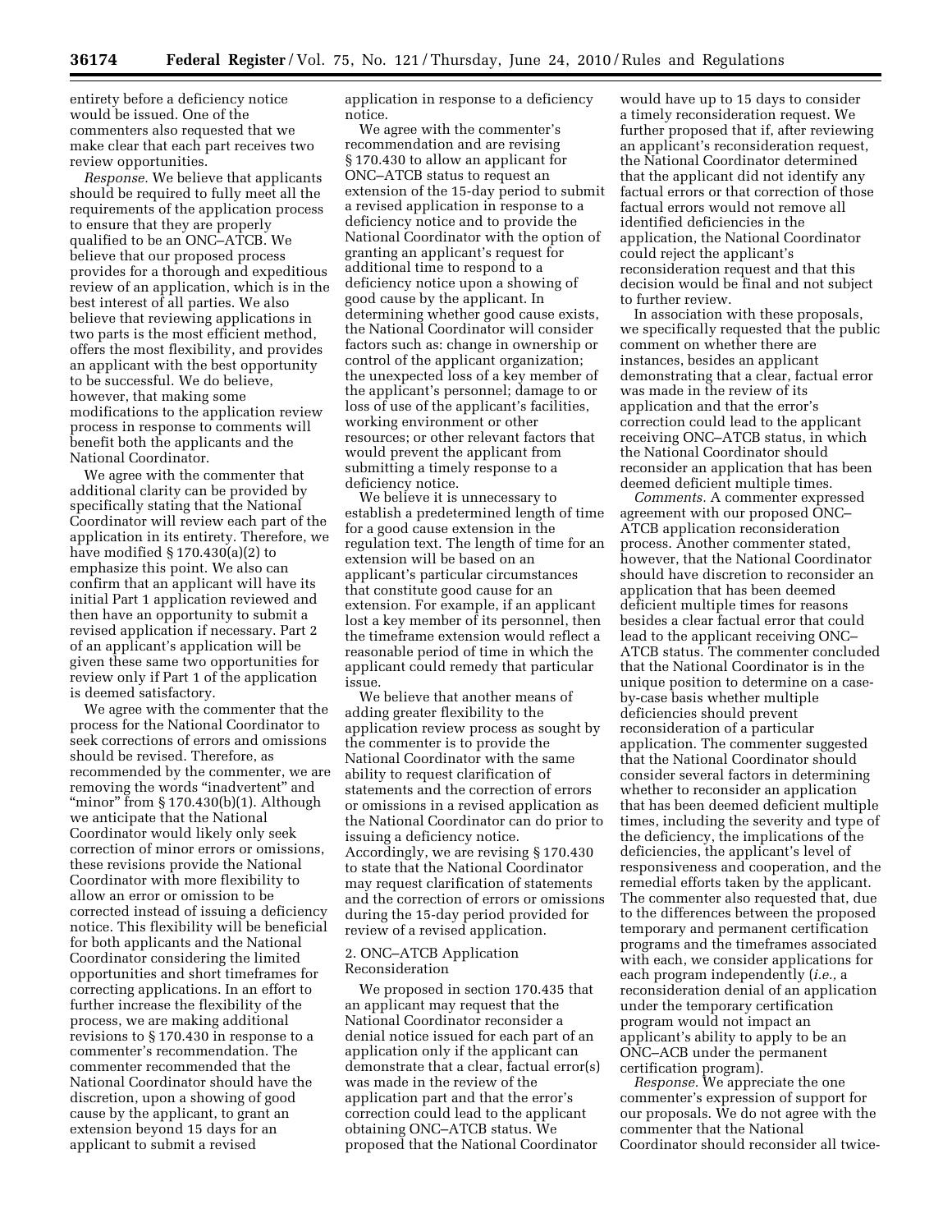entirety before a deficiency notice would be issued. One of the commenters also requested that we make clear that each part receives two review opportunities.

*Response.* We believe that applicants should be required to fully meet all the requirements of the application process to ensure that they are properly qualified to be an ONC–ATCB. We believe that our proposed process provides for a thorough and expeditious review of an application, which is in the best interest of all parties. We also believe that reviewing applications in two parts is the most efficient method, offers the most flexibility, and provides an applicant with the best opportunity to be successful. We do believe, however, that making some modifications to the application review process in response to comments will benefit both the applicants and the National Coordinator.

We agree with the commenter that additional clarity can be provided by specifically stating that the National Coordinator will review each part of the application in its entirety. Therefore, we have modified § 170.430(a)(2) to emphasize this point. We also can confirm that an applicant will have its initial Part 1 application reviewed and then have an opportunity to submit a revised application if necessary. Part 2 of an applicant's application will be given these same two opportunities for review only if Part 1 of the application is deemed satisfactory.

We agree with the commenter that the process for the National Coordinator to seek corrections of errors and omissions should be revised. Therefore, as recommended by the commenter, we are removing the words "inadvertent" and "minor" from § 170.430(b)(1). Although we anticipate that the National Coordinator would likely only seek correction of minor errors or omissions, these revisions provide the National Coordinator with more flexibility to allow an error or omission to be corrected instead of issuing a deficiency notice. This flexibility will be beneficial for both applicants and the National Coordinator considering the limited opportunities and short timeframes for correcting applications. In an effort to further increase the flexibility of the process, we are making additional revisions to § 170.430 in response to a commenter's recommendation. The commenter recommended that the National Coordinator should have the discretion, upon a showing of good cause by the applicant, to grant an extension beyond 15 days for an applicant to submit a revised application in response to a deficiency notice.

We agree with the commenter's recommendation and are revising § 170.430 to allow an applicant for ONC–ATCB status to request an extension of the 15-day period to submit a revised application in response to a deficiency notice and to provide the National Coordinator with the option of granting an applicant's request for additional time to respond to a deficiency notice upon a showing of good cause by the applicant. In determining whether good cause exists, the National Coordinator will consider factors such as: change in ownership or control of the applicant organization; the unexpected loss of a key member of the applicant's personnel; damage to or loss of use of the applicant's facilities, working environment or other resources; or other relevant factors that would prevent the applicant from submitting a timely response to a deficiency notice.

We believe it is unnecessary to establish a predetermined length of time for a good cause extension in the regulation text. The length of time for an extension will be based on an applicant's particular circumstances that constitute good cause for an extension. For example, if an applicant lost a key member of its personnel, then the timeframe extension would reflect a reasonable period of time in which the applicant could remedy that particular issue.

We believe that another means of adding greater flexibility to the application review process as sought by the commenter is to provide the National Coordinator with the same ability to request clarification of statements and the correction of errors or omissions in a revised application as the National Coordinator can do prior to issuing a deficiency notice. Accordingly, we are revising § 170.430 to state that the National Coordinator may request clarification of statements and the correction of errors or omissions during the 15-day period provided for review of a revised application.

2. ONC–ATCB Application Reconsideration

We proposed in section 170.435 that an applicant may request that the National Coordinator reconsider a denial notice issued for each part of an application only if the applicant can demonstrate that a clear, factual error(s) was made in the review of the application part and that the error's correction could lead to the applicant obtaining ONC–ATCB status. We proposed that the National Coordinator would have up to 15 days to consider a timely reconsideration request. We further proposed that if, after reviewing an applicant's reconsideration request, the National Coordinator determined that the applicant did not identify any factual errors or that correction of those factual errors would not remove all identified deficiencies in the application, the National Coordinator could reject the applicant's reconsideration request and that this decision would be final and not subject to further review.

In association with these proposals, we specifically requested that the public comment on whether there are instances, besides an applicant demonstrating that a clear, factual error was made in the review of its application and that the error's correction could lead to the applicant receiving ONC–ATCB status, in which the National Coordinator should reconsider an application that has been deemed deficient multiple times.

*Comments.* A commenter expressed agreement with our proposed ONC–ATCB application reconsideration process. Another commenter stated, however, that the National Coordinator should have discretion to reconsider an application that has been deemed deficient multiple times for reasons besides a clear factual error that could lead to the applicant receiving ONC–ATCB status. The commenter concluded that the National Coordinator is in the unique position to determine on a case-by-case basis whether multiple deficiencies should prevent reconsideration of a particular application. The commenter suggested that the National Coordinator should consider several factors in determining whether to reconsider an application that has been deemed deficient multiple times, including the severity and type of the deficiency, the implications of the deficiencies, the applicant's level of responsiveness and cooperation, and the remedial efforts taken by the applicant. The commenter also requested that, due to the differences between the proposed temporary and permanent certification programs and the timeframes associated with each, we consider applications for each program independently (*i.e.,* a reconsideration denial of an application under the temporary certification program would not impact an applicant's ability to apply to be an ONC–ACB under the permanent certification program).

*Response.* We appreciate the one commenter's expression of support for our proposals. We do not agree with the commenter that the National Coordinator should reconsider all twice-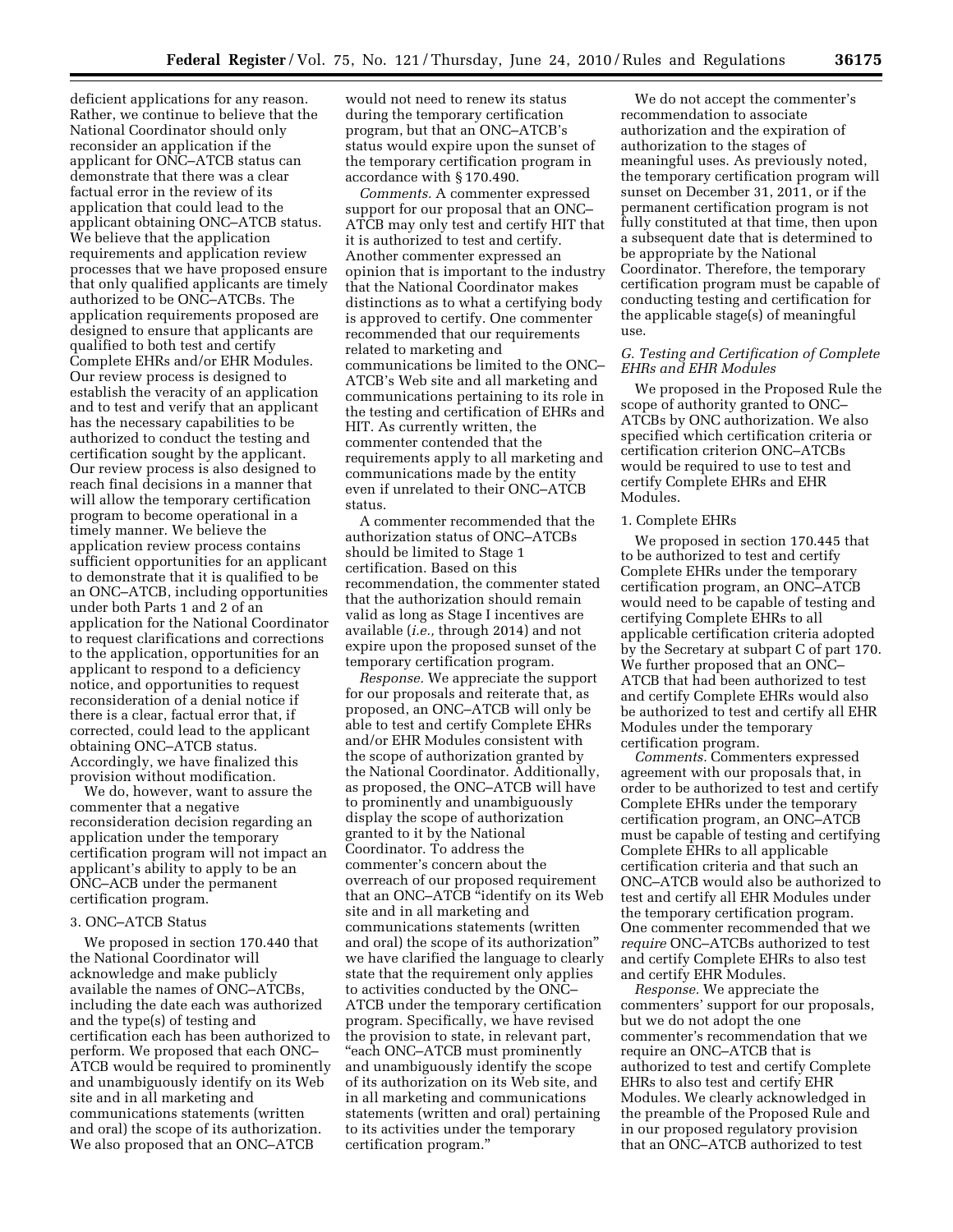deficient applications for any reason. Rather, we continue to believe that the National Coordinator should only reconsider an application if the applicant for ONC–ATCB status can demonstrate that there was a clear factual error in the review of its application that could lead to the applicant obtaining ONC–ATCB status. We believe that the application requirements and application review processes that we have proposed ensure that only qualified applicants are timely authorized to be ONC–ATCBs. The application requirements proposed are designed to ensure that applicants are qualified to both test and certify Complete EHRs and/or EHR Modules. Our review process is designed to establish the veracity of an application and to test and verify that an applicant has the necessary capabilities to be authorized to conduct the testing and certification sought by the applicant. Our review process is also designed to reach final decisions in a manner that will allow the temporary certification program to become operational in a timely manner. We believe the application review process contains sufficient opportunities for an applicant to demonstrate that it is qualified to be an ONC–ATCB, including opportunities under both Parts 1 and 2 of an application for the National Coordinator to request clarifications and corrections to the application, opportunities for an applicant to respond to a deficiency notice, and opportunities to request reconsideration of a denial notice if there is a clear, factual error that, if corrected, could lead to the applicant obtaining ONC–ATCB status. Accordingly, we have finalized this provision without modification.

We do, however, want to assure the commenter that a negative reconsideration decision regarding an application under the temporary certification program will not impact an applicant's ability to apply to be an ONC–ACB under the permanent certification program.

### 3. ONC–ATCB Status

We proposed in section 170.440 that the National Coordinator will acknowledge and make publicly available the names of ONC–ATCBs, including the date each was authorized and the type(s) of testing and certification each has been authorized to perform. We proposed that each ONC–ATCB would be required to prominently and unambiguously identify on its Web site and in all marketing and communications statements (written and oral) the scope of its authorization. We also proposed that an ONC–ATCB would not need to renew its status during the temporary certification program, but that an ONC–ATCB's status would expire upon the sunset of the temporary certification program in accordance with § 170.490.

*Comments.* A commenter expressed support for our proposal that an ONC–ATCB may only test and certify HIT that it is authorized to test and certify. Another commenter expressed an opinion that is important to the industry that the National Coordinator makes distinctions as to what a certifying body is approved to certify. One commenter recommended that our requirements related to marketing and communications be limited to the ONC–ATCB's Web site and all marketing and communications pertaining to its role in the testing and certification of EHRs and HIT. As currently written, the commenter contended that the requirements apply to all marketing and communications made by the entity even if unrelated to their ONC–ATCB status.

A commenter recommended that the authorization status of ONC–ATCBs should be limited to Stage 1 certification. Based on this recommendation, the commenter stated that the authorization should remain valid as long as Stage I incentives are available (*i.e.,* through 2014) and not expire upon the proposed sunset of the temporary certification program.

*Response.* We appreciate the support for our proposals and reiterate that, as proposed, an ONC–ATCB will only be able to test and certify Complete EHRs and/or EHR Modules consistent with the scope of authorization granted by the National Coordinator. Additionally, as proposed, the ONC–ATCB will have to prominently and unambiguously display the scope of authorization granted to it by the National Coordinator. To address the commenter's concern about the overreach of our proposed requirement that an ONC–ATCB "identify on its Web site and in all marketing and communications statements (written and oral) the scope of its authorization" we have clarified the language to clearly state that the requirement only applies to activities conducted by the ONC–ATCB under the temporary certification program. Specifically, we have revised the provision to state, in relevant part, "each ONC–ATCB must prominently and unambiguously identify the scope of its authorization on its Web site, and in all marketing and communications statements (written and oral) pertaining to its activities under the temporary certification program."

We do not accept the commenter's recommendation to associate authorization and the expiration of authorization to the stages of meaningful uses. As previously noted, the temporary certification program will sunset on December 31, 2011, or if the permanent certification program is not fully constituted at that time, then upon a subsequent date that is determined to be appropriate by the National Coordinator. Therefore, the temporary certification program must be capable of conducting testing and certification for the applicable stage(s) of meaningful use.

## G. Testing and Certification of Complete EHRs and EHR Modules

We proposed in the Proposed Rule the scope of authority granted to ONC–ATCBs by ONC authorization. We also specified which certification criteria or certification criterion ONC–ATCBs would be required to use to test and certify Complete EHRs and EHR Modules.

### 1. Complete EHRs

We proposed in section 170.445 that to be authorized to test and certify Complete EHRs under the temporary certification program, an ONC–ATCB would need to be capable of testing and certifying Complete EHRs to all applicable certification criteria adopted by the Secretary at subpart C of part 170. We further proposed that an ONC–ATCB that had been authorized to test and certify Complete EHRs would also be authorized to test and certify all EHR Modules under the temporary certification program.

*Comments.* Commenters expressed agreement with our proposals that, in order to be authorized to test and certify Complete EHRs under the temporary certification program, an ONC–ATCB must be capable of testing and certifying Complete EHRs to all applicable certification criteria and that such an ONC–ATCB would also be authorized to test and certify all EHR Modules under the temporary certification program. One commenter recommended that we *require* ONC–ATCBs authorized to test and certify Complete EHRs to also test and certify EHR Modules.

*Response.* We appreciate the commenters' support for our proposals, but we do not adopt the one commenter's recommendation that we require an ONC–ATCB that is authorized to test and certify Complete EHRs to also test and certify EHR Modules. We clearly acknowledged in the preamble of the Proposed Rule and in our proposed regulatory provision that an ONC–ATCB authorized to test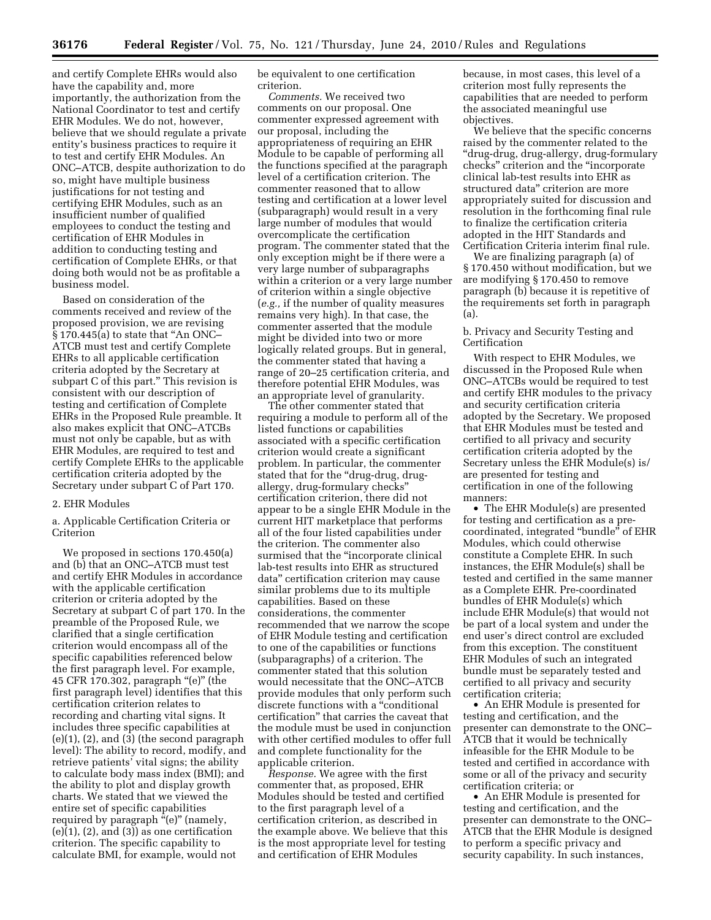and certify Complete EHRs would also have the capability and, more importantly, the authorization from the National Coordinator to test and certify EHR Modules. We do not, however, believe that we should regulate a private entity's business practices to require it to test and certify EHR Modules. An ONC–ATCB, despite authorization to do so, might have multiple business justifications for not testing and certifying EHR Modules, such as an insufficient number of qualified employees to conduct the testing and certification of EHR Modules in addition to conducting testing and certification of Complete EHRs, or that doing both would not be as profitable a business model.

Based on consideration of the comments received and review of the proposed provision, we are revising § 170.445(a) to state that "An ONC–ATCB must test and certify Complete EHRs to all applicable certification criteria adopted by the Secretary at subpart C of this part." This revision is consistent with our description of testing and certification of Complete EHRs in the Proposed Rule preamble. It also makes explicit that ONC–ATCBs must not only be capable, but as with EHR Modules, are required to test and certify Complete EHRs to the applicable certification criteria adopted by the Secretary under subpart C of Part 170.

2. EHR Modules

a. Applicable Certification Criteria or Criterion

We proposed in sections 170.450(a) and (b) that an ONC–ATCB must test and certify EHR Modules in accordance with the applicable certification criterion or criteria adopted by the Secretary at subpart C of part 170. In the preamble of the Proposed Rule, we clarified that a single certification criterion would encompass all of the specific capabilities referenced below the first paragraph level. For example, 45 CFR 170.302, paragraph "(e)" (the first paragraph level) identifies that this certification criterion relates to recording and charting vital signs. It includes three specific capabilities at (e)(1), (2), and (3) (the second paragraph level): The ability to record, modify, and retrieve patients' vital signs; the ability to calculate body mass index (BMI); and the ability to plot and display growth charts. We stated that we viewed the entire set of specific capabilities required by paragraph "(e)" (namely, (e)(1), (2), and (3)) as one certification criterion. The specific capability to calculate BMI, for example, would not be equivalent to one certification criterion.

*Comments.* We received two comments on our proposal. One commenter expressed agreement with our proposal, including the appropriateness of requiring an EHR Module to be capable of performing all the functions specified at the paragraph level of a certification criterion. The commenter reasoned that to allow testing and certification at a lower level (subparagraph) would result in a very large number of modules that would overcomplicate the certification program. The commenter stated that the only exception might be if there were a very large number of subparagraphs within a criterion or a very large number of criterion within a single objective (*e.g.,* if the number of quality measures remains very high). In that case, the commenter asserted that the module might be divided into two or more logically related groups. But in general, the commenter stated that having a range of 20–25 certification criteria, and therefore potential EHR Modules, was an appropriate level of granularity.

The other commenter stated that requiring a module to perform all of the listed functions or capabilities associated with a specific certification criterion would create a significant problem. In particular, the commenter stated that for the "drug-drug, drug-allergy, drug-formulary checks" certification criterion, there did not appear to be a single EHR Module in the current HIT marketplace that performs all of the four listed capabilities under the criterion. The commenter also surmised that the "incorporate clinical lab-test results into EHR as structured data" certification criterion may cause similar problems due to its multiple capabilities. Based on these considerations, the commenter recommended that we narrow the scope of EHR Module testing and certification to one of the capabilities or functions (subparagraphs) of a criterion. The commenter stated that this solution would necessitate that the ONC–ATCB provide modules that only perform such discrete functions with a "conditional certification" that carries the caveat that the module must be used in conjunction with other certified modules to offer full and complete functionality for the applicable criterion.

*Response.* We agree with the first commenter that, as proposed, EHR Modules should be tested and certified to the first paragraph level of a certification criterion, as described in the example above. We believe that this is the most appropriate level for testing and certification of EHR Modules because, in most cases, this level of a criterion most fully represents the capabilities that are needed to perform the associated meaningful use objectives.

We believe that the specific concerns raised by the commenter related to the "drug-drug, drug-allergy, drug-formulary checks" criterion and the "incorporate clinical lab-test results into EHR as structured data" criterion are more appropriately suited for discussion and resolution in the forthcoming final rule to finalize the certification criteria adopted in the HIT Standards and Certification Criteria interim final rule.

We are finalizing paragraph (a) of § 170.450 without modification, but we are modifying § 170.450 to remove paragraph (b) because it is repetitive of the requirements set forth in paragraph (a).

b. Privacy and Security Testing and Certification

With respect to EHR Modules, we discussed in the Proposed Rule when ONC–ATCBs would be required to test and certify EHR modules to the privacy and security certification criteria adopted by the Secretary. We proposed that EHR Modules must be tested and certified to all privacy and security certification criteria adopted by the Secretary unless the EHR Module(s) is/are presented for testing and certification in one of the following manners:

- The EHR Module(s) are presented for testing and certification as a pre-coordinated, integrated "bundle" of EHR Modules, which could otherwise constitute a Complete EHR. In such instances, the EHR Module(s) shall be tested and certified in the same manner as a Complete EHR. Pre-coordinated bundles of EHR Module(s) which include EHR Module(s) that would not be part of a local system and under the end user's direct control are excluded from this exception. The constituent EHR Modules of such an integrated bundle must be separately tested and certified to all privacy and security certification criteria;
- An EHR Module is presented for testing and certification, and the presenter can demonstrate to the ONC–ATCB that it would be technically infeasible for the EHR Module to be tested and certified in accordance with some or all of the privacy and security certification criteria; or
- An EHR Module is presented for testing and certification, and the presenter can demonstrate to the ONC–ATCB that the EHR Module is designed to perform a specific privacy and security capability. In such instances,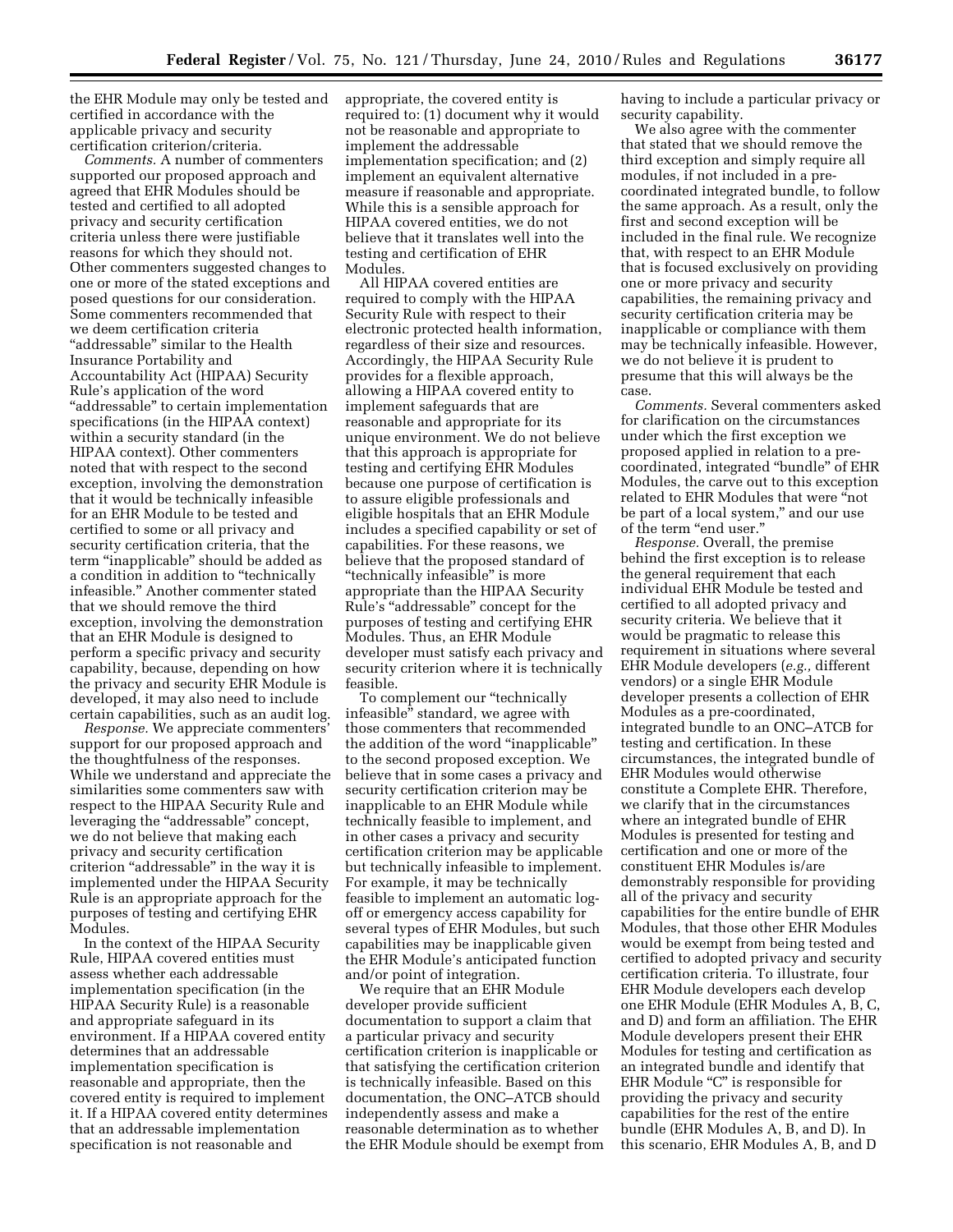the EHR Module may only be tested and certified in accordance with the applicable privacy and security certification criterion/criteria.

*Comments.* A number of commenters supported our proposed approach and agreed that EHR Modules should be tested and certified to all adopted privacy and security certification criteria unless there were justifiable reasons for which they should not. Other commenters suggested changes to one or more of the stated exceptions and posed questions for our consideration. Some commenters recommended that we deem certification criteria "addressable" similar to the Health Insurance Portability and Accountability Act (HIPAA) Security Rule's application of the word "addressable" to certain implementation specifications (in the HIPAA context) within a security standard (in the HIPAA context). Other commenters noted that with respect to the second exception, involving the demonstration that it would be technically infeasible for an EHR Module to be tested and certified to some or all privacy and security certification criteria, that the term "inapplicable" should be added as a condition in addition to "technically infeasible." Another commenter stated that we should remove the third exception, involving the demonstration that an EHR Module is designed to perform a specific privacy and security capability, because, depending on how the privacy and security EHR Module is developed, it may also need to include certain capabilities, such as an audit log.

*Response.* We appreciate commenters' support for our proposed approach and the thoughtfulness of the responses. While we understand and appreciate the similarities some commenters saw with respect to the HIPAA Security Rule and leveraging the "addressable" concept, we do not believe that making each privacy and security certification criterion "addressable" in the way it is implemented under the HIPAA Security Rule is an appropriate approach for the purposes of testing and certifying EHR Modules.

In the context of the HIPAA Security Rule, HIPAA covered entities must assess whether each addressable implementation specification (in the HIPAA Security Rule) is a reasonable and appropriate safeguard in its environment. If a HIPAA covered entity determines that an addressable implementation specification is reasonable and appropriate, then the covered entity is required to implement it. If a HIPAA covered entity determines that an addressable implementation specification is not reasonable and appropriate, the covered entity is required to: (1) document why it would not be reasonable and appropriate to implement the addressable implementation specification; and (2) implement an equivalent alternative measure if reasonable and appropriate. While this is a sensible approach for HIPAA covered entities, we do not believe that it translates well into the testing and certification of EHR Modules.

All HIPAA covered entities are required to comply with the HIPAA Security Rule with respect to their electronic protected health information, regardless of their size and resources. Accordingly, the HIPAA Security Rule provides for a flexible approach, allowing a HIPAA covered entity to implement safeguards that are reasonable and appropriate for its unique environment. We do not believe that this approach is appropriate for testing and certifying EHR Modules because one purpose of certification is to assure eligible professionals and eligible hospitals that an EHR Module includes a specified capability or set of capabilities. For these reasons, we believe that the proposed standard of "technically infeasible" is more appropriate than the HIPAA Security Rule's "addressable" concept for the purposes of testing and certifying EHR Modules. Thus, an EHR Module developer must satisfy each privacy and security criterion where it is technically feasible.

To complement our "technically infeasible" standard, we agree with those commenters that recommended the addition of the word "inapplicable" to the second proposed exception. We believe that in some cases a privacy and security certification criterion may be inapplicable to an EHR Module while technically feasible to implement, and in other cases a privacy and security certification criterion may be applicable but technically infeasible to implement. For example, it may be technically feasible to implement an automatic log-off or emergency access capability for several types of EHR Modules, but such capabilities may be inapplicable given the EHR Module's anticipated function and/or point of integration.

We require that an EHR Module developer provide sufficient documentation to support a claim that a particular privacy and security certification criterion is inapplicable or that satisfying the certification criterion is technically infeasible. Based on this documentation, the ONC–ATCB should independently assess and make a reasonable determination as to whether the EHR Module should be exempt from having to include a particular privacy or security capability.

We also agree with the commenter that stated that we should remove the third exception and simply require all modules, if not included in a pre-coordinated integrated bundle, to follow the same approach. As a result, only the first and second exception will be included in the final rule. We recognize that, with respect to an EHR Module that is focused exclusively on providing one or more privacy and security capabilities, the remaining privacy and security certification criteria may be inapplicable or compliance with them may be technically infeasible. However, we do not believe it is prudent to presume that this will always be the case.

*Comments.* Several commenters asked for clarification on the circumstances under which the first exception we proposed applied in relation to a pre-coordinated, integrated "bundle" of EHR Modules, the carve out to this exception related to EHR Modules that were "not be part of a local system," and our use of the term "end user."

*Response.* Overall, the premise behind the first exception is to release the general requirement that each individual EHR Module be tested and certified to all adopted privacy and security criteria. We believe that it would be pragmatic to release this requirement in situations where several EHR Module developers (*e.g.,* different vendors) or a single EHR Module developer presents a collection of EHR Modules as a pre-coordinated, integrated bundle to an ONC–ATCB for testing and certification. In these circumstances, the integrated bundle of EHR Modules would otherwise constitute a Complete EHR. Therefore, we clarify that in the circumstances where an integrated bundle of EHR Modules is presented for testing and certification and one or more of the constituent EHR Modules is/are demonstrably responsible for providing all of the privacy and security capabilities for the entire bundle of EHR Modules, that those other EHR Modules would be exempt from being tested and certified to adopted privacy and security certification criteria. To illustrate, four EHR Module developers each develop one EHR Module (EHR Modules A, B, C, and D) and form an affiliation. The EHR Module developers present their EHR Modules for testing and certification as an integrated bundle and identify that EHR Module "C" is responsible for providing the privacy and security capabilities for the rest of the entire bundle (EHR Modules A, B, and D). In this scenario, EHR Modules A, B, and D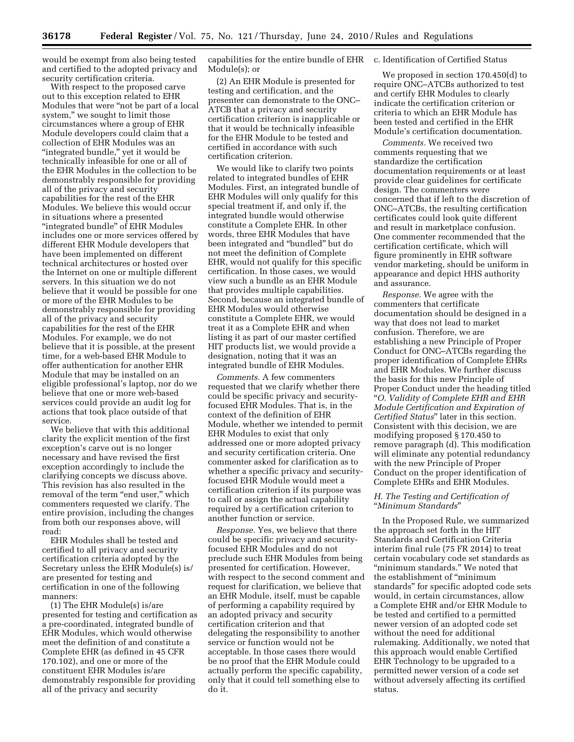would be exempt from also being tested and certified to the adopted privacy and security certification criteria.

With respect to the proposed carve out to this exception related to EHR Modules that were "not be part of a local system," we sought to limit those circumstances where a group of EHR Module developers could claim that a collection of EHR Modules was an "integrated bundle," yet it would be technically infeasible for one or all of the EHR Modules in the collection to be demonstrably responsible for providing all of the privacy and security capabilities for the rest of the EHR Modules. We believe this would occur in situations where a presented "integrated bundle" of EHR Modules includes one or more services offered by different EHR Module developers that have been implemented on different technical architectures or hosted over the Internet on one or multiple different servers. In this situation we do not believe that it would be possible for one or more of the EHR Modules to be demonstrably responsible for providing all of the privacy and security capabilities for the rest of the EHR Modules. For example, we do not believe that it is possible, at the present time, for a web-based EHR Module to offer authentication for another EHR Module that may be installed on an eligible professional's laptop, nor do we believe that one or more web-based services could provide an audit log for actions that took place outside of that service.

We believe that with this additional clarity the explicit mention of the first exception's carve out is no longer necessary and have revised the first exception accordingly to include the clarifying concepts we discuss above. This revision has also resulted in the removal of the term "end user," which commenters requested we clarify. The entire provision, including the changes from both our responses above, will read:

EHR Modules shall be tested and certified to all privacy and security certification criteria adopted by the Secretary unless the EHR Module(s) is/are presented for testing and certification in one of the following manners:

(1) The EHR Module(s) is/are presented for testing and certification as a pre-coordinated, integrated bundle of EHR Modules, which would otherwise meet the definition of and constitute a Complete EHR (as defined in 45 CFR 170.102), and one or more of the constituent EHR Modules is/are demonstrably responsible for providing all of the privacy and security capabilities for the entire bundle of EHR Module(s); or

(2) An EHR Module is presented for testing and certification, and the presenter can demonstrate to the ONC–ATCB that a privacy and security certification criterion is inapplicable or that it would be technically infeasible for the EHR Module to be tested and certified in accordance with such certification criterion.

We would like to clarify two points related to integrated bundles of EHR Modules. First, an integrated bundle of EHR Modules will only qualify for this special treatment if, and only if, the integrated bundle would otherwise constitute a Complete EHR. In other words, three EHR Modules that have been integrated and "bundled" but do not meet the definition of Complete EHR, would not qualify for this specific certification. In those cases, we would view such a bundle as an EHR Module that provides multiple capabilities. Second, because an integrated bundle of EHR Modules would otherwise constitute a Complete EHR, we would treat it as a Complete EHR and when listing it as part of our master certified HIT products list, we would provide a designation, noting that it was an integrated bundle of EHR Modules.

*Comments.* A few commenters requested that we clarify whether there could be specific privacy and security-focused EHR Modules. That is, in the context of the definition of EHR Module, whether we intended to permit EHR Modules to exist that only addressed one or more adopted privacy and security certification criteria. One commenter asked for clarification as to whether a specific privacy and security-focused EHR Module would meet a certification criterion if its purpose was to call or assign the actual capability required by a certification criterion to another function or service.

*Response.* Yes, we believe that there could be specific privacy and security-focused EHR Modules and do not preclude such EHR Modules from being presented for certification. However, with respect to the second comment and request for clarification, we believe that an EHR Module, itself, must be capable of performing a capability required by an adopted privacy and security certification criterion and that delegating the responsibility to another service or function would not be acceptable. In those cases there would be no proof that the EHR Module could actually perform the specific capability, only that it could tell something else to do it.

c. Identification of Certified Status

We proposed in section 170.450(d) to require ONC–ATCBs authorized to test and certify EHR Modules to clearly indicate the certification criterion or criteria to which an EHR Module has been tested and certified in the EHR Module's certification documentation.

*Comments.* We received two comments requesting that we standardize the certification documentation requirements or at least provide clear guidelines for certificate design. The commenters were concerned that if left to the discretion of ONC–ATCBs, the resulting certification certificates could look quite different and result in marketplace confusion. One commenter recommended that the certification certificate, which will figure prominently in EHR software vendor marketing, should be uniform in appearance and depict HHS authority and assurance.

*Response.* We agree with the commenters that certificate documentation should be designed in a way that does not lead to market confusion. Therefore, we are establishing a new Principle of Proper Conduct for ONC–ATCBs regarding the proper identification of Complete EHRs and EHR Modules. We further discuss the basis for this new Principle of Proper Conduct under the heading titled "*O. Validity of Complete EHR and EHR Module Certification and Expiration of Certified Status*" later in this section. Consistent with this decision, we are modifying proposed § 170.450 to remove paragraph (d). This modification will eliminate any potential redundancy with the new Principle of Proper Conduct on the proper identification of Complete EHRs and EHR Modules.

### *H. The Testing and Certification of "Minimum Standards"*

In the Proposed Rule, we summarized the approach set forth in the HIT Standards and Certification Criteria interim final rule (75 FR 2014) to treat certain vocabulary code set standards as "minimum standards." We noted that the establishment of "minimum standards" for specific adopted code sets would, in certain circumstances, allow a Complete EHR and/or EHR Module to be tested and certified to a permitted newer version of an adopted code set without the need for additional rulemaking. Additionally, we noted that this approach would enable Certified EHR Technology to be upgraded to a permitted newer version of a code set without adversely affecting its certified status.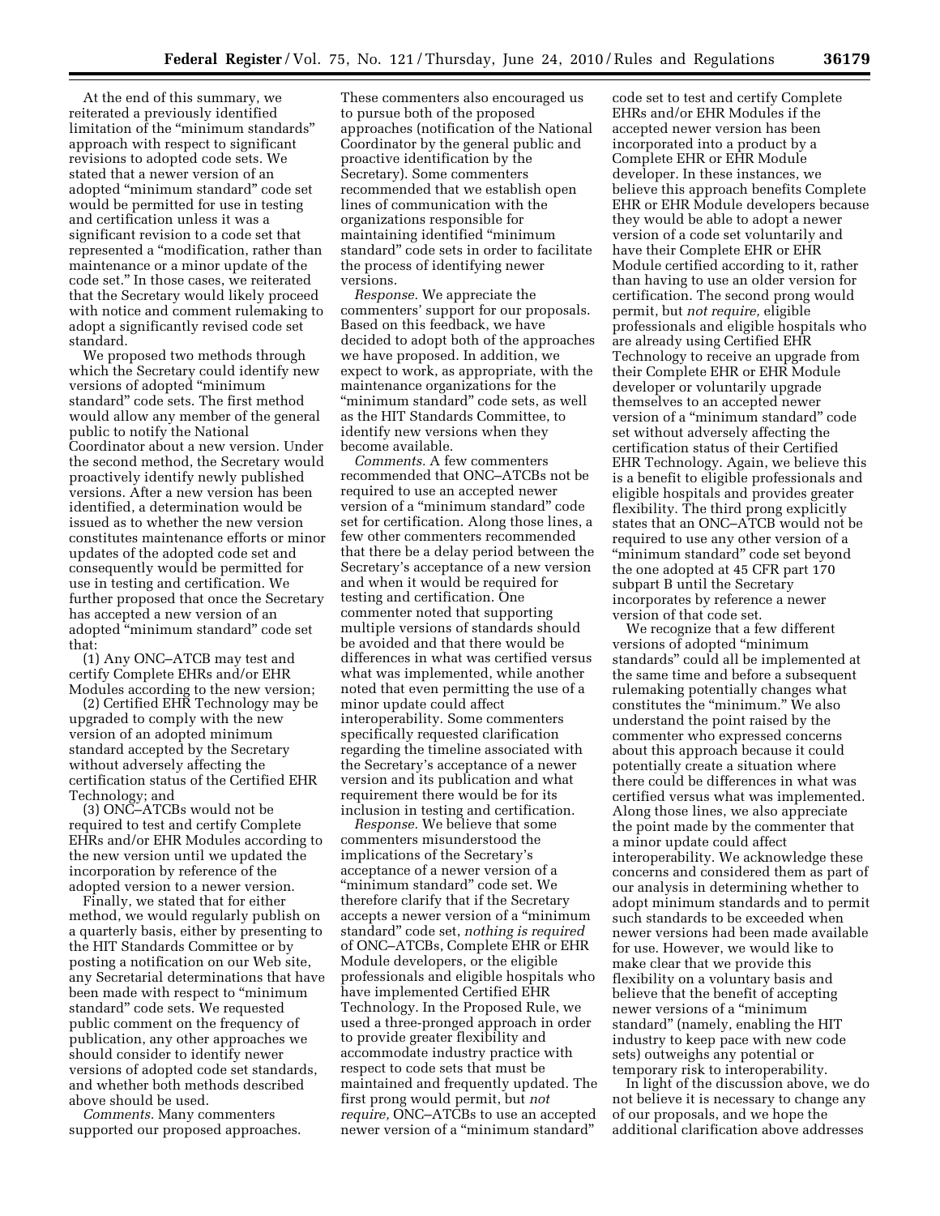At the end of this summary, we reiterated a previously identified limitation of the "minimum standards" approach with respect to significant revisions to adopted code sets. We stated that a newer version of an adopted "minimum standard" code set would be permitted for use in testing and certification unless it was a significant revision to a code set that represented a "modification, rather than maintenance or a minor update of the code set." In those cases, we reiterated that the Secretary would likely proceed with notice and comment rulemaking to adopt a significantly revised code set standard.

We proposed two methods through which the Secretary could identify new versions of adopted "minimum standard" code sets. The first method would allow any member of the general public to notify the National Coordinator about a new version. Under the second method, the Secretary would proactively identify newly published versions. After a new version has been identified, a determination would be issued as to whether the new version constitutes maintenance efforts or minor updates of the adopted code set and consequently would be permitted for use in testing and certification. We further proposed that once the Secretary has accepted a new version of an adopted "minimum standard" code set that:

(1) Any ONC–ATCB may test and certify Complete EHRs and/or EHR Modules according to the new version;

(2) Certified EHR Technology may be upgraded to comply with the new version of an adopted minimum standard accepted by the Secretary without adversely affecting the certification status of the Certified EHR Technology; and

(3) ONC–ATCBs would not be required to test and certify Complete EHRs and/or EHR Modules according to the new version until we updated the incorporation by reference of the adopted version to a newer version.

Finally, we stated that for either method, we would regularly publish on a quarterly basis, either by presenting to the HIT Standards Committee or by posting a notification on our Web site, any Secretarial determinations that have been made with respect to "minimum standard" code sets. We requested public comment on the frequency of publication, any other approaches we should consider to identify newer versions of adopted code set standards, and whether both methods described above should be used.

*Comments.* Many commenters supported our proposed approaches. These commenters also encouraged us to pursue both of the proposed approaches (notification of the National Coordinator by the general public and proactive identification by the Secretary). Some commenters recommended that we establish open lines of communication with the organizations responsible for maintaining identified "minimum standard" code sets in order to facilitate the process of identifying newer versions.

*Response.* We appreciate the commenters' support for our proposals. Based on this feedback, we have decided to adopt both of the approaches we have proposed. In addition, we expect to work, as appropriate, with the maintenance organizations for the "minimum standard" code sets, as well as the HIT Standards Committee, to identify new versions when they become available.

*Comments.* A few commenters recommended that ONC–ATCBs not be required to use an accepted newer version of a "minimum standard" code set for certification. Along those lines, a few other commenters recommended that there be a delay period between the Secretary's acceptance of a new version and when it would be required for testing and certification. One commenter noted that supporting multiple versions of standards should be avoided and that there would be differences in what was certified versus what was implemented, while another noted that even permitting the use of a minor update could affect interoperability. Some commenters specifically requested clarification regarding the timeline associated with the Secretary's acceptance of a newer version and its publication and what requirement there would be for its inclusion in testing and certification.

*Response.* We believe that some commenters misunderstood the implications of the Secretary's acceptance of a newer version of a "minimum standard" code set. We therefore clarify that if the Secretary accepts a newer version of a "minimum standard" code set, *nothing is required* of ONC–ATCBs, Complete EHR or EHR Module developers, or the eligible professionals and eligible hospitals who have implemented Certified EHR Technology. In the Proposed Rule, we used a three-pronged approach in order to provide greater flexibility and accommodate industry practice with respect to code sets that must be maintained and frequently updated. The first prong would permit, but *not require,* ONC–ATCBs to use an accepted newer version of a "minimum standard" code set to test and certify Complete EHRs and/or EHR Modules if the accepted newer version has been incorporated into a product by a Complete EHR or EHR Module developer. In these instances, we believe this approach benefits Complete EHR or EHR Module developers because they would be able to adopt a newer version of a code set voluntarily and have their Complete EHR or EHR Module certified according to it, rather than having to use an older version for certification. The second prong would permit, but *not require,* eligible professionals and eligible hospitals who are already using Certified EHR Technology to receive an upgrade from their Complete EHR or EHR Module developer or voluntarily upgrade themselves to an accepted newer version of a "minimum standard" code set without adversely affecting the certification status of their Certified EHR Technology. Again, we believe this is a benefit to eligible professionals and eligible hospitals and provides greater flexibility. The third prong explicitly states that an ONC–ATCB would not be required to use any other version of a "minimum standard" code set beyond the one adopted at 45 CFR part 170 subpart B until the Secretary incorporates by reference a newer version of that code set.

We recognize that a few different versions of adopted "minimum standards" could all be implemented at the same time and before a subsequent rulemaking potentially changes what constitutes the "minimum." We also understand the point raised by the commenter who expressed concerns about this approach because it could potentially create a situation where there could be differences in what was certified versus what was implemented. Along those lines, we also appreciate the point made by the commenter that a minor update could affect interoperability. We acknowledge these concerns and considered them as part of our analysis in determining whether to adopt minimum standards and to permit such standards to be exceeded when newer versions had been made available for use. However, we would like to make clear that we provide this flexibility on a voluntary basis and believe that the benefit of accepting newer versions of a "minimum standard" (namely, enabling the HIT industry to keep pace with new code sets) outweighs any potential or temporary risk to interoperability.

In light of the discussion above, we do not believe it is necessary to change any of our proposals, and we hope the additional clarification above addresses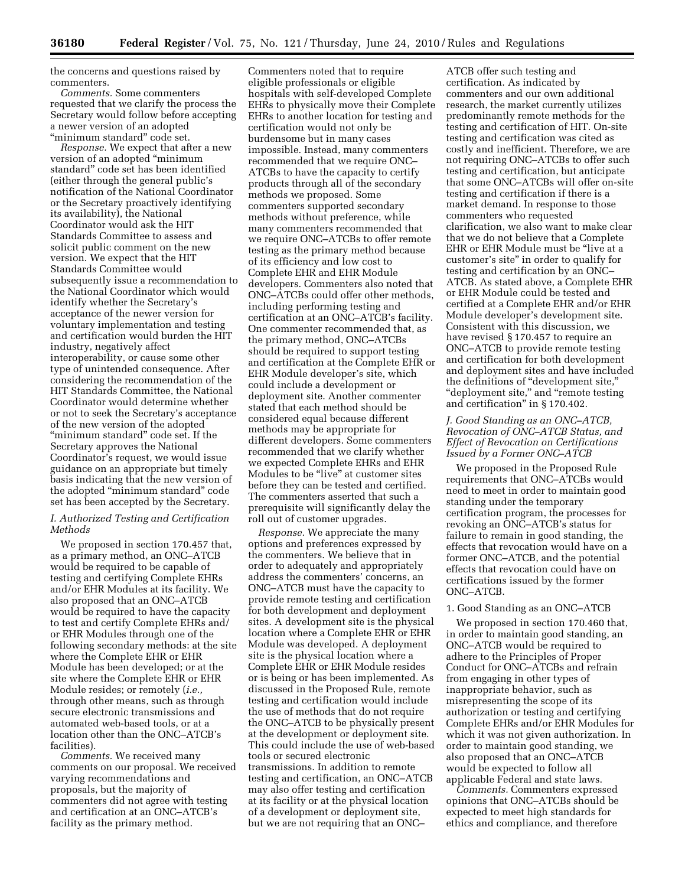the concerns and questions raised by commenters.

*Comments.* Some commenters requested that we clarify the process the Secretary would follow before accepting a newer version of an adopted "minimum standard" code set.

*Response.* We expect that after a new version of an adopted "minimum standard" code set has been identified (either through the general public's notification of the National Coordinator or the Secretary proactively identifying its availability), the National Coordinator would ask the HIT Standards Committee to assess and solicit public comment on the new version. We expect that the HIT Standards Committee would subsequently issue a recommendation to the National Coordinator which would identify whether the Secretary's acceptance of the newer version for voluntary implementation and testing and certification would burden the HIT industry, negatively affect interoperability, or cause some other type of unintended consequence. After considering the recommendation of the HIT Standards Committee, the National Coordinator would determine whether or not to seek the Secretary's acceptance of the new version of the adopted "minimum standard" code set. If the Secretary approves the National Coordinator's request, we would issue guidance on an appropriate but timely basis indicating that the new version of the adopted "minimum standard" code set has been accepted by the Secretary.

### *I. Authorized Testing and Certification Methods*

We proposed in section 170.457 that, as a primary method, an ONC–ATCB would be required to be capable of testing and certifying Complete EHRs and/or EHR Modules at its facility. We also proposed that an ONC–ATCB would be required to have the capacity to test and certify Complete EHRs and/or EHR Modules through one of the following secondary methods: at the site where the Complete EHR or EHR Module has been developed; or at the site where the Complete EHR or EHR Module resides; or remotely (*i.e.,* through other means, such as through secure electronic transmissions and automated web-based tools, or at a location other than the ONC–ATCB's facilities).

*Comments.* We received many comments on our proposal. We received varying recommendations and proposals, but the majority of commenters did not agree with testing and certification at an ONC–ATCB's facility as the primary method. Commenters noted that to require eligible professionals or eligible hospitals with self-developed Complete EHRs to physically move their Complete EHRs to another location for testing and certification would not only be burdensome but in many cases impossible. Instead, many commenters recommended that we require ONC–ATCBs to have the capacity to certify products through all of the secondary methods we proposed. Some commenters supported secondary methods without preference, while many commenters recommended that we require ONC–ATCBs to offer remote testing as the primary method because of its efficiency and low cost to Complete EHR and EHR Module developers. Commenters also noted that ONC–ATCBs could offer other methods, including performing testing and certification at an ONC–ATCB's facility. One commenter recommended that, as the primary method, ONC–ATCBs should be required to support testing and certification at the Complete EHR or EHR Module developer's site, which could include a development or deployment site. Another commenter stated that each method should be considered equal because different methods may be appropriate for different developers. Some commenters recommended that we clarify whether we expected Complete EHRs and EHR Modules to be "live" at customer sites before they can be tested and certified. The commenters asserted that such a prerequisite will significantly delay the roll out of customer upgrades.

*Response.* We appreciate the many options and preferences expressed by the commenters. We believe that in order to adequately and appropriately address the commenters' concerns, an ONC–ATCB must have the capacity to provide remote testing and certification for both development and deployment sites. A development site is the physical location where a Complete EHR or EHR Module was developed. A deployment site is the physical location where a Complete EHR or EHR Module resides or is being or has been implemented. As discussed in the Proposed Rule, remote testing and certification would include the use of methods that do not require the ONC–ATCB to be physically present at the development or deployment site. This could include the use of web-based tools or secured electronic transmissions. In addition to remote testing and certification, an ONC–ATCB may also offer testing and certification at its facility or at the physical location of a development or deployment site, but we are not requiring that an ONC–ATCB offer such testing and certification. As indicated by commenters and our own additional research, the market currently utilizes predominantly remote methods for the testing and certification of HIT. On-site testing and certification was cited as costly and inefficient. Therefore, we are not requiring ONC–ATCBs to offer such testing and certification, but anticipate that some ONC–ATCBs will offer on-site testing and certification if there is a market demand. In response to those commenters who requested clarification, we also want to make clear that we do not believe that a Complete EHR or EHR Module must be "live at a customer's site" in order to qualify for testing and certification by an ONC–ATCB. As stated above, a Complete EHR or EHR Module could be tested and certified at a Complete EHR and/or EHR Module developer's development site. Consistent with this discussion, we have revised § 170.457 to require an ONC–ATCB to provide remote testing and certification for both development and deployment sites and have included the definitions of "development site," "deployment site," and "remote testing and certification" in § 170.402.

### *J. Good Standing as an ONC–ATCB, Revocation of ONC–ATCB Status, and Effect of Revocation on Certifications Issued by a Former ONC–ATCB*

We proposed in the Proposed Rule requirements that ONC–ATCBs would need to meet in order to maintain good standing under the temporary certification program, the processes for revoking an ONC–ATCB's status for failure to remain in good standing, the effects that revocation would have on a former ONC–ATCB, and the potential effects that revocation could have on certifications issued by the former ONC–ATCB.

#### 1. Good Standing as an ONC–ATCB

We proposed in section 170.460 that, in order to maintain good standing, an ONC–ATCB would be required to adhere to the Principles of Proper Conduct for ONC–ATCBs and refrain from engaging in other types of inappropriate behavior, such as misrepresenting the scope of its authorization or testing and certifying Complete EHRs and/or EHR Modules for which it was not given authorization. In order to maintain good standing, we also proposed that an ONC–ATCB would be expected to follow all applicable Federal and state laws.

*Comments.* Commenters expressed opinions that ONC–ATCBs should be expected to meet high standards for ethics and compliance, and therefore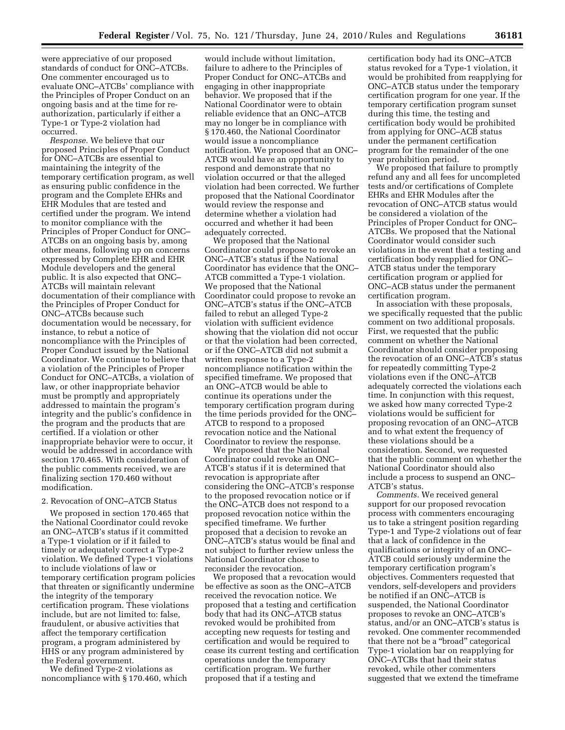were appreciative of our proposed standards of conduct for ONC–ATCBs. One commenter encouraged us to evaluate ONC–ATCBs' compliance with the Principles of Proper Conduct on an ongoing basis and at the time for re-authorization, particularly if either a Type-1 or Type-2 violation had occurred.

*Response.* We believe that our proposed Principles of Proper Conduct for ONC–ATCBs are essential to maintaining the integrity of the temporary certification program, as well as ensuring public confidence in the program and the Complete EHRs and EHR Modules that are tested and certified under the program. We intend to monitor compliance with the Principles of Proper Conduct for ONC–ATCBs on an ongoing basis by, among other means, following up on concerns expressed by Complete EHR and EHR Module developers and the general public. It is also expected that ONC–ATCBs will maintain relevant documentation of their compliance with the Principles of Proper Conduct for ONC–ATCBs because such documentation would be necessary, for instance, to rebut a notice of noncompliance with the Principles of Proper Conduct issued by the National Coordinator. We continue to believe that a violation of the Principles of Proper Conduct for ONC–ATCBs, a violation of law, or other inappropriate behavior must be promptly and appropriately addressed to maintain the program's integrity and the public's confidence in the program and the products that are certified. If a violation or other inappropriate behavior were to occur, it would be addressed in accordance with section 170.465. With consideration of the public comments received, we are finalizing section 170.460 without modification.

2. Revocation of ONC–ATCB Status

We proposed in section 170.465 that the National Coordinator could revoke an ONC–ATCB's status if it committed a Type-1 violation or if it failed to timely or adequately correct a Type-2 violation. We defined Type-1 violations to include violations of law or temporary certification program policies that threaten or significantly undermine the integrity of the temporary certification program. These violations include, but are not limited to: false, fraudulent, or abusive activities that affect the temporary certification program, a program administered by HHS or any program administered by the Federal government.

We defined Type-2 violations as noncompliance with § 170.460, which would include without limitation, failure to adhere to the Principles of Proper Conduct for ONC–ATCBs and engaging in other inappropriate behavior. We proposed that if the National Coordinator were to obtain reliable evidence that an ONC–ATCB may no longer be in compliance with § 170.460, the National Coordinator would issue a noncompliance notification. We proposed that an ONC–ATCB would have an opportunity to respond and demonstrate that no violation occurred or that the alleged violation had been corrected. We further proposed that the National Coordinator would review the response and determine whether a violation had occurred and whether it had been adequately corrected.

We proposed that the National Coordinator could propose to revoke an ONC–ATCB's status if the National Coordinator has evidence that the ONC–ATCB committed a Type-1 violation. We proposed that the National Coordinator could propose to revoke an ONC–ATCB's status if the ONC–ATCB failed to rebut an alleged Type-2 violation with sufficient evidence showing that the violation did not occur or that the violation had been corrected, or if the ONC–ATCB did not submit a written response to a Type-2 noncompliance notification within the specified timeframe. We proposed that an ONC–ATCB would be able to continue its operations under the temporary certification program during the time periods provided for the ONC–ATCB to respond to a proposed revocation notice and the National Coordinator to review the response.

We proposed that the National Coordinator could revoke an ONC–ATCB's status if it is determined that revocation is appropriate after considering the ONC–ATCB's response to the proposed revocation notice or if the ONC–ATCB does not respond to a proposed revocation notice within the specified timeframe. We further proposed that a decision to revoke an ONC–ATCB's status would be final and not subject to further review unless the National Coordinator chose to reconsider the revocation.

We proposed that a revocation would be effective as soon as the ONC–ATCB received the revocation notice. We proposed that a testing and certification body that had its ONC–ATCB status revoked would be prohibited from accepting new requests for testing and certification and would be required to cease its current testing and certification operations under the temporary certification program. We further proposed that if a testing and certification body had its ONC–ATCB status revoked for a Type-1 violation, it would be prohibited from reapplying for ONC–ATCB status under the temporary certification program for one year. If the temporary certification program sunset during this time, the testing and certification body would be prohibited from applying for ONC–ACB status under the permanent certification program for the remainder of the one year prohibition period.

We proposed that failure to promptly refund any and all fees for uncompleted tests and/or certifications of Complete EHRs and EHR Modules after the revocation of ONC–ATCB status would be considered a violation of the Principles of Proper Conduct for ONC–ATCBs. We proposed that the National Coordinator would consider such violations in the event that a testing and certification body reapplied for ONC–ATCB status under the temporary certification program or applied for ONC–ACB status under the permanent certification program.

In association with these proposals, we specifically requested that the public comment on two additional proposals. First, we requested that the public comment on whether the National Coordinator should consider proposing the revocation of an ONC–ATCB's status for repeatedly committing Type-2 violations even if the ONC–ATCB adequately corrected the violations each time. In conjunction with this request, we asked how many corrected Type-2 violations would be sufficient for proposing revocation of an ONC–ATCB and to what extent the frequency of these violations should be a consideration. Second, we requested that the public comment on whether the National Coordinator should also include a process to suspend an ONC–ATCB's status.

*Comments.* We received general support for our proposed revocation process with commenters encouraging us to take a stringent position regarding Type-1 and Type-2 violations out of fear that a lack of confidence in the qualifications or integrity of an ONC–ATCB could seriously undermine the temporary certification program's objectives. Commenters requested that vendors, self-developers and providers be notified if an ONC–ATCB is suspended, the National Coordinator proposes to revoke an ONC–ATCB's status, and/or an ONC–ATCB's status is revoked. One commenter recommended that there not be a "broad" categorical Type-1 violation bar on reapplying for ONC–ATCBs that had their status revoked, while other commenters suggested that we extend the timeframe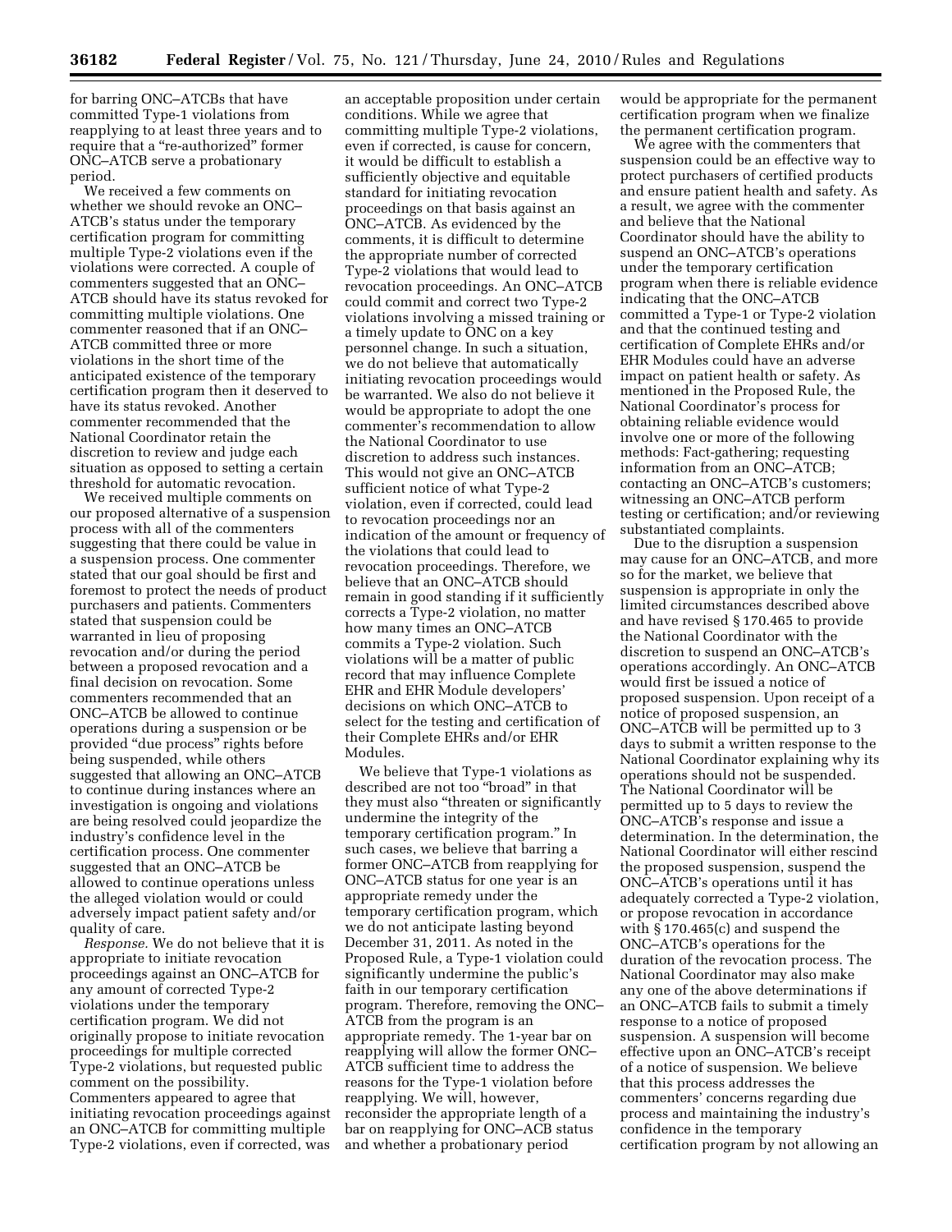for barring ONC–ATCBs that have committed Type-1 violations from reapplying to at least three years and to require that a "re-authorized" former ONC–ATCB serve a probationary period.

We received a few comments on whether we should revoke an ONC–ATCB's status under the temporary certification program for committing multiple Type-2 violations even if the violations were corrected. A couple of commenters suggested that an ONC–ATCB should have its status revoked for committing multiple violations. One commenter reasoned that if an ONC–ATCB committed three or more violations in the short time of the anticipated existence of the temporary certification program then it deserved to have its status revoked. Another commenter recommended that the National Coordinator retain the discretion to review and judge each situation as opposed to setting a certain threshold for automatic revocation.

We received multiple comments on our proposed alternative of a suspension process with all of the commenters suggesting that there could be value in a suspension process. One commenter stated that our goal should be first and foremost to protect the needs of product purchasers and patients. Commenters stated that suspension could be warranted in lieu of proposing revocation and/or during the period between a proposed revocation and a final decision on revocation. Some commenters recommended that an ONC–ATCB be allowed to continue operations during a suspension or be provided "due process" rights before being suspended, while others suggested that allowing an ONC–ATCB to continue during instances where an investigation is ongoing and violations are being resolved could jeopardize the industry's confidence level in the certification process. One commenter suggested that an ONC–ATCB be allowed to continue operations unless the alleged violation would or could adversely impact patient safety and/or quality of care.

*Response.* We do not believe that it is appropriate to initiate revocation proceedings against an ONC–ATCB for any amount of corrected Type-2 violations under the temporary certification program. We did not originally propose to initiate revocation proceedings for multiple corrected Type-2 violations, but requested public comment on the possibility. Commenters appeared to agree that initiating revocation proceedings against an ONC–ATCB for committing multiple Type-2 violations, even if corrected, was an acceptable proposition under certain conditions. While we agree that committing multiple Type-2 violations, even if corrected, is cause for concern, it would be difficult to establish a sufficiently objective and equitable standard for initiating revocation proceedings on that basis against an ONC–ATCB. As evidenced by the comments, it is difficult to determine the appropriate number of corrected Type-2 violations that would lead to revocation proceedings. An ONC–ATCB could commit and correct two Type-2 violations involving a missed training or a timely update to ONC on a key personnel change. In such a situation, we do not believe that automatically initiating revocation proceedings would be warranted. We also do not believe it would be appropriate to adopt the one commenter's recommendation to allow the National Coordinator to use discretion to address such instances. This would not give an ONC–ATCB sufficient notice of what Type-2 violation, even if corrected, could lead to revocation proceedings nor an indication of the amount or frequency of the violations that could lead to revocation proceedings. Therefore, we believe that an ONC–ATCB should remain in good standing if it sufficiently corrects a Type-2 violation, no matter how many times an ONC–ATCB commits a Type-2 violation. Such violations will be a matter of public record that may influence Complete EHR and EHR Module developers' decisions on which ONC–ATCB to select for the testing and certification of their Complete EHRs and/or EHR Modules.

We believe that Type-1 violations as described are not too "broad" in that they must also "threaten or significantly undermine the integrity of the temporary certification program." In such cases, we believe that barring a former ONC–ATCB from reapplying for ONC–ATCB status for one year is an appropriate remedy under the temporary certification program, which we do not anticipate lasting beyond December 31, 2011. As noted in the Proposed Rule, a Type-1 violation could significantly undermine the public's faith in our temporary certification program. Therefore, removing the ONC–ATCB from the program is an appropriate remedy. The 1-year bar on reapplying will allow the former ONC–ATCB sufficient time to address the reasons for the Type-1 violation before reapplying. We will, however, reconsider the appropriate length of a bar on reapplying for ONC–ACB status and whether a probationary period would be appropriate for the permanent certification program when we finalize the permanent certification program.

We agree with the commenters that suspension could be an effective way to protect purchasers of certified products and ensure patient health and safety. As a result, we agree with the commenter and believe that the National Coordinator should have the ability to suspend an ONC–ATCB's operations under the temporary certification program when there is reliable evidence indicating that the ONC–ATCB committed a Type-1 or Type-2 violation and that the continued testing and certification of Complete EHRs and/or EHR Modules could have an adverse impact on patient health or safety. As mentioned in the Proposed Rule, the National Coordinator's process for obtaining reliable evidence would involve one or more of the following methods: Fact-gathering; requesting information from an ONC–ATCB; contacting an ONC–ATCB's customers; witnessing an ONC–ATCB perform testing or certification; and/or reviewing substantiated complaints.

Due to the disruption a suspension may cause for an ONC–ATCB, and more so for the market, we believe that suspension is appropriate in only the limited circumstances described above and have revised § 170.465 to provide the National Coordinator with the discretion to suspend an ONC–ATCB's operations accordingly. An ONC–ATCB would first be issued a notice of proposed suspension. Upon receipt of a notice of proposed suspension, an ONC–ATCB will be permitted up to 3 days to submit a written response to the National Coordinator explaining why its operations should not be suspended. The National Coordinator will be permitted up to 5 days to review the ONC–ATCB's response and issue a determination. In the determination, the National Coordinator will either rescind the proposed suspension, suspend the ONC–ATCB's operations until it has adequately corrected a Type-2 violation, or propose revocation in accordance with § 170.465(c) and suspend the ONC–ATCB's operations for the duration of the revocation process. The National Coordinator may also make any one of the above determinations if an ONC–ATCB fails to submit a timely response to a notice of proposed suspension. A suspension will become effective upon an ONC–ATCB's receipt of a notice of suspension. We believe that this process addresses the commenters' concerns regarding due process and maintaining the industry's confidence in the temporary certification program by not allowing an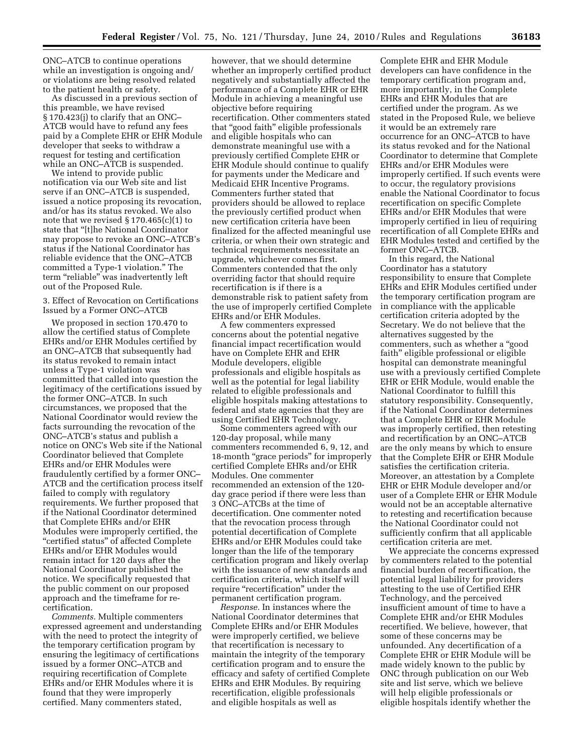ONC–ATCB to continue operations while an investigation is ongoing and/or violations are being resolved related to the patient health or safety.

As discussed in a previous section of this preamble, we have revised § 170.423(j) to clarify that an ONC–ATCB would have to refund any fees paid by a Complete EHR or EHR Module developer that seeks to withdraw a request for testing and certification while an ONC–ATCB is suspended.

We intend to provide public notification via our Web site and list serve if an ONC–ATCB is suspended, issued a notice proposing its revocation, and/or has its status revoked. We also note that we revised § 170.465(c)(1) to state that "[t]he National Coordinator may propose to revoke an ONC–ATCB's status if the National Coordinator has reliable evidence that the ONC–ATCB committed a Type-1 violation." The term "reliable" was inadvertently left out of the Proposed Rule.

3. Effect of Revocation on Certifications Issued by a Former ONC–ATCB

We proposed in section 170.470 to allow the certified status of Complete EHRs and/or EHR Modules certified by an ONC–ATCB that subsequently had its status revoked to remain intact unless a Type-1 violation was committed that called into question the legitimacy of the certifications issued by the former ONC–ATCB. In such circumstances, we proposed that the National Coordinator would review the facts surrounding the revocation of the ONC–ATCB's status and publish a notice on ONC's Web site if the National Coordinator believed that Complete EHRs and/or EHR Modules were fraudulently certified by a former ONC–ATCB and the certification process itself failed to comply with regulatory requirements. We further proposed that if the National Coordinator determined that Complete EHRs and/or EHR Modules were improperly certified, the "certified status" of affected Complete EHRs and/or EHR Modules would remain intact for 120 days after the National Coordinator published the notice. We specifically requested that the public comment on our proposed approach and the timeframe for re-certification.

*Comments.* Multiple commenters expressed agreement and understanding with the need to protect the integrity of the temporary certification program by ensuring the legitimacy of certifications issued by a former ONC–ATCB and requiring recertification of Complete EHRs and/or EHR Modules where it is found that they were improperly certified. Many commenters stated, however, that we should determine whether an improperly certified product negatively and substantially affected the performance of a Complete EHR or EHR Module in achieving a meaningful use objective before requiring recertification. Other commenters stated that "good faith" eligible professionals and eligible hospitals who can demonstrate meaningful use with a previously certified Complete EHR or EHR Module should continue to qualify for payments under the Medicare and Medicaid EHR Incentive Programs. Commenters further stated that providers should be allowed to replace the previously certified product when new certification criteria have been finalized for the affected meaningful use criteria, or when their own strategic and technical requirements necessitate an upgrade, whichever comes first. Commenters contended that the only overriding factor that should require recertification is if there is a demonstrable risk to patient safety from the use of improperly certified Complete EHRs and/or EHR Modules.

A few commenters expressed concerns about the potential negative financial impact recertification would have on Complete EHR and EHR Module developers, eligible professionals and eligible hospitals as well as the potential for legal liability related to eligible professionals and eligible hospitals making attestations to federal and state agencies that they are using Certified EHR Technology.

Some commenters agreed with our 120-day proposal, while many commenters recommended 6, 9, 12, and 18-month "grace periods" for improperly certified Complete EHRs and/or EHR Modules. One commenter recommended an extension of the 120-day grace period if there were less than 3 ONC–ATCBs at the time of decertification. One commenter noted that the revocation process through potential decertification of Complete EHRs and/or EHR Modules could take longer than the life of the temporary certification program and likely overlap with the issuance of new standards and certification criteria, which itself will require "recertification" under the permanent certification program.

*Response.* In instances where the National Coordinator determines that Complete EHRs and/or EHR Modules were improperly certified, we believe that recertification is necessary to maintain the integrity of the temporary certification program and to ensure the efficacy and safety of certified Complete EHRs and EHR Modules. By requiring recertification, eligible professionals and eligible hospitals as well as Complete EHR and EHR Module developers can have confidence in the temporary certification program and, more importantly, in the Complete EHRs and EHR Modules that are certified under the program. As we stated in the Proposed Rule, we believe it would be an extremely rare occurrence for an ONC–ATCB to have its status revoked and for the National Coordinator to determine that Complete EHRs and/or EHR Modules were improperly certified. If such events were to occur, the regulatory provisions enable the National Coordinator to focus recertification on specific Complete EHRs and/or EHR Modules that were improperly certified in lieu of requiring recertification of all Complete EHRs and EHR Modules tested and certified by the former ONC–ATCB.

In this regard, the National Coordinator has a statutory responsibility to ensure that Complete EHRs and EHR Modules certified under the temporary certification program are in compliance with the applicable certification criteria adopted by the Secretary. We do not believe that the alternatives suggested by the commenters, such as whether a "good faith" eligible professional or eligible hospital can demonstrate meaningful use with a previously certified Complete EHR or EHR Module, would enable the National Coordinator to fulfill this statutory responsibility. Consequently, if the National Coordinator determines that a Complete EHR or EHR Module was improperly certified, then retesting and recertification by an ONC–ATCB are the only means by which to ensure that the Complete EHR or EHR Module satisfies the certification criteria. Moreover, an attestation by a Complete EHR or EHR Module developer and/or user of a Complete EHR or EHR Module would not be an acceptable alternative to retesting and recertification because the National Coordinator could not sufficiently confirm that all applicable certification criteria are met.

We appreciate the concerns expressed by commenters related to the potential financial burden of recertification, the potential legal liability for providers attesting to the use of Certified EHR Technology, and the perceived insufficient amount of time to have a Complete EHR and/or EHR Modules recertified. We believe, however, that some of these concerns may be unfounded. Any decertification of a Complete EHR or EHR Module will be made widely known to the public by ONC through publication on our Web site and list serve, which we believe will help eligible professionals or eligible hospitals identify whether the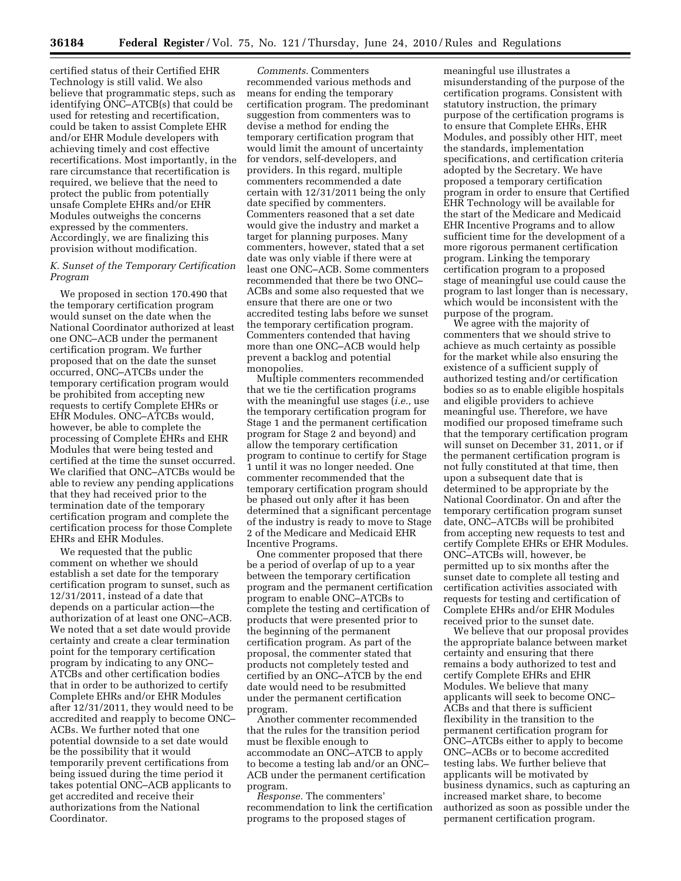certified status of their Certified EHR Technology is still valid. We also believe that programmatic steps, such as identifying ONC–ATCB(s) that could be used for retesting and recertification, could be taken to assist Complete EHR and/or EHR Module developers with achieving timely and cost effective recertifications. Most importantly, in the rare circumstance that recertification is required, we believe that the need to protect the public from potentially unsafe Complete EHRs and/or EHR Modules outweighs the concerns expressed by the commenters. Accordingly, we are finalizing this provision without modification.

### *K. Sunset of the Temporary Certification Program*

We proposed in section 170.490 that the temporary certification program would sunset on the date when the National Coordinator authorized at least one ONC–ACB under the permanent certification program. We further proposed that on the date the sunset occurred, ONC–ATCBs under the temporary certification program would be prohibited from accepting new requests to certify Complete EHRs or EHR Modules. ONC–ATCBs would, however, be able to complete the processing of Complete EHRs and EHR Modules that were being tested and certified at the time the sunset occurred. We clarified that ONC–ATCBs would be able to review any pending applications that they had received prior to the termination date of the temporary certification program and complete the certification process for those Complete EHRs and EHR Modules.

We requested that the public comment on whether we should establish a set date for the temporary certification program to sunset, such as 12/31/2011, instead of a date that depends on a particular action—the authorization of at least one ONC–ACB. We noted that a set date would provide certainty and create a clear termination point for the temporary certification program by indicating to any ONC–ATCBs and other certification bodies that in order to be authorized to certify Complete EHRs and/or EHR Modules after 12/31/2011, they would need to be accredited and reapply to become ONC–ACBs. We further noted that one potential downside to a set date would be the possibility that it would temporarily prevent certifications from being issued during the time period it takes potential ONC–ACB applicants to get accredited and receive their authorizations from the National Coordinator.

*Comments.* Commenters recommended various methods and means for ending the temporary certification program. The predominant suggestion from commenters was to devise a method for ending the temporary certification program that would limit the amount of uncertainty for vendors, self-developers, and providers. In this regard, multiple commenters recommended a date certain with 12/31/2011 being the only date specified by commenters. Commenters reasoned that a set date would give the industry and market a target for planning purposes. Many commenters, however, stated that a set date was only viable if there were at least one ONC–ACB. Some commenters recommended that there be two ONC–ACBs and some also requested that we ensure that there are one or two accredited testing labs before we sunset the temporary certification program. Commenters contended that having more than one ONC–ACB would help prevent a backlog and potential monopolies.

Multiple commenters recommended that we tie the certification programs with the meaningful use stages (*i.e.,* use the temporary certification program for Stage 1 and the permanent certification program for Stage 2 and beyond) and allow the temporary certification program to continue to certify for Stage 1 until it was no longer needed. One commenter recommended that the temporary certification program should be phased out only after it has been determined that a significant percentage of the industry is ready to move to Stage 2 of the Medicare and Medicaid EHR Incentive Programs.

One commenter proposed that there be a period of overlap of up to a year between the temporary certification program and the permanent certification program to enable ONC–ATCBs to complete the testing and certification of products that were presented prior to the beginning of the permanent certification program. As part of the proposal, the commenter stated that products not completely tested and certified by an ONC–ATCB by the end date would need to be resubmitted under the permanent certification program.

Another commenter recommended that the rules for the transition period must be flexible enough to accommodate an ONC–ATCB to apply to become a testing lab and/or an ONC–ACB under the permanent certification program.

*Response.* The commenters' recommendation to link the certification programs to the proposed stages of meaningful use illustrates a misunderstanding of the purpose of the certification programs. Consistent with statutory instruction, the primary purpose of the certification programs is to ensure that Complete EHRs, EHR Modules, and possibly other HIT, meet the standards, implementation specifications, and certification criteria adopted by the Secretary. We have proposed a temporary certification program in order to ensure that Certified EHR Technology will be available for the start of the Medicare and Medicaid EHR Incentive Programs and to allow sufficient time for the development of a more rigorous permanent certification program. Linking the temporary certification program to a proposed stage of meaningful use could cause the program to last longer than is necessary, which would be inconsistent with the purpose of the program.

We agree with the majority of commenters that we should strive to achieve as much certainty as possible for the market while also ensuring the existence of a sufficient supply of authorized testing and/or certification bodies so as to enable eligible hospitals and eligible providers to achieve meaningful use. Therefore, we have modified our proposed timeframe such that the temporary certification program will sunset on December 31, 2011, or if the permanent certification program is not fully constituted at that time, then upon a subsequent date that is determined to be appropriate by the National Coordinator. On and after the temporary certification program sunset date, ONC–ATCBs will be prohibited from accepting new requests to test and certify Complete EHRs or EHR Modules. ONC–ATCBs will, however, be permitted up to six months after the sunset date to complete all testing and certification activities associated with requests for testing and certification of Complete EHRs and/or EHR Modules received prior to the sunset date.

We believe that our proposal provides the appropriate balance between market certainty and ensuring that there remains a body authorized to test and certify Complete EHRs and EHR Modules. We believe that many applicants will seek to become ONC–ACBs and that there is sufficient flexibility in the transition to the permanent certification program for ONC–ATCBs either to apply to become ONC–ACBs or to become accredited testing labs. We further believe that applicants will be motivated by business dynamics, such as capturing an increased market share, to become authorized as soon as possible under the permanent certification program.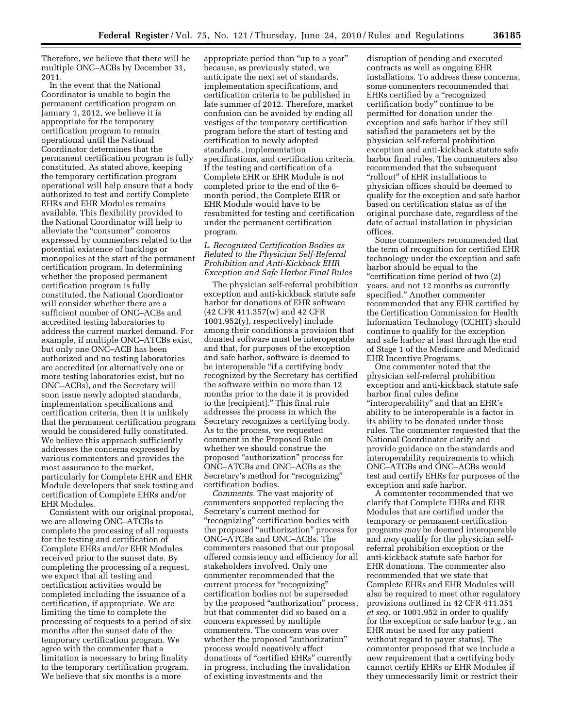Therefore, we believe that there will be multiple ONC–ACBs by December 31, 2011.

In the event that the National Coordinator is unable to begin the permanent certification program on January 1, 2012, we believe it is appropriate for the temporary certification program to remain operational until the National Coordinator determines that the permanent certification program is fully constituted. As stated above, keeping the temporary certification program operational will help ensure that a body authorized to test and certify Complete EHRs and EHR Modules remains available. This flexibility provided to the National Coordinator will help to alleviate the "consumer" concerns expressed by commenters related to the potential existence of backlogs or monopolies at the start of the permanent certification program. In determining whether the proposed permanent certification program is fully constituted, the National Coordinator will consider whether there are a sufficient number of ONC–ACBs and accredited testing laboratories to address the current market demand. For example, if multiple ONC–ATCBs exist, but only one ONC–ACB has been authorized and no testing laboratories are accredited (or alternatively one or more testing laboratories exist, but no ONC–ACBs), and the Secretary will soon issue newly adopted standards, implementation specifications and certification criteria, then it is unlikely that the permanent certification program would be considered fully constituted. We believe this approach sufficiently addresses the concerns expressed by various commenters and provides the most assurance to the market, particularly for Complete EHR and EHR Module developers that seek testing and certification of Complete EHRs and/or EHR Modules.

Consistent with our original proposal, we are allowing ONC–ATCBs to complete the processing of all requests for the testing and certification of Complete EHRs and/or EHR Modules received prior to the sunset date. By completing the processing of a request, we expect that all testing and certification activities would be completed including the issuance of a certification, if appropriate. We are limiting the time to complete the processing of requests to a period of six months after the sunset date of the temporary certification program. We agree with the commenter that a limitation is necessary to bring finality to the temporary certification program. We believe that six months is a more appropriate period than "up to a year" because, as previously stated, we anticipate the next set of standards, implementation specifications, and certification criteria to be published in late summer of 2012. Therefore, market confusion can be avoided by ending all vestiges of the temporary certification program before the start of testing and certification to newly adopted standards, implementation specifications, and certification criteria. If the testing and certification of a Complete EHR or EHR Module is not completed prior to the end of the 6-month period, the Complete EHR or EHR Module would have to be resubmitted for testing and certification under the permanent certification program.

### *L. Recognized Certification Bodies as Related to the Physician Self-Referral Prohibition and Anti-Kickback EHR Exception and Safe Harbor Final Rules*

The physician self-referral prohibition exception and anti-kickback statute safe harbor for donations of EHR software (42 CFR 411.357(w) and 42 CFR 1001.952(y), respectively) include among their conditions a provision that donated software must be interoperable and that, for purposes of the exception and safe harbor, software is deemed to be interoperable "if a certifying body recognized by the Secretary has certified the software within no more than 12 months prior to the date it is provided to the [recipient]." This final rule addresses the process in which the Secretary recognizes a certifying body. As to the process, we requested comment in the Proposed Rule on whether we should construe the proposed "authorization" process for ONC–ATCBs and ONC–ACBs as the Secretary's method for "recognizing" certification bodies.

*Comments.* The vast majority of commenters supported replacing the Secretary's current method for "recognizing" certification bodies with the proposed "authorization" process for ONC–ATCBs and ONC–ACBs. The commenters reasoned that our proposal offered consistency and efficiency for all stakeholders involved. Only one commenter recommended that the current process for "recognizing" certification bodies not be superseded by the proposed "authorization" process, but that commenter did so based on a concern expressed by multiple commenters. The concern was over whether the proposed "authorization" process would negatively affect donations of "certified EHRs" currently in progress, including the invalidation of existing investments and the disruption of pending and executed contracts as well as ongoing EHR installations. To address these concerns, some commenters recommended that EHRs certified by a "recognized certification body" continue to be permitted for donation under the exception and safe harbor if they still satisfied the parameters set by the physician self-referral prohibition exception and anti-kickback statute safe harbor final rules. The commenters also recommended that the subsequent "rollout" of EHR installations to physician offices should be deemed to qualify for the exception and safe harbor based on certification status as of the original purchase date, regardless of the date of actual installation in physician offices.

Some commenters recommended that the term of recognition for certified EHR technology under the exception and safe harbor should be equal to the "certification time period of two (2) years, and not 12 months as currently specified." Another commenter recommended that any EHR certified by the Certification Commission for Health Information Technology (CCHIT) should continue to qualify for the exception and safe harbor at least through the end of Stage 1 of the Medicare and Medicaid EHR Incentive Programs.

One commenter noted that the physician self-referral prohibition exception and anti-kickback statute safe harbor final rules define "interoperability" and that an EHR's ability to be interoperable is a factor in its ability to be donated under those rules. The commenter requested that the National Coordinator clarify and provide guidance on the standards and interoperability requirements to which ONC–ATCBs and ONC–ACBs would test and certify EHRs for purposes of the exception and safe harbor.

A commenter recommended that we clarify that Complete EHRs and EHR Modules that are certified under the temporary or permanent certification programs *may* be deemed interoperable and *may* qualify for the physician self-referral prohibition exception or the anti-kickback statute safe harbor for EHR donations. The commenter also recommended that we state that Complete EHRs and EHR Modules will also be required to meet other regulatory provisions outlined in 42 CFR 411.351 *et seq.* or 1001.952 in order to qualify for the exception or safe harbor (*e.g.,* an EHR must be used for any patient without regard to payer status). The commenter proposed that we include a new requirement that a certifying body cannot certify EHRs or EHR Modules if they unnecessarily limit or restrict their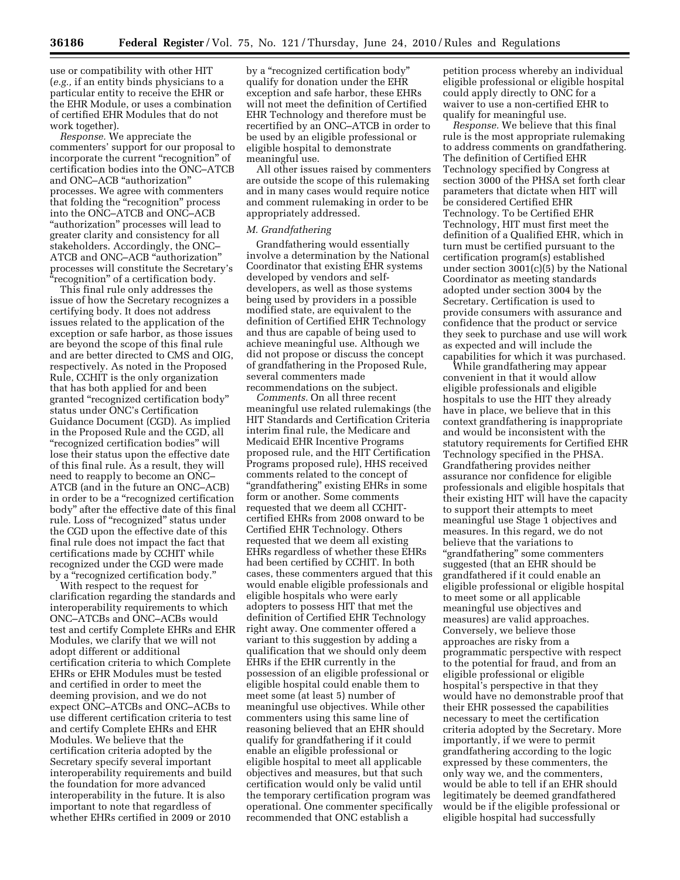use or compatibility with other HIT (*e.g.,* if an entity binds physicians to a particular entity to receive the EHR or the EHR Module, or uses a combination of certified EHR Modules that do not work together).

*Response.* We appreciate the commenters' support for our proposal to incorporate the current "recognition" of certification bodies into the ONC–ATCB and ONC–ACB "authorization" processes. We agree with commenters that folding the "recognition" process into the ONC–ATCB and ONC–ACB "authorization" processes will lead to greater clarity and consistency for all stakeholders. Accordingly, the ONC–ATCB and ONC–ACB "authorization" processes will constitute the Secretary's "recognition" of a certification body.

This final rule only addresses the issue of how the Secretary recognizes a certifying body. It does not address issues related to the application of the exception or safe harbor, as those issues are beyond the scope of this final rule and are better directed to CMS and OIG, respectively. As noted in the Proposed Rule, CCHIT is the only organization that has both applied for and been granted "recognized certification body" status under ONC's Certification Guidance Document (CGD). As implied in the Proposed Rule and the CGD, all "recognized certification bodies" will lose their status upon the effective date of this final rule. As a result, they will need to reapply to become an ONC–ATCB (and in the future an ONC–ACB) in order to be a "recognized certification body" after the effective date of this final rule. Loss of "recognized" status under the CGD upon the effective date of this final rule does not impact the fact that certifications made by CCHIT while recognized under the CGD were made by a "recognized certification body."

With respect to the request for clarification regarding the standards and interoperability requirements to which ONC–ATCBs and ONC–ACBs would test and certify Complete EHRs and EHR Modules, we clarify that we will not adopt different or additional certification criteria to which Complete EHRs or EHR Modules must be tested and certified in order to meet the deeming provision, and we do not expect ONC–ATCBs and ONC–ACBs to use different certification criteria to test and certify Complete EHRs and EHR Modules. We believe that the certification criteria adopted by the Secretary specify several important interoperability requirements and build the foundation for more advanced interoperability in the future. It is also important to note that regardless of whether EHRs certified in 2009 or 2010 by a "recognized certification body" qualify for donation under the EHR exception and safe harbor, these EHRs will not meet the definition of Certified EHR Technology and therefore must be recertified by an ONC–ATCB in order to be used by an eligible professional or eligible hospital to demonstrate meaningful use.

All other issues raised by commenters are outside the scope of this rulemaking and in many cases would require notice and comment rulemaking in order to be appropriately addressed.

### *M. Grandfathering*

Grandfathering would essentially involve a determination by the National Coordinator that existing EHR systems developed by vendors and self-developers, as well as those systems being used by providers in a possible modified state, are equivalent to the definition of Certified EHR Technology and thus are capable of being used to achieve meaningful use. Although we did not propose or discuss the concept of grandfathering in the Proposed Rule, several commenters made recommendations on the subject.

*Comments.* On all three recent meaningful use related rulemakings (the HIT Standards and Certification Criteria interim final rule, the Medicare and Medicaid EHR Incentive Programs proposed rule, and the HIT Certification Programs proposed rule), HHS received comments related to the concept of "grandfathering" existing EHRs in some form or another. Some comments requested that we deem all CCHIT-certified EHRs from 2008 onward to be Certified EHR Technology. Others requested that we deem all existing EHRs regardless of whether these EHRs had been certified by CCHIT. In both cases, these commenters argued that this would enable eligible professionals and eligible hospitals who were early adopters to possess HIT that met the definition of Certified EHR Technology right away. One commenter offered a variant to this suggestion by adding a qualification that we should only deem EHRs if the EHR currently in the possession of an eligible professional or eligible hospital could enable them to meet some (at least 5) number of meaningful use objectives. While other commenters using this same line of reasoning believed that an EHR should qualify for grandfathering if it could enable an eligible professional or eligible hospital to meet all applicable objectives and measures, but that such certification would only be valid until the temporary certification program was operational. One commenter specifically recommended that ONC establish a petition process whereby an individual eligible professional or eligible hospital could apply directly to ONC for a waiver to use a non-certified EHR to qualify for meaningful use.

*Response.* We believe that this final rule is the most appropriate rulemaking to address comments on grandfathering. The definition of Certified EHR Technology specified by Congress at section 3000 of the PHSA set forth clear parameters that dictate when HIT will be considered Certified EHR Technology. To be Certified EHR Technology, HIT must first meet the definition of a Qualified EHR, which in turn must be certified pursuant to the certification program(s) established under section 3001(c)(5) by the National Coordinator as meeting standards adopted under section 3004 by the Secretary. Certification is used to provide consumers with assurance and confidence that the product or service they seek to purchase and use will work as expected and will include the capabilities for which it was purchased.

While grandfathering may appear convenient in that it would allow eligible professionals and eligible hospitals to use the HIT they already have in place, we believe that in this context grandfathering is inappropriate and would be inconsistent with the statutory requirements for Certified EHR Technology specified in the PHSA. Grandfathering provides neither assurance nor confidence for eligible professionals and eligible hospitals that their existing HIT will have the capacity to support their attempts to meet meaningful use Stage 1 objectives and measures. In this regard, we do not believe that the variations to "grandfathering" some commenters suggested (that an EHR should be grandfathered if it could enable an eligible professional or eligible hospital to meet some or all applicable meaningful use objectives and measures) are valid approaches. Conversely, we believe those approaches are risky from a programmatic perspective with respect to the potential for fraud, and from an eligible professional or eligible hospital's perspective in that they would have no demonstrable proof that their EHR possessed the capabilities necessary to meet the certification criteria adopted by the Secretary. More importantly, if we were to permit grandfathering according to the logic expressed by these commenters, the only way we, and the commenters, would be able to tell if an EHR should legitimately be deemed grandfathered would be if the eligible professional or eligible hospital had successfully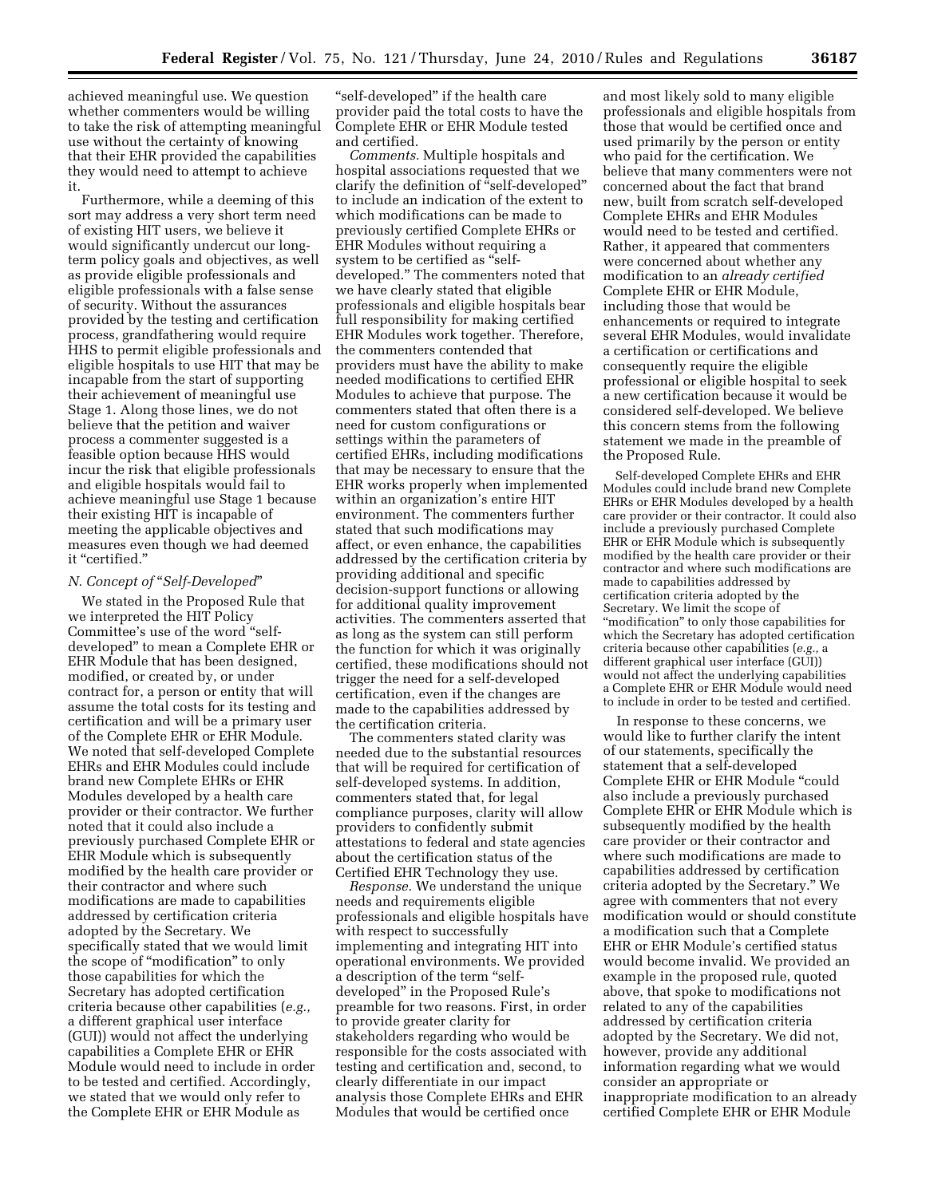achieved meaningful use. We question whether commenters would be willing to take the risk of attempting meaningful use without the certainty of knowing that their EHR provided the capabilities they would need to attempt to achieve it.

Furthermore, while a deeming of this sort may address a very short term need of existing HIT users, we believe it would significantly undercut our long-term policy goals and objectives, as well as provide eligible professionals and eligible professionals with a false sense of security. Without the assurances provided by the testing and certification process, grandfathering would require HHS to permit eligible professionals and eligible hospitals to use HIT that may be incapable from the start of supporting their achievement of meaningful use Stage 1. Along those lines, we do not believe that the petition and waiver process a commenter suggested is a feasible option because HHS would incur the risk that eligible professionals and eligible hospitals would fail to achieve meaningful use Stage 1 because their existing HIT is incapable of meeting the applicable objectives and measures even though we had deemed it "certified."

### N. Concept of "Self-Developed"

We stated in the Proposed Rule that we interpreted the HIT Policy Committee's use of the word "self-developed" to mean a Complete EHR or EHR Module that has been designed, modified, or created by, or under contract for, a person or entity that will assume the total costs for its testing and certification and will be a primary user of the Complete EHR or EHR Module. We noted that self-developed Complete EHRs and EHR Modules could include brand new Complete EHRs or EHR Modules developed by a health care provider or their contractor. We further noted that it could also include a previously purchased Complete EHR or EHR Module which is subsequently modified by the health care provider or their contractor and where such modifications are made to capabilities addressed by certification criteria adopted by the Secretary. We specifically stated that we would limit the scope of "modification" to only those capabilities for which the Secretary has adopted certification criteria because other capabilities (*e.g.,* a different graphical user interface (GUI)) would not affect the underlying capabilities a Complete EHR or EHR Module would need to include in order to be tested and certified. Accordingly, we stated that we would only refer to the Complete EHR or EHR Module as "self-developed" if the health care provider paid the total costs to have the Complete EHR or EHR Module tested and certified.

*Comments.* Multiple hospitals and hospital associations requested that we clarify the definition of "self-developed" to include an indication of the extent to which modifications can be made to previously certified Complete EHRs or EHR Modules without requiring a system to be certified as "self-developed." The commenters noted that we have clearly stated that eligible professionals and eligible hospitals bear full responsibility for making certified EHR Modules work together. Therefore, the commenters contended that providers must have the ability to make needed modifications to certified EHR Modules to achieve that purpose. The commenters stated that often there is a need for custom configurations or settings within the parameters of certified EHRs, including modifications that may be necessary to ensure that the EHR works properly when implemented within an organization's entire HIT environment. The commenters further stated that such modifications may affect, or even enhance, the capabilities addressed by the certification criteria by providing additional and specific decision-support functions or allowing for additional quality improvement activities. The commenters asserted that as long as the system can still perform the function for which it was originally certified, these modifications should not trigger the need for a self-developed certification, even if the changes are made to the capabilities addressed by the certification criteria.

The commenters stated clarity was needed due to the substantial resources that will be required for certification of self-developed systems. In addition, commenters stated that, for legal compliance purposes, clarity will allow providers to confidently submit attestations to federal and state agencies about the certification status of the Certified EHR Technology they use.

*Response.* We understand the unique needs and requirements eligible professionals and eligible hospitals have with respect to successfully implementing and integrating HIT into operational environments. We provided a description of the term "self-developed" in the Proposed Rule's preamble for two reasons. First, in order to provide greater clarity for stakeholders regarding who would be responsible for the costs associated with testing and certification and, second, to clearly differentiate in our impact analysis those Complete EHRs and EHR Modules that would be certified once and most likely sold to many eligible professionals and eligible hospitals from those that would be certified once and used primarily by the person or entity who paid for the certification. We believe that many commenters were not concerned about the fact that brand new, built from scratch self-developed Complete EHRs and EHR Modules would need to be tested and certified. Rather, it appeared that commenters were concerned about whether any modification to an *already certified* Complete EHR or EHR Module, including those that would be enhancements or required to integrate several EHR Modules, would invalidate a certification or certifications and consequently require the eligible professional or eligible hospital to seek a new certification because it would be considered self-developed. We believe this concern stems from the following statement we made in the preamble of the Proposed Rule.

> Self-developed Complete EHRs and EHR Modules could include brand new Complete EHRs or EHR Modules developed by a health care provider or their contractor. It could also include a previously purchased Complete EHR or EHR Module which is subsequently modified by the health care provider or their contractor and where such modifications are made to capabilities addressed by certification criteria adopted by the Secretary. We limit the scope of "modification" to only those capabilities for which the Secretary has adopted certification criteria because other capabilities (*e.g.,* a different graphical user interface (GUI)) would not affect the underlying capabilities a Complete EHR or EHR Module would need to include in order to be tested and certified.

In response to these concerns, we would like to further clarify the intent of our statements, specifically the statement that a self-developed Complete EHR or EHR Module "could also include a previously purchased Complete EHR or EHR Module which is subsequently modified by the health care provider or their contractor and where such modifications are made to capabilities addressed by certification criteria adopted by the Secretary." We agree with commenters that not every modification would or should constitute a modification such that a Complete EHR or EHR Module's certified status would become invalid. We provided an example in the proposed rule, quoted above, that spoke to modifications not related to any of the capabilities addressed by certification criteria adopted by the Secretary. We did not, however, provide any additional information regarding what we would consider an appropriate or inappropriate modification to an already certified Complete EHR or EHR Module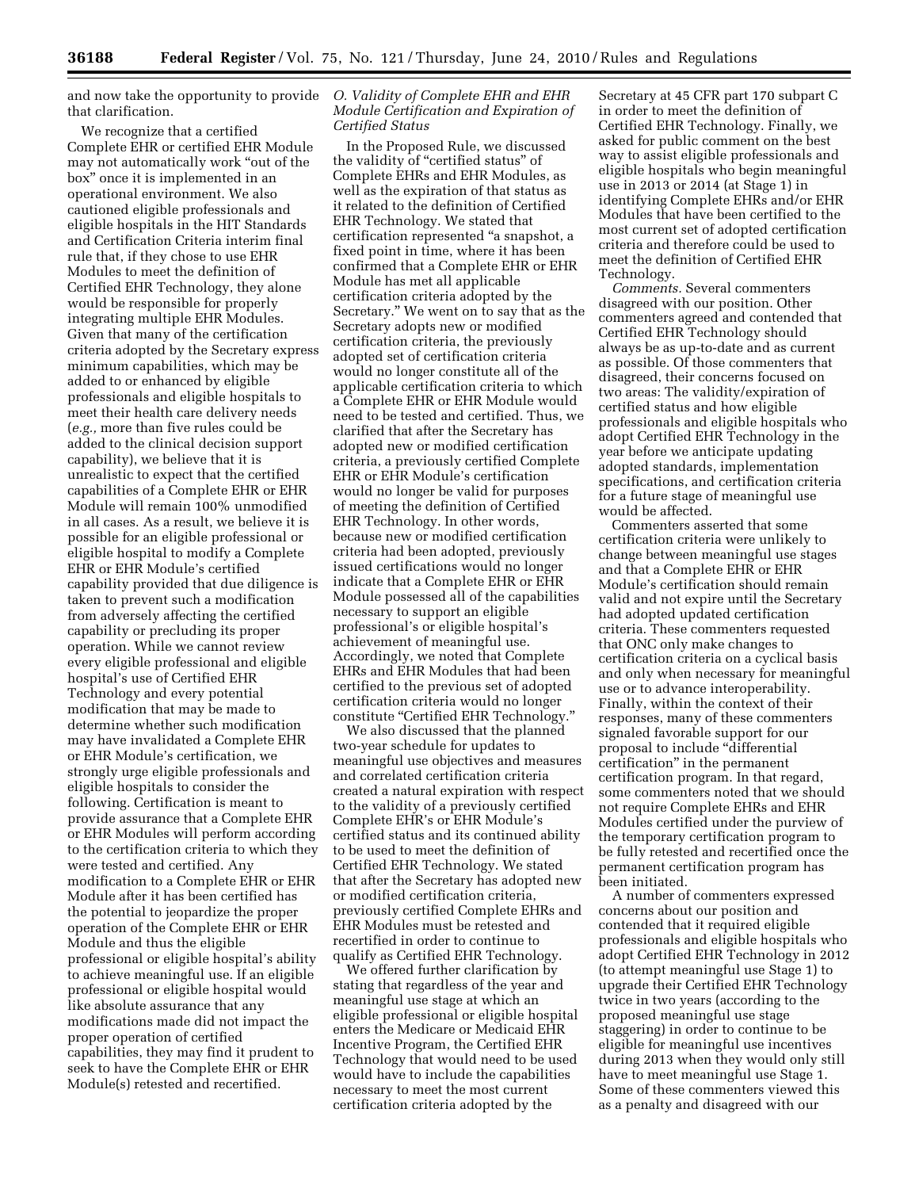and now take the opportunity to provide that clarification.

We recognize that a certified Complete EHR or certified EHR Module may not automatically work "out of the box" once it is implemented in an operational environment. We also cautioned eligible professionals and eligible hospitals in the HIT Standards and Certification Criteria interim final rule that, if they chose to use EHR Modules to meet the definition of Certified EHR Technology, they alone would be responsible for properly integrating multiple EHR Modules. Given that many of the certification criteria adopted by the Secretary express minimum capabilities, which may be added to or enhanced by eligible professionals and eligible hospitals to meet their health care delivery needs (*e.g.,* more than five rules could be added to the clinical decision support capability), we believe that it is unrealistic to expect that the certified capabilities of a Complete EHR or EHR Module will remain 100% unmodified in all cases. As a result, we believe it is possible for an eligible professional or eligible hospital to modify a Complete EHR or EHR Module's certified capability provided that due diligence is taken to prevent such a modification from adversely affecting the certified capability or precluding its proper operation. While we cannot review every eligible professional and eligible hospital's use of Certified EHR Technology and every potential modification that may be made to determine whether such modification may have invalidated a Complete EHR or EHR Module's certification, we strongly urge eligible professionals and eligible hospitals to consider the following. Certification is meant to provide assurance that a Complete EHR or EHR Modules will perform according to the certification criteria to which they were tested and certified. Any modification to a Complete EHR or EHR Module after it has been certified has the potential to jeopardize the proper operation of the Complete EHR or EHR Module and thus the eligible professional or eligible hospital's ability to achieve meaningful use. If an eligible professional or eligible hospital would like absolute assurance that any modifications made did not impact the proper operation of certified capabilities, they may find it prudent to seek to have the Complete EHR or EHR Module(s) retested and recertified.

### *O. Validity of Complete EHR and EHR Module Certification and Expiration of Certified Status*

In the Proposed Rule, we discussed the validity of "certified status" of Complete EHRs and EHR Modules, as well as the expiration of that status as it related to the definition of Certified EHR Technology. We stated that certification represented "a snapshot, a fixed point in time, where it has been confirmed that a Complete EHR or EHR Module has met all applicable certification criteria adopted by the Secretary." We went on to say that as the Secretary adopts new or modified certification criteria, the previously adopted set of certification criteria would no longer constitute all of the applicable certification criteria to which a Complete EHR or EHR Module would need to be tested and certified. Thus, we clarified that after the Secretary has adopted new or modified certification criteria, a previously certified Complete EHR or EHR Module's certification would no longer be valid for purposes of meeting the definition of Certified EHR Technology. In other words, because new or modified certification criteria had been adopted, previously issued certifications would no longer indicate that a Complete EHR or EHR Module possessed all of the capabilities necessary to support an eligible professional's or eligible hospital's achievement of meaningful use. Accordingly, we noted that Complete EHRs and EHR Modules that had been certified to the previous set of adopted certification criteria would no longer constitute "Certified EHR Technology."

We also discussed that the planned two-year schedule for updates to meaningful use objectives and measures and correlated certification criteria created a natural expiration with respect to the validity of a previously certified Complete EHR's or EHR Module's certified status and its continued ability to be used to meet the definition of Certified EHR Technology. We stated that after the Secretary has adopted new or modified certification criteria, previously certified Complete EHRs and EHR Modules must be retested and recertified in order to continue to qualify as Certified EHR Technology.

We offered further clarification by stating that regardless of the year and meaningful use stage at which an eligible professional or eligible hospital enters the Medicare or Medicaid EHR Incentive Program, the Certified EHR Technology that would need to be used would have to include the capabilities necessary to meet the most current certification criteria adopted by the Secretary at 45 CFR part 170 subpart C in order to meet the definition of Certified EHR Technology. Finally, we asked for public comment on the best way to assist eligible professionals and eligible hospitals who begin meaningful use in 2013 or 2014 (at Stage 1) in identifying Complete EHRs and/or EHR Modules that have been certified to the most current set of adopted certification criteria and therefore could be used to meet the definition of Certified EHR Technology.

*Comments.* Several commenters disagreed with our position. Other commenters agreed and contended that Certified EHR Technology should always be as up-to-date and as current as possible. Of those commenters that disagreed, their concerns focused on two areas: The validity/expiration of certified status and how eligible professionals and eligible hospitals who adopt Certified EHR Technology in the year before we anticipate updating adopted standards, implementation specifications, and certification criteria for a future stage of meaningful use would be affected.

Commenters asserted that some certification criteria were unlikely to change between meaningful use stages and that a Complete EHR or EHR Module's certification should remain valid and not expire until the Secretary had adopted updated certification criteria. These commenters requested that ONC only make changes to certification criteria on a cyclical basis and only when necessary for meaningful use or to advance interoperability. Finally, within the context of their responses, many of these commenters signaled favorable support for our proposal to include "differential certification" in the permanent certification program. In that regard, some commenters noted that we should not require Complete EHRs and EHR Modules certified under the purview of the temporary certification program to be fully retested and recertified once the permanent certification program has been initiated.

A number of commenters expressed concerns about our position and contended that it required eligible professionals and eligible hospitals who adopt Certified EHR Technology in 2012 (to attempt meaningful use Stage 1) to upgrade their Certified EHR Technology twice in two years (according to the proposed meaningful use stage staggering) in order to continue to be eligible for meaningful use incentives during 2013 when they would only still have to meet meaningful use Stage 1. Some of these commenters viewed this as a penalty and disagreed with our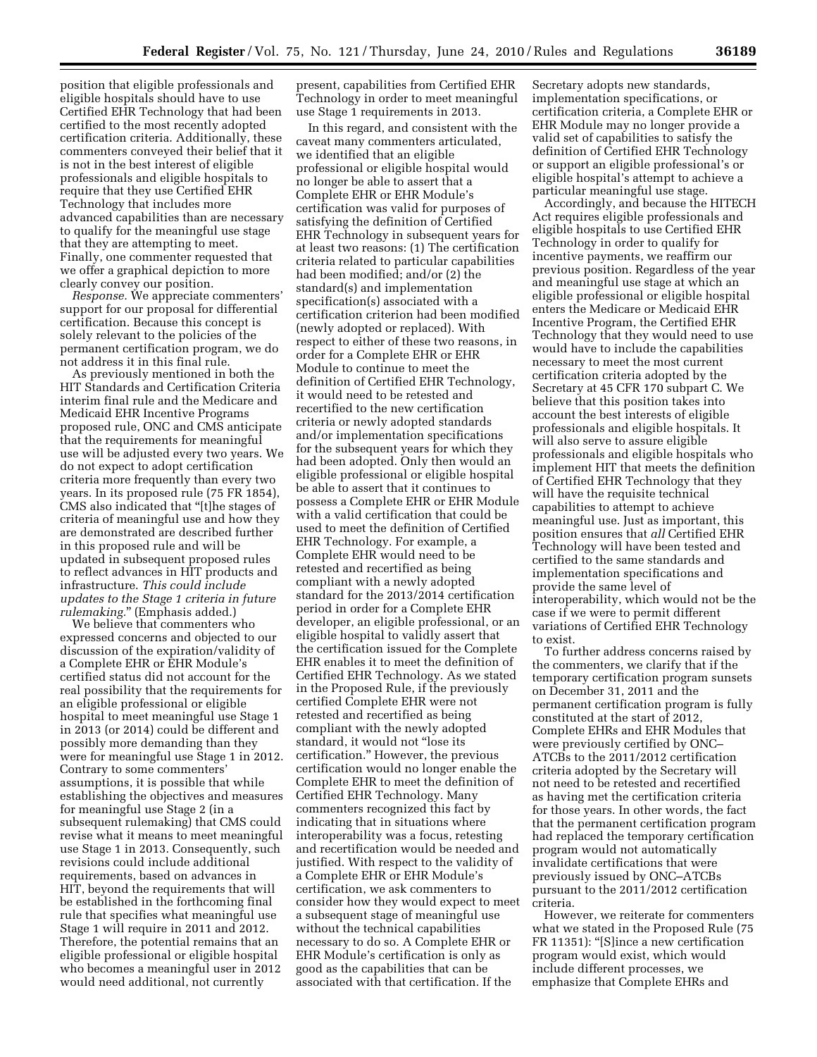position that eligible professionals and eligible hospitals should have to use Certified EHR Technology that had been certified to the most recently adopted certification criteria. Additionally, these commenters conveyed their belief that it is not in the best interest of eligible professionals and eligible hospitals to require that they use Certified EHR Technology that includes more advanced capabilities than are necessary to qualify for the meaningful use stage that they are attempting to meet. Finally, one commenter requested that we offer a graphical depiction to more clearly convey our position.

*Response.* We appreciate commenters' support for our proposal for differential certification. Because this concept is solely relevant to the policies of the permanent certification program, we do not address it in this final rule.

As previously mentioned in both the HIT Standards and Certification Criteria interim final rule and the Medicare and Medicaid EHR Incentive Programs proposed rule, ONC and CMS anticipate that the requirements for meaningful use will be adjusted every two years. We do not expect to adopt certification criteria more frequently than every two years. In its proposed rule (75 FR 1854), CMS also indicated that "[t]he stages of criteria of meaningful use and how they are demonstrated are described further in this proposed rule and will be updated in subsequent proposed rules to reflect advances in HIT products and infrastructure. *This could include updates to the Stage 1 criteria in future rulemaking.*" (Emphasis added.)

We believe that commenters who expressed concerns and objected to our discussion of the expiration/validity of a Complete EHR or EHR Module's certified status did not account for the real possibility that the requirements for an eligible professional or eligible hospital to meet meaningful use Stage 1 in 2013 (or 2014) could be different and possibly more demanding than they were for meaningful use Stage 1 in 2012. Contrary to some commenters' assumptions, it is possible that while establishing the objectives and measures for meaningful use Stage 2 (in a subsequent rulemaking) that CMS could revise what it means to meet meaningful use Stage 1 in 2013. Consequently, such revisions could include additional requirements, based on advances in HIT, beyond the requirements that will be established in the forthcoming final rule that specifies what meaningful use Stage 1 will require in 2011 and 2012. Therefore, the potential remains that an eligible professional or eligible hospital who becomes a meaningful user in 2012 would need additional, not currently present, capabilities from Certified EHR Technology in order to meet meaningful use Stage 1 requirements in 2013.

In this regard, and consistent with the caveat many commenters articulated, we identified that an eligible professional or eligible hospital would no longer be able to assert that a Complete EHR or EHR Module's certification was valid for purposes of satisfying the definition of Certified EHR Technology in subsequent years for at least two reasons: (1) The certification criteria related to particular capabilities had been modified; and/or (2) the standard(s) and implementation specification(s) associated with a certification criterion had been modified (newly adopted or replaced). With respect to either of these two reasons, in order for a Complete EHR or EHR Module to continue to meet the definition of Certified EHR Technology, it would need to be retested and recertified to the new certification criteria or newly adopted standards and/or implementation specifications for the subsequent years for which they had been adopted. Only then would an eligible professional or eligible hospital be able to assert that it continues to possess a Complete EHR or EHR Module with a valid certification that could be used to meet the definition of Certified EHR Technology. For example, a Complete EHR would need to be retested and recertified as being compliant with a newly adopted standard for the 2013/2014 certification period in order for a Complete EHR developer, an eligible professional, or an eligible hospital to validly assert that the certification issued for the Complete EHR enables it to meet the definition of Certified EHR Technology. As we stated in the Proposed Rule, if the previously certified Complete EHR were not retested and recertified as being compliant with the newly adopted standard, it would not "lose its certification." However, the previous certification would no longer enable the Complete EHR to meet the definition of Certified EHR Technology. Many commenters recognized this fact by indicating that in situations where interoperability was a focus, retesting and recertification would be needed and justified. With respect to the validity of a Complete EHR or EHR Module's certification, we ask commenters to consider how they would expect to meet a subsequent stage of meaningful use without the technical capabilities necessary to do so. A Complete EHR or EHR Module's certification is only as good as the capabilities that can be associated with that certification. If the Secretary adopts new standards, implementation specifications, or certification criteria, a Complete EHR or EHR Module may no longer provide a valid set of capabilities to satisfy the definition of Certified EHR Technology or support an eligible professional's or eligible hospital's attempt to achieve a particular meaningful use stage.

Accordingly, and because the HITECH Act requires eligible professionals and eligible hospitals to use Certified EHR Technology in order to qualify for incentive payments, we reaffirm our previous position. Regardless of the year and meaningful use stage at which an eligible professional or eligible hospital enters the Medicare or Medicaid EHR Incentive Program, the Certified EHR Technology that they would need to use would have to include the capabilities necessary to meet the most current certification criteria adopted by the Secretary at 45 CFR 170 subpart C. We believe that this position takes into account the best interests of eligible professionals and eligible hospitals. It will also serve to assure eligible professionals and eligible hospitals who implement HIT that meets the definition of Certified EHR Technology that they will have the requisite technical capabilities to attempt to achieve meaningful use. Just as important, this position ensures that *all* Certified EHR Technology will have been tested and certified to the same standards and implementation specifications and provide the same level of interoperability, which would not be the case if we were to permit different variations of Certified EHR Technology to exist.

To further address concerns raised by the commenters, we clarify that if the temporary certification program sunsets on December 31, 2011 and the permanent certification program is fully constituted at the start of 2012, Complete EHRs and EHR Modules that were previously certified by ONC–ATCBs to the 2011/2012 certification criteria adopted by the Secretary will not need to be retested and recertified as having met the certification criteria for those years. In other words, the fact that the permanent certification program had replaced the temporary certification program would not automatically invalidate certifications that were previously issued by ONC–ATCBs pursuant to the 2011/2012 certification criteria.

However, we reiterate for commenters what we stated in the Proposed Rule (75 FR 11351): "[S]ince a new certification program would exist, which would include different processes, we emphasize that Complete EHRs and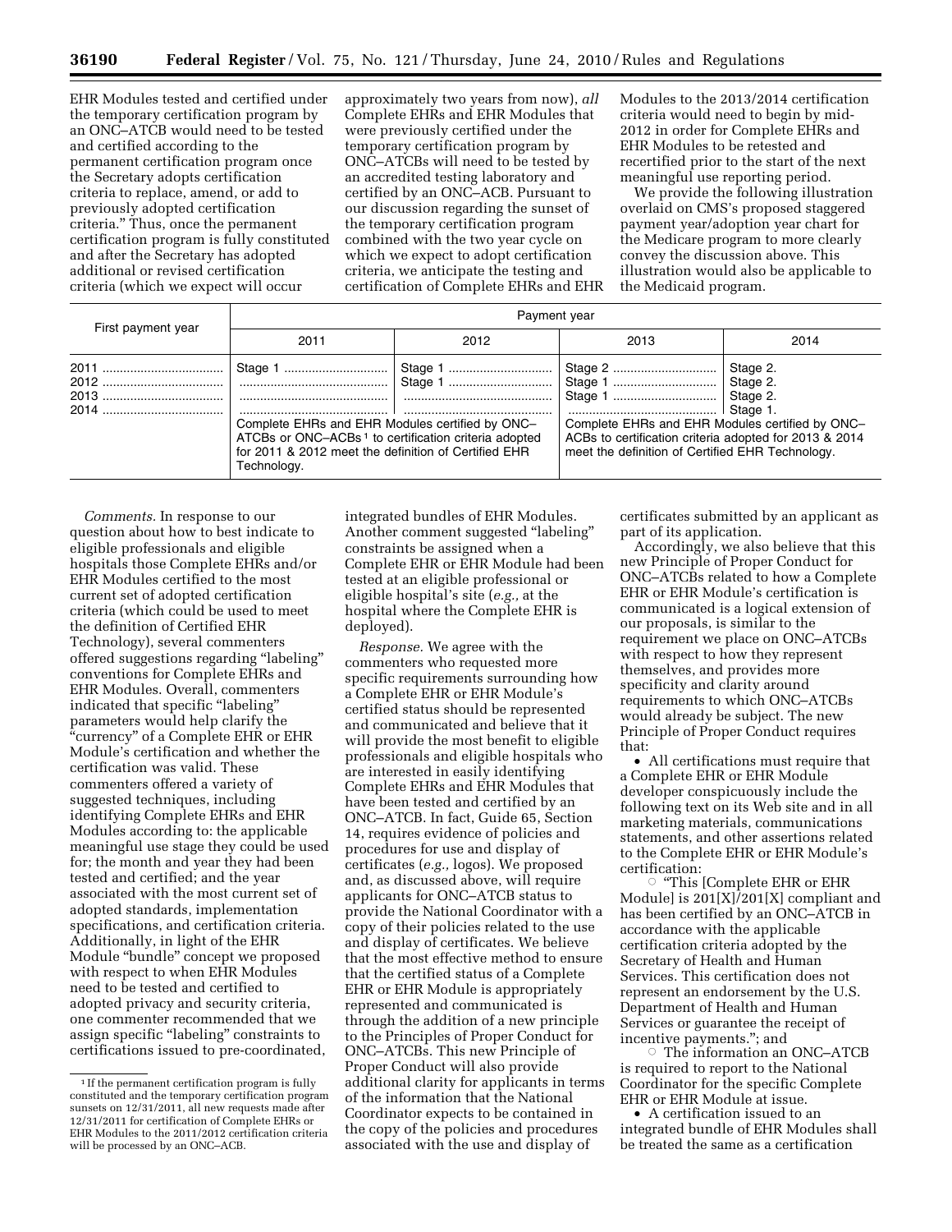EHR Modules tested and certified under the temporary certification program by an ONC–ATCB would need to be tested and certified according to the permanent certification program once the Secretary adopts certification criteria to replace, amend, or add to previously adopted certification criteria.'' Thus, once the permanent certification program is fully constituted and after the Secretary has adopted additional or revised certification criteria (which we expect will occur approximately two years from now), *all* Complete EHRs and EHR Modules that were previously certified under the temporary certification program by ONC–ATCBs will need to be tested by an accredited testing laboratory and certified by an ONC–ACB. Pursuant to our discussion regarding the sunset of the temporary certification program combined with the two year cycle on which we expect to adopt certification criteria, we anticipate the testing and certification of Complete EHRs and EHR Modules to the 2013/2014 certification criteria would need to begin by mid-2012 in order for Complete EHRs and EHR Modules to be retested and recertified prior to the start of the next meaningful use reporting period.

We provide the following illustration overlaid on CMS's proposed staggered payment year/adoption year chart for the Medicare program to more clearly convey the discussion above. This illustration would also be applicable to the Medicaid program.

| First payment year | Payment year | | | |
|---|---|---|---|---|
| | 2011 | 2012 | 2013 | 2014 |
| 2011 | Stage 1 | Stage 1 | Stage 2 | Stage 2. |
| 2012 | | Stage 1 | Stage 1 | Stage 2. |
| 2013 | | | Stage 1 | Stage 2. |
| 2014 | | | | Stage 1. |
| | Complete EHRs and EHR Modules certified by ONC–ATCBs or ONC–ACBs [1] to certification criteria adopted for 2011 & 2012 meet the definition of Certified EHR Technology. | | Complete EHRs and EHR Modules certified by ONC–ACBs to certification criteria adopted for 2013 & 2014 meet the definition of Certified EHR Technology. | |

*Comments.* In response to our question about how to best indicate to eligible professionals and eligible hospitals those Complete EHRs and/or EHR Modules certified to the most current set of adopted certification criteria (which could be used to meet the definition of Certified EHR Technology), several commenters offered suggestions regarding "labeling" conventions for Complete EHRs and EHR Modules. Overall, commenters indicated that specific "labeling" parameters would help clarify the "currency" of a Complete EHR or EHR Module's certification and whether the certification was valid. These commenters offered a variety of suggested techniques, including identifying Complete EHRs and EHR Modules according to: the applicable meaningful use stage they could be used for; the month and year they had been tested and certified; and the year associated with the most current set of adopted standards, implementation specifications, and certification criteria. Additionally, in light of the EHR Module "bundle" concept we proposed with respect to when EHR Modules need to be tested and certified to adopted privacy and security criteria, one commenter recommended that we assign specific "labeling" constraints to certifications issued to pre-coordinated, integrated bundles of EHR Modules. Another comment suggested "labeling" constraints be assigned when a Complete EHR or EHR Module had been tested at an eligible professional or eligible hospital's site (*e.g.,* at the hospital where the Complete EHR is deployed).

*Response.* We agree with the commenters who requested more specific requirements surrounding how a Complete EHR or EHR Module's certified status should be represented and communicated and believe that it will provide the most benefit to eligible professionals and eligible hospitals who are interested in easily identifying Complete EHRs and EHR Modules that have been tested and certified by an ONC–ATCB. In fact, Guide 65, Section 14, requires evidence of policies and procedures for use and display of certificates (*e.g.,* logos). We proposed and, as discussed above, will require applicants for ONC–ATCB status to provide the National Coordinator with a copy of their policies related to the use and display of certificates. We believe that the most effective method to ensure that the certified status of a Complete EHR or EHR Module is appropriately represented and communicated is through the addition of a new principle to the Principles of Proper Conduct for ONC–ATCBs. This new Principle of Proper Conduct will also provide additional clarity for applicants in terms of the information that the National Coordinator expects to be contained in the copy of the policies and procedures associated with the use and display of certificates submitted by an applicant as part of its application.

Accordingly, we also believe that this new Principle of Proper Conduct for ONC–ATCBs related to how a Complete EHR or EHR Module's certification is communicated is a logical extension of our proposals, is similar to the requirement we place on ONC–ATCBs with respect to how they represent themselves, and provides more specificity and clarity around requirements to which ONC–ATCBs would already be subject. The new Principle of Proper Conduct requires that:

- All certifications must require that a Complete EHR or EHR Module developer conspicuously include the following text on its Web site and in all marketing materials, communications statements, and other assertions related to the Complete EHR or EHR Module's certification:
  - "This [Complete EHR or EHR Module] is 201[X]/201[X] compliant and has been certified by an ONC–ATCB in accordance with the applicable certification criteria adopted by the Secretary of Health and Human Services. This certification does not represent an endorsement by the U.S. Department of Health and Human Services or guarantee the receipt of incentive payments."; and
  - The information an ONC–ATCB is required to report to the National Coordinator for the specific Complete EHR or EHR Module at issue.
- A certification issued to an integrated bundle of EHR Modules shall be treated the same as a certification

[1] If the permanent certification program is fully constituted and the temporary certification program sunsets on 12/31/2011, all new requests made after 12/31/2011 for certification of Complete EHRs or EHR Modules to the 2011/2012 certification criteria will be processed by an ONC–ACB.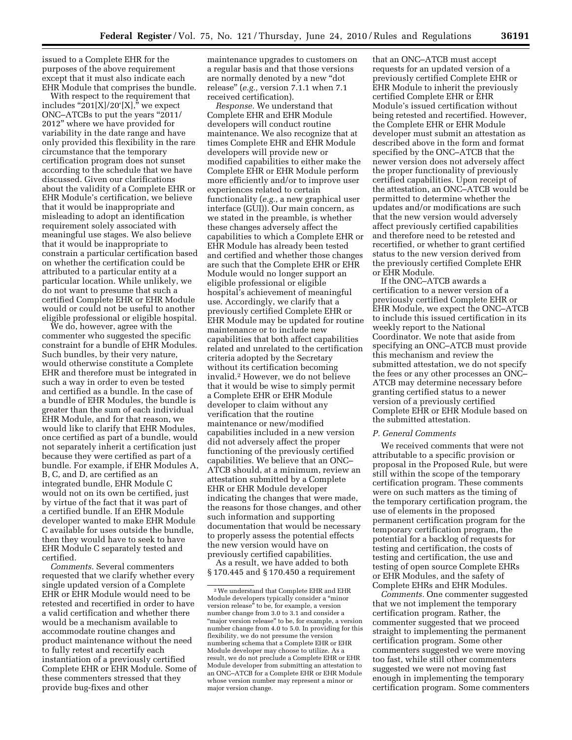issued to a Complete EHR for the purposes of the above requirement except that it must also indicate each EHR Module that comprises the bundle.

With respect to the requirement that includes "201[X]/20'[X]," we expect ONC–ATCBs to put the years "2011/2012" where we have provided for variability in the date range and have only provided this flexibility in the rare circumstance that the temporary certification program does not sunset according to the schedule that we have discussed. Given our clarifications about the validity of a Complete EHR or EHR Module's certification, we believe that it would be inappropriate and misleading to adopt an identification requirement solely associated with meaningful use stages. We also believe that it would be inappropriate to constrain a particular certification based on whether the certification could be attributed to a particular entity at a particular location. While unlikely, we do not want to presume that such a certified Complete EHR or EHR Module would or could not be useful to another eligible professional or eligible hospital.

We do, however, agree with the commenter who suggested the specific constraint for a bundle of EHR Modules. Such bundles, by their very nature, would otherwise constitute a Complete EHR and therefore must be integrated in such a way in order to even be tested and certified as a bundle. In the case of a bundle of EHR Modules, the bundle is greater than the sum of each individual EHR Module, and for that reason, we would like to clarify that EHR Modules, once certified as part of a bundle, would not separately inherit a certification just because they were certified as part of a bundle. For example, if EHR Modules A, B, C, and D, are certified as an integrated bundle, EHR Module C would not on its own be certified, just by virtue of the fact that it was part of a certified bundle. If an EHR Module developer wanted to make EHR Module C available for uses outside the bundle, then they would have to seek to have EHR Module C separately tested and certified.

*Comments.* Several commenters requested that we clarify whether every single updated version of a Complete EHR or EHR Module would need to be retested and recertified in order to have a valid certification and whether there would be a mechanism available to accommodate routine changes and product maintenance without the need to fully retest and recertify each instantiation of a previously certified Complete EHR or EHR Module. Some of these commenters stressed that they provide bug-fixes and other maintenance upgrades to customers on a regular basis and that those versions are normally denoted by a new "dot release" (*e.g.,* version 7.1.1 when 7.1 received certification).

*Response.* We understand that Complete EHR and EHR Module developers will conduct routine maintenance. We also recognize that at times Complete EHR and EHR Module developers will provide new or modified capabilities to either make the Complete EHR or EHR Module perform more efficiently and/or to improve user experiences related to certain functionality (*e.g.,* a new graphical user interface (GUI)). Our main concern, as we stated in the preamble, is whether these changes adversely affect the capabilities to which a Complete EHR or EHR Module has already been tested and certified and whether those changes are such that the Complete EHR or EHR Module would no longer support an eligible professional or eligible hospital's achievement of meaningful use. Accordingly, we clarify that a previously certified Complete EHR or EHR Module may be updated for routine maintenance or to include new capabilities that both affect capabilities related and unrelated to the certification criteria adopted by the Secretary without its certification becoming invalid.[2] However, we do not believe that it would be wise to simply permit a Complete EHR or EHR Module developer to claim without any verification that the routine maintenance or new/modified capabilities included in a new version did not adversely affect the proper functioning of the previously certified capabilities. We believe that an ONC–ATCB should, at a minimum, review an attestation submitted by a Complete EHR or EHR Module developer indicating the changes that were made, the reasons for those changes, and other such information and supporting documentation that would be necessary to properly assess the potential effects the new version would have on previously certified capabilities.

As a result, we have added to both § 170.445 and § 170.450 a requirement that an ONC–ATCB must accept requests for an updated version of a previously certified Complete EHR or EHR Module to inherit the previously certified Complete EHR or EHR Module's issued certification without being retested and recertified. However, the Complete EHR or EHR Module developer must submit an attestation as described above in the form and format specified by the ONC–ATCB that the newer version does not adversely affect the proper functionality of previously certified capabilities. Upon receipt of the attestation, an ONC–ATCB would be permitted to determine whether the updates and/or modifications are such that the new version would adversely affect previously certified capabilities and therefore need to be retested and recertified, or whether to grant certified status to the new version derived from the previously certified Complete EHR or EHR Module.

If the ONC–ATCB awards a certification to a newer version of a previously certified Complete EHR or EHR Module, we expect the ONC–ATCB to include this issued certification in its weekly report to the National Coordinator. We note that aside from specifying an ONC–ATCB must provide this mechanism and review the submitted attestation, we do not specify the fees or any other processes an ONC–ATCB may determine necessary before granting certified status to a newer version of a previously certified Complete EHR or EHR Module based on the submitted attestation.

### *P. General Comments*

We received comments that were not attributable to a specific provision or proposal in the Proposed Rule, but were still within the scope of the temporary certification program. These comments were on such matters as the timing of the temporary certification program, the use of elements in the proposed permanent certification program for the temporary certification program, the potential for a backlog of requests for testing and certification, the costs of testing and certification, the use and testing of open source Complete EHRs or EHR Modules, and the safety of Complete EHRs and EHR Modules.

*Comments.* One commenter suggested that we not implement the temporary certification program. Rather, the commenter suggested that we proceed straight to implementing the permanent certification program. Some other commenters suggested we were moving too fast, while still other commenters suggested we were not moving fast enough in implementing the temporary certification program. Some commenters

---

[2] We understand that Complete EHR and EHR Module developers typically consider a "minor version release" to be, for example, a version number change from 3.0 to 3.1 and consider a "major version release" to be, for example, a version number change from 4.0 to 5.0. In providing for this flexibility, we do not presume the version numbering schema that a Complete EHR or EHR Module developer may choose to utilize. As a result, we do not preclude a Complete EHR or EHR Module developer from submitting an attestation to an ONC–ATCB for a Complete EHR or EHR Module whose version number may represent a minor or major version change.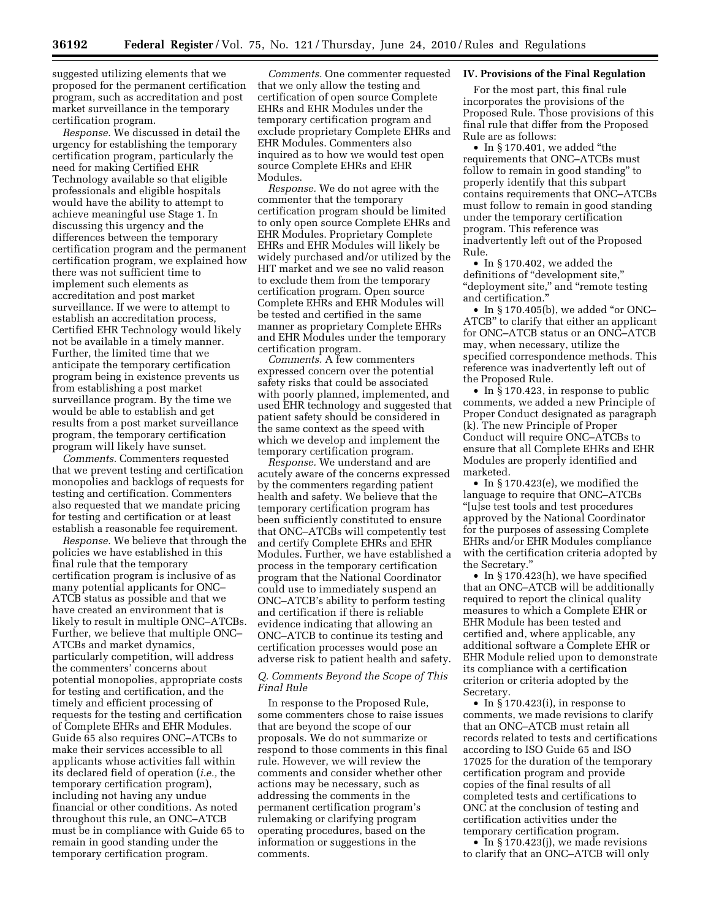suggested utilizing elements that we proposed for the permanent certification program, such as accreditation and post market surveillance in the temporary certification program.

*Response.* We discussed in detail the urgency for establishing the temporary certification program, particularly the need for making Certified EHR Technology available so that eligible professionals and eligible hospitals would have the ability to attempt to achieve meaningful use Stage 1. In discussing this urgency and the differences between the temporary certification program and the permanent certification program, we explained how there was not sufficient time to implement such elements as accreditation and post market surveillance. If we were to attempt to establish an accreditation process, Certified EHR Technology would likely not be available in a timely manner. Further, the limited time that we anticipate the temporary certification program being in existence prevents us from establishing a post market surveillance program. By the time we would be able to establish and get results from a post market surveillance program, the temporary certification program will likely have sunset.

*Comments.* Commenters requested that we prevent testing and certification monopolies and backlogs of requests for testing and certification. Commenters also requested that we mandate pricing for testing and certification or at least establish a reasonable fee requirement.

*Response.* We believe that through the policies we have established in this final rule that the temporary certification program is inclusive of as many potential applicants for ONC–ATCB status as possible and that we have created an environment that is likely to result in multiple ONC–ATCBs. Further, we believe that multiple ONC–ATCBs and market dynamics, particularly competition, will address the commenters' concerns about potential monopolies, appropriate costs for testing and certification, and the timely and efficient processing of requests for the testing and certification of Complete EHRs and EHR Modules. Guide 65 also requires ONC–ATCBs to make their services accessible to all applicants whose activities fall within its declared field of operation (*i.e.,* the temporary certification program), including not having any undue financial or other conditions. As noted throughout this rule, an ONC–ATCB must be in compliance with Guide 65 to remain in good standing under the temporary certification program.

*Comments.* One commenter requested that we only allow the testing and certification of open source Complete EHRs and EHR Modules under the temporary certification program and exclude proprietary Complete EHRs and EHR Modules. Commenters also inquired as to how we would test open source Complete EHRs and EHR Modules.

*Response.* We do not agree with the commenter that the temporary certification program should be limited to only open source Complete EHRs and EHR Modules. Proprietary Complete EHRs and EHR Modules will likely be widely purchased and/or utilized by the HIT market and we see no valid reason to exclude them from the temporary certification program. Open source Complete EHRs and EHR Modules will be tested and certified in the same manner as proprietary Complete EHRs and EHR Modules under the temporary certification program.

*Comments.* A few commenters expressed concern over the potential safety risks that could be associated with poorly planned, implemented, and used EHR technology and suggested that patient safety should be considered in the same context as the speed with which we develop and implement the temporary certification program.

*Response.* We understand and are acutely aware of the concerns expressed by the commenters regarding patient health and safety. We believe that the temporary certification program has been sufficiently constituted to ensure that ONC–ATCBs will competently test and certify Complete EHRs and EHR Modules. Further, we have established a process in the temporary certification program that the National Coordinator could use to immediately suspend an ONC–ATCB's ability to perform testing and certification if there is reliable evidence indicating that allowing an ONC–ATCB to continue its testing and certification processes would pose an adverse risk to patient health and safety.

### *Q. Comments Beyond the Scope of This Final Rule*

In response to the Proposed Rule, some commenters chose to raise issues that are beyond the scope of our proposals. We do not summarize or respond to those comments in this final rule. However, we will review the comments and consider whether other actions may be necessary, such as addressing the comments in the permanent certification program's rulemaking or clarifying program operating procedures, based on the information or suggestions in the comments.

## IV. Provisions of the Final Regulation

For the most part, this final rule incorporates the provisions of the Proposed Rule. Those provisions of this final rule that differ from the Proposed Rule are as follows:

- In § 170.401, we added "the requirements that ONC–ATCBs must follow to remain in good standing" to properly identify that this subpart contains requirements that ONC–ATCBs must follow to remain in good standing under the temporary certification program. This reference was inadvertently left out of the Proposed Rule.
- In § 170.402, we added the definitions of "development site," "deployment site," and "remote testing and certification."
- In § 170.405(b), we added "or ONC–ATCB" to clarify that either an applicant for ONC–ATCB status or an ONC–ATCB may, when necessary, utilize the specified correspondence methods. This reference was inadvertently left out of the Proposed Rule.
- In § 170.423, in response to public comments, we added a new Principle of Proper Conduct designated as paragraph (k). The new Principle of Proper Conduct will require ONC–ATCBs to ensure that all Complete EHRs and EHR Modules are properly identified and marketed.
- In § 170.423(e), we modified the language to require that ONC–ATCBs "[u]se test tools and test procedures approved by the National Coordinator for the purposes of assessing Complete EHRs and/or EHR Modules compliance with the certification criteria adopted by the Secretary."
- In § 170.423(h), we have specified that an ONC–ATCB will be additionally required to report the clinical quality measures to which a Complete EHR or EHR Module has been tested and certified and, where applicable, any additional software a Complete EHR or EHR Module relied upon to demonstrate its compliance with a certification criterion or criteria adopted by the Secretary.
- In § 170.423(i), in response to comments, we made revisions to clarify that an ONC–ATCB must retain all records related to tests and certifications according to ISO Guide 65 and ISO 17025 for the duration of the temporary certification program and provide copies of the final results of all completed tests and certifications to ONC at the conclusion of testing and certification activities under the temporary certification program.
- In § 170.423(j), we made revisions to clarify that an ONC–ATCB will only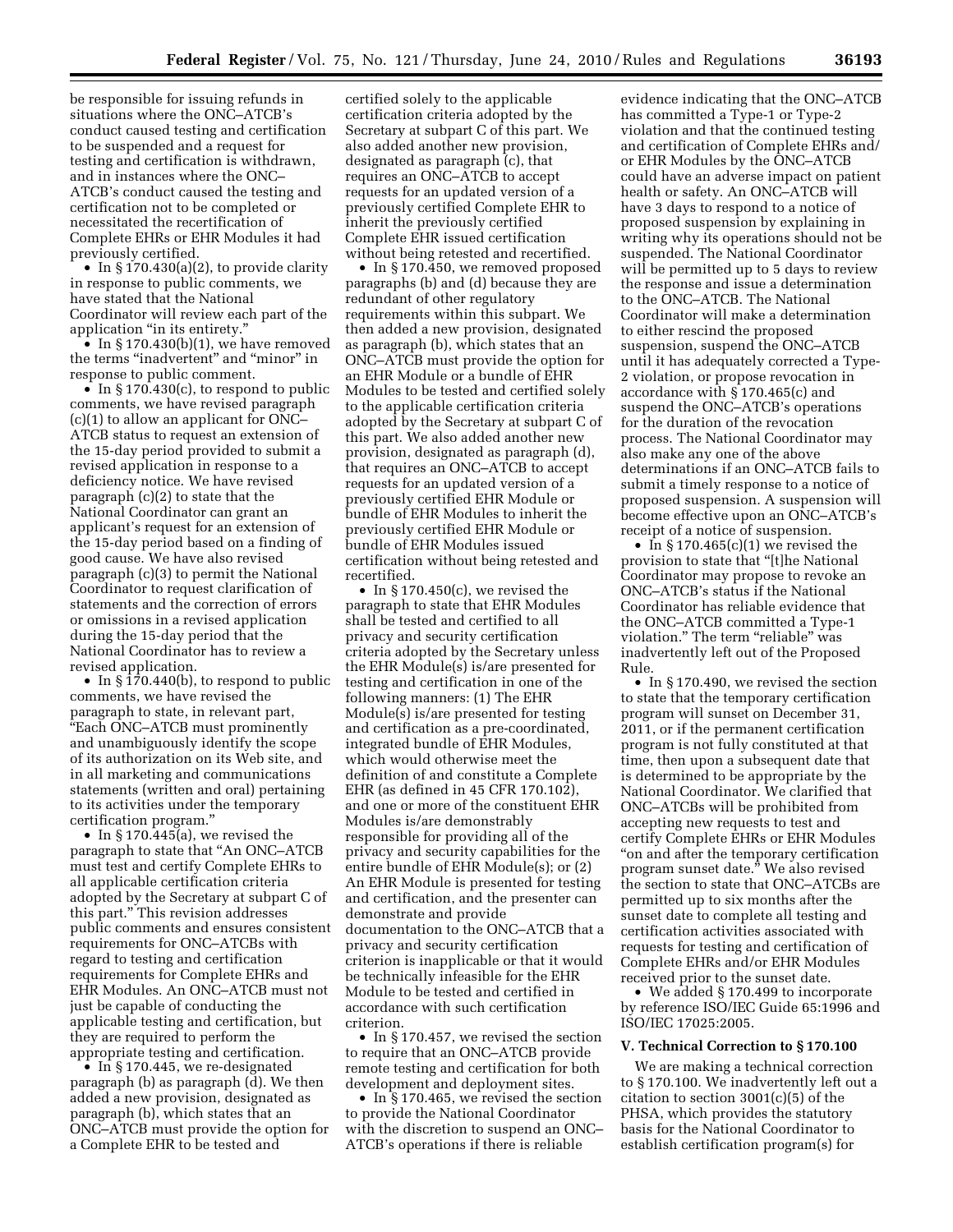be responsible for issuing refunds in situations where the ONC–ATCB's conduct caused testing and certification to be suspended and a request for testing and certification is withdrawn, and in instances where the ONC–ATCB's conduct caused the testing and certification not to be completed or necessitated the recertification of Complete EHRs or EHR Modules it had previously certified.

- In § 170.430(a)(2), to provide clarity in response to public comments, we have stated that the National Coordinator will review each part of the application "in its entirety."
- In § 170.430(b)(1), we have removed the terms "inadvertent" and "minor" in response to public comment.
- In § 170.430(c), to respond to public comments, we have revised paragraph (c)(1) to allow an applicant for ONC–ATCB status to request an extension of the 15-day period provided to submit a revised application in response to a deficiency notice. We have revised paragraph (c)(2) to state that the National Coordinator can grant an applicant's request for an extension of the 15-day period based on a finding of good cause. We have also revised paragraph (c)(3) to permit the National Coordinator to request clarification of statements and the correction of errors or omissions in a revised application during the 15-day period that the National Coordinator has to review a revised application.
- In § 170.440(b), to respond to public comments, we have revised the paragraph to state, in relevant part, "Each ONC–ATCB must prominently and unambiguously identify the scope of its authorization on its Web site, and in all marketing and communications statements (written and oral) pertaining to its activities under the temporary certification program."
- In § 170.445(a), we revised the paragraph to state that "An ONC–ATCB must test and certify Complete EHRs to all applicable certification criteria adopted by the Secretary at subpart C of this part." This revision addresses public comments and ensures consistent requirements for ONC–ATCBs with regard to testing and certification requirements for Complete EHRs and EHR Modules. An ONC–ATCB must not just be capable of conducting the applicable testing and certification, but they are required to perform the appropriate testing and certification.
- In § 170.445, we re-designated paragraph (b) as paragraph (d). We then added a new provision, designated as paragraph (b), which states that an ONC–ATCB must provide the option for a Complete EHR to be tested and certified solely to the applicable certification criteria adopted by the Secretary at subpart C of this part. We also added another new provision, designated as paragraph (c), that requires an ONC–ATCB to accept requests for an updated version of a previously certified Complete EHR to inherit the previously certified Complete EHR issued certification without being retested and recertified.
- In § 170.450, we removed proposed paragraphs (b) and (d) because they are redundant of other regulatory requirements within this subpart. We then added a new provision, designated as paragraph (b), which states that an ONC–ATCB must provide the option for an EHR Module or a bundle of EHR Modules to be tested and certified solely to the applicable certification criteria adopted by the Secretary at subpart C of this part. We also added another new provision, designated as paragraph (d), that requires an ONC–ATCB to accept requests for an updated version of a previously certified EHR Module or bundle of EHR Modules to inherit the previously certified EHR Module or bundle of EHR Modules issued certification without being retested and recertified.
- In § 170.450(c), we revised the paragraph to state that EHR Modules shall be tested and certified to all privacy and security certification criteria adopted by the Secretary unless the EHR Module(s) is/are presented for testing and certification in one of the following manners: (1) The EHR Module(s) is/are presented for testing and certification as a pre-coordinated, integrated bundle of EHR Modules, which would otherwise meet the definition of and constitute a Complete EHR (as defined in 45 CFR 170.102), and one or more of the constituent EHR Modules is/are demonstrably responsible for providing all of the privacy and security capabilities for the entire bundle of EHR Module(s); or (2) An EHR Module is presented for testing and certification, and the presenter can demonstrate and provide documentation to the ONC–ATCB that a privacy and security certification criterion is inapplicable or that it would be technically infeasible for the EHR Module to be tested and certified in accordance with such certification criterion.
- In § 170.457, we revised the section to require that an ONC–ATCB provide remote testing and certification for both development and deployment sites.
- In § 170.465, we revised the section to provide the National Coordinator with the discretion to suspend an ONC–ATCB's operations if there is reliable evidence indicating that the ONC–ATCB has committed a Type-1 or Type-2 violation and that the continued testing and certification of Complete EHRs and/or EHR Modules by the ONC–ATCB could have an adverse impact on patient health or safety. An ONC–ATCB will have 3 days to respond to a notice of proposed suspension by explaining in writing why its operations should not be suspended. The National Coordinator will be permitted up to 5 days to review the response and issue a determination to the ONC–ATCB. The National Coordinator will make a determination to either rescind the proposed suspension, suspend the ONC–ATCB until it has adequately corrected a Type-2 violation, or propose revocation in accordance with § 170.465(c) and suspend the ONC–ATCB's operations for the duration of the revocation process. The National Coordinator may also make any one of the above determinations if an ONC–ATCB fails to submit a timely response to a notice of proposed suspension. A suspension will become effective upon an ONC–ATCB's receipt of a notice of suspension.
- In § 170.465(c)(1) we revised the provision to state that "[t]he National Coordinator may propose to revoke an ONC–ATCB's status if the National Coordinator has reliable evidence that the ONC–ATCB committed a Type-1 violation." The term "reliable" was inadvertently left out of the Proposed Rule.
- In § 170.490, we revised the section to state that the temporary certification program will sunset on December 31, 2011, or if the permanent certification program is not fully constituted at that time, then upon a subsequent date that is determined to be appropriate by the National Coordinator. We clarified that ONC–ATCBs will be prohibited from accepting new requests to test and certify Complete EHRs or EHR Modules "on and after the temporary certification program sunset date." We also revised the section to state that ONC–ATCBs are permitted up to six months after the sunset date to complete all testing and certification activities associated with requests for testing and certification of Complete EHRs and/or EHR Modules received prior to the sunset date.
- We added § 170.499 to incorporate by reference ISO/IEC Guide 65:1996 and ISO/IEC 17025:2005.

## V. Technical Correction to § 170.100

We are making a technical correction to § 170.100. We inadvertently left out a citation to section 3001(c)(5) of the PHSA, which provides the statutory basis for the National Coordinator to establish certification program(s) for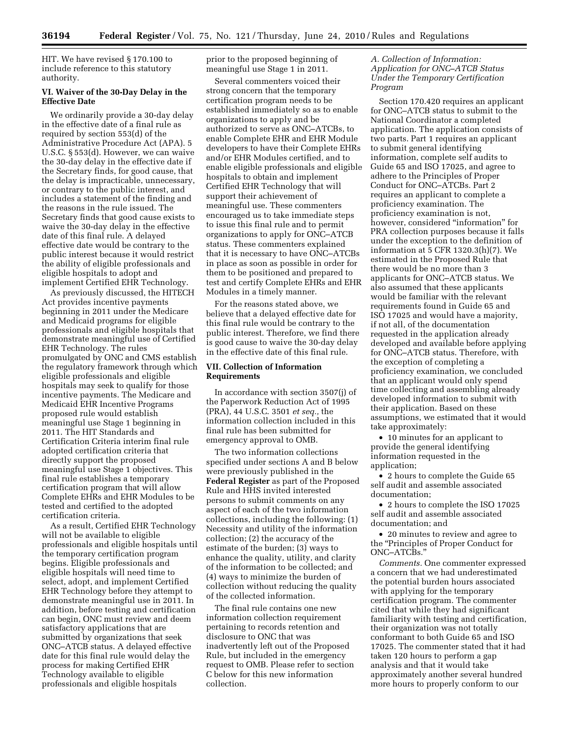HIT. We have revised § 170.100 to include reference to this statutory authority.

### VI. Waiver of the 30-Day Delay in the Effective Date

We ordinarily provide a 30-day delay in the effective date of a final rule as required by section 553(d) of the Administrative Procedure Act (APA). 5 U.S.C. § 553(d). However, we can waive the 30-day delay in the effective date if the Secretary finds, for good cause, that the delay is impracticable, unnecessary, or contrary to the public interest, and includes a statement of the finding and the reasons in the rule issued. The Secretary finds that good cause exists to waive the 30-day delay in the effective date of this final rule. A delayed effective date would be contrary to the public interest because it would restrict the ability of eligible professionals and eligible hospitals to adopt and implement Certified EHR Technology.

As previously discussed, the HITECH Act provides incentive payments beginning in 2011 under the Medicare and Medicaid programs for eligible professionals and eligible hospitals that demonstrate meaningful use of Certified EHR Technology. The rules promulgated by ONC and CMS establish the regulatory framework through which eligible professionals and eligible hospitals may seek to qualify for those incentive payments. The Medicare and Medicaid EHR Incentive Programs proposed rule would establish meaningful use Stage 1 beginning in 2011. The HIT Standards and Certification Criteria interim final rule adopted certification criteria that directly support the proposed meaningful use Stage 1 objectives. This final rule establishes a temporary certification program that will allow Complete EHRs and EHR Modules to be tested and certified to the adopted certification criteria.

As a result, Certified EHR Technology will not be available to eligible professionals and eligible hospitals until the temporary certification program begins. Eligible professionals and eligible hospitals will need time to select, adopt, and implement Certified EHR Technology before they attempt to demonstrate meaningful use in 2011. In addition, before testing and certification can begin, ONC must review and deem satisfactory applications that are submitted by organizations that seek ONC–ATCB status. A delayed effective date for this final rule would delay the process for making Certified EHR Technology available to eligible professionals and eligible hospitals prior to the proposed beginning of meaningful use Stage 1 in 2011.

Several commenters voiced their strong concern that the temporary certification program needs to be established immediately so as to enable organizations to apply and be authorized to serve as ONC–ATCBs, to enable Complete EHR and EHR Module developers to have their Complete EHRs and/or EHR Modules certified, and to enable eligible professionals and eligible hospitals to obtain and implement Certified EHR Technology that will support their achievement of meaningful use. These commenters encouraged us to take immediate steps to issue this final rule and to permit organizations to apply for ONC–ATCB status. These commenters explained that it is necessary to have ONC–ATCBs in place as soon as possible in order for them to be positioned and prepared to test and certify Complete EHRs and EHR Modules in a timely manner.

For the reasons stated above, we believe that a delayed effective date for this final rule would be contrary to the public interest. Therefore, we find there is good cause to waive the 30-day delay in the effective date of this final rule.

### VII. Collection of Information Requirements

In accordance with section 3507(j) of the Paperwork Reduction Act of 1995 (PRA), 44 U.S.C. 3501 *et seq.,* the information collection included in this final rule has been submitted for emergency approval to OMB.

The two information collections specified under sections A and B below were previously published in the **Federal Register** as part of the Proposed Rule and HHS invited interested persons to submit comments on any aspect of each of the two information collections, including the following: (1) Necessity and utility of the information collection; (2) the accuracy of the estimate of the burden; (3) ways to enhance the quality, utility, and clarity of the information to be collected; and (4) ways to minimize the burden of collection without reducing the quality of the collected information.

The final rule contains one new information collection requirement pertaining to records retention and disclosure to ONC that was inadvertently left out of the Proposed Rule, but included in the emergency request to OMB. Please refer to section C below for this new information collection.

#### *A. Collection of Information: Application for ONC–ATCB Status Under the Temporary Certification Program*

Section 170.420 requires an applicant for ONC–ATCB status to submit to the National Coordinator a completed application. The application consists of two parts. Part 1 requires an applicant to submit general identifying information, complete self audits to Guide 65 and ISO 17025, and agree to adhere to the Principles of Proper Conduct for ONC–ATCBs. Part 2 requires an applicant to complete a proficiency examination. The proficiency examination is not, however, considered "information" for PRA collection purposes because it falls under the exception to the definition of information at 5 CFR 1320.3(h)(7). We estimated in the Proposed Rule that there would be no more than 3 applicants for ONC–ATCB status. We also assumed that these applicants would be familiar with the relevant requirements found in Guide 65 and ISO 17025 and would have a majority, if not all, of the documentation requested in the application already developed and available before applying for ONC–ATCB status. Therefore, with the exception of completing a proficiency examination, we concluded that an applicant would only spend time collecting and assembling already developed information to submit with their application. Based on these assumptions, we estimated that it would take approximately:

- 10 minutes for an applicant to provide the general identifying information requested in the application;
- 2 hours to complete the Guide 65 self audit and assemble associated documentation;
- 2 hours to complete the ISO 17025 self audit and assemble associated documentation; and
- 20 minutes to review and agree to the "Principles of Proper Conduct for ONC–ATCBs."

*Comments.* One commenter expressed a concern that we had underestimated the potential burden hours associated with applying for the temporary certification program. The commenter cited that while they had significant familiarity with testing and certification, their organization was not totally conformant to both Guide 65 and ISO 17025. The commenter stated that it had taken 120 hours to perform a gap analysis and that it would take approximately another several hundred more hours to properly conform to our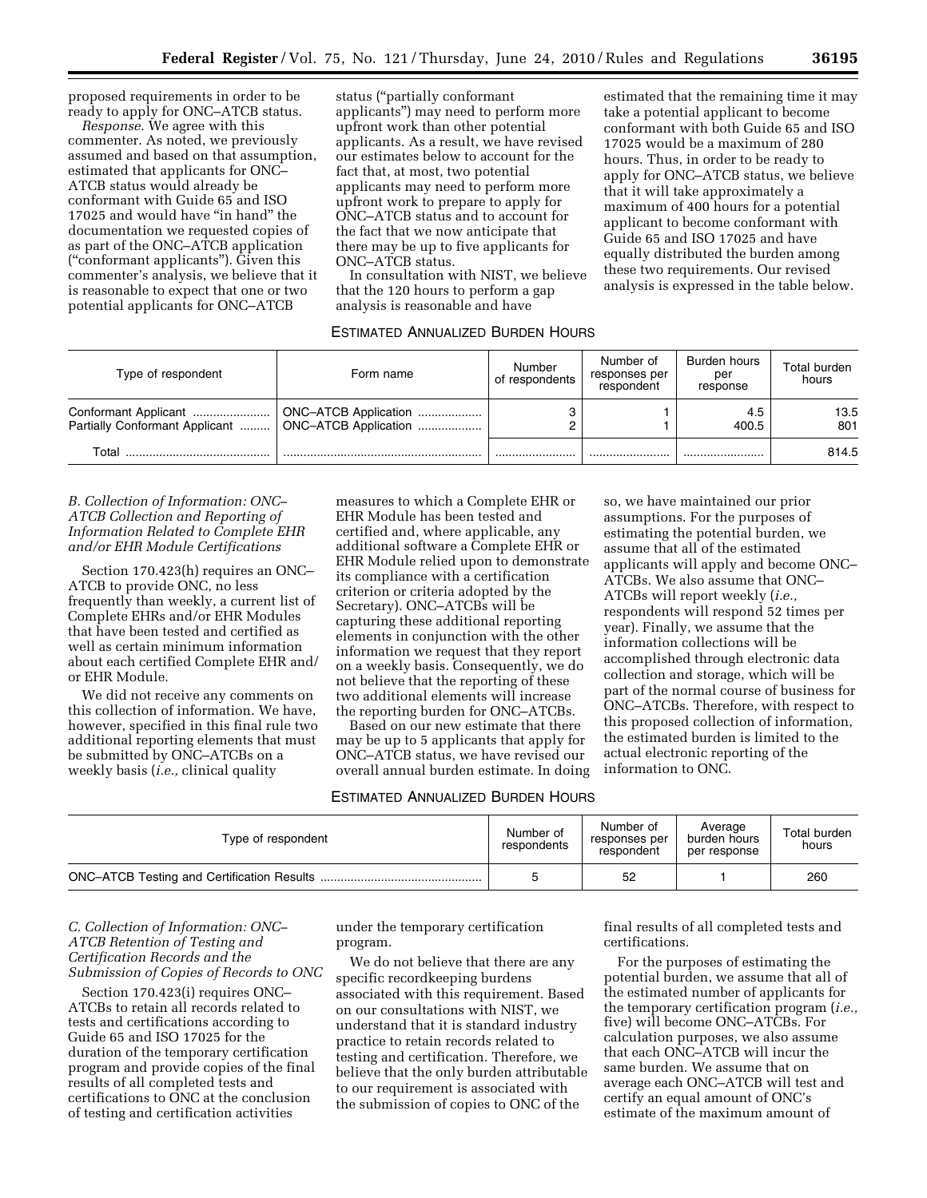proposed requirements in order to be ready to apply for ONC–ATCB status.

*Response.* We agree with this commenter. As noted, we previously assumed and based on that assumption, estimated that applicants for ONC–ATCB status would already be conformant with Guide 65 and ISO 17025 and would have "in hand" the documentation we requested copies of as part of the ONC–ATCB application ("conformant applicants"). Given this commenter's analysis, we believe that it is reasonable to expect that one or two potential applicants for ONC–ATCB status ("partially conformant applicants") may need to perform more upfront work than other potential applicants. As a result, we have revised our estimates below to account for the fact that, at most, two potential applicants may need to perform more upfront work to prepare to apply for ONC–ATCB status and to account for the fact that we now anticipate that there may be up to five applicants for ONC–ATCB status.

In consultation with NIST, we believe that the 120 hours to perform a gap analysis is reasonable and have estimated that the remaining time it may take a potential applicant to become conformant with both Guide 65 and ISO 17025 would be a maximum of 280 hours. Thus, in order to be ready to apply for ONC–ATCB status, we believe that it will take approximately a maximum of 400 hours for a potential applicant to become conformant with Guide 65 and ISO 17025 and have equally distributed the burden among these two requirements. Our revised analysis is expressed in the table below.

ESTIMATED ANNUALIZED BURDEN HOURS

| Type of respondent | Form name | Number of respondents | Number of responses per respondent | Burden hours per response | Total burden hours |
|---|---|---|---|---|---|
| Conformant Applicant | ONC–ATCB Application | 3 | 1 | 4.5 | 13.5 |
| Partially Conformant Applicant | ONC–ATCB Application | 2 | 1 | 400.5 | 801 |
| Total | | | | | 814.5 |

### B. Collection of Information: ONC–ATCB Collection and Reporting of Information Related to Complete EHR and/or EHR Module Certifications

Section 170.423(h) requires an ONC–ATCB to provide ONC, no less frequently than weekly, a current list of Complete EHRs and/or EHR Modules that have been tested and certified as well as certain minimum information about each certified Complete EHR and/or EHR Module.

We did not receive any comments on this collection of information. We have, however, specified in this final rule two additional reporting elements that must be submitted by ONC–ATCBs on a weekly basis (*i.e.,* clinical quality measures to which a Complete EHR or EHR Module has been tested and certified and, where applicable, any additional software a Complete EHR or EHR Module relied upon to demonstrate its compliance with a certification criterion or criteria adopted by the Secretary). ONC–ATCBs will be capturing these additional reporting elements in conjunction with the other information we request that they report on a weekly basis. Consequently, we do not believe that the reporting of these two additional elements will increase the reporting burden for ONC–ATCBs.

Based on our new estimate that there may be up to 5 applicants that apply for ONC–ATCB status, we have revised our overall annual burden estimate. In doing so, we have maintained our prior assumptions. For the purposes of estimating the potential burden, we assume that all of the estimated applicants will apply and become ONC–ATCBs. We also assume that ONC–ATCBs will report weekly (*i.e.,* respondents will respond 52 times per year). Finally, we assume that the information collections will be accomplished through electronic data collection and storage, which will be part of the normal course of business for ONC–ATCBs. Therefore, with respect to this proposed collection of information, the estimated burden is limited to the actual electronic reporting of the information to ONC.

ESTIMATED ANNUALIZED BURDEN HOURS

| Type of respondent | Number of respondents | Number of responses per respondent | Average burden hours per response | Total burden hours |
|---|---|---|---|---|
| ONC–ATCB Testing and Certification Results | 5 | 52 | 1 | 260 |

### C. Collection of Information: ONC–ATCB Retention of Testing and Certification Records and the Submission of Copies of Records to ONC

Section 170.423(i) requires ONC–ATCBs to retain all records related to tests and certifications according to Guide 65 and ISO 17025 for the duration of the temporary certification program and provide copies of the final results of all completed tests and certifications to ONC at the conclusion of testing and certification activities under the temporary certification program.

We do not believe that there are any specific recordkeeping burdens associated with this requirement. Based on our consultations with NIST, we understand that it is standard industry practice to retain records related to testing and certification. Therefore, we believe that the only burden attributable to our requirement is associated with the submission of copies to ONC of the final results of all completed tests and certifications.

For the purposes of estimating the potential burden, we assume that all of the estimated number of applicants for the temporary certification program (*i.e.,* five) will become ONC–ATCBs. For calculation purposes, we also assume that each ONC–ATCB will incur the same burden. We assume that on average each ONC–ATCB will test and certify an equal amount of ONC's estimate of the maximum amount of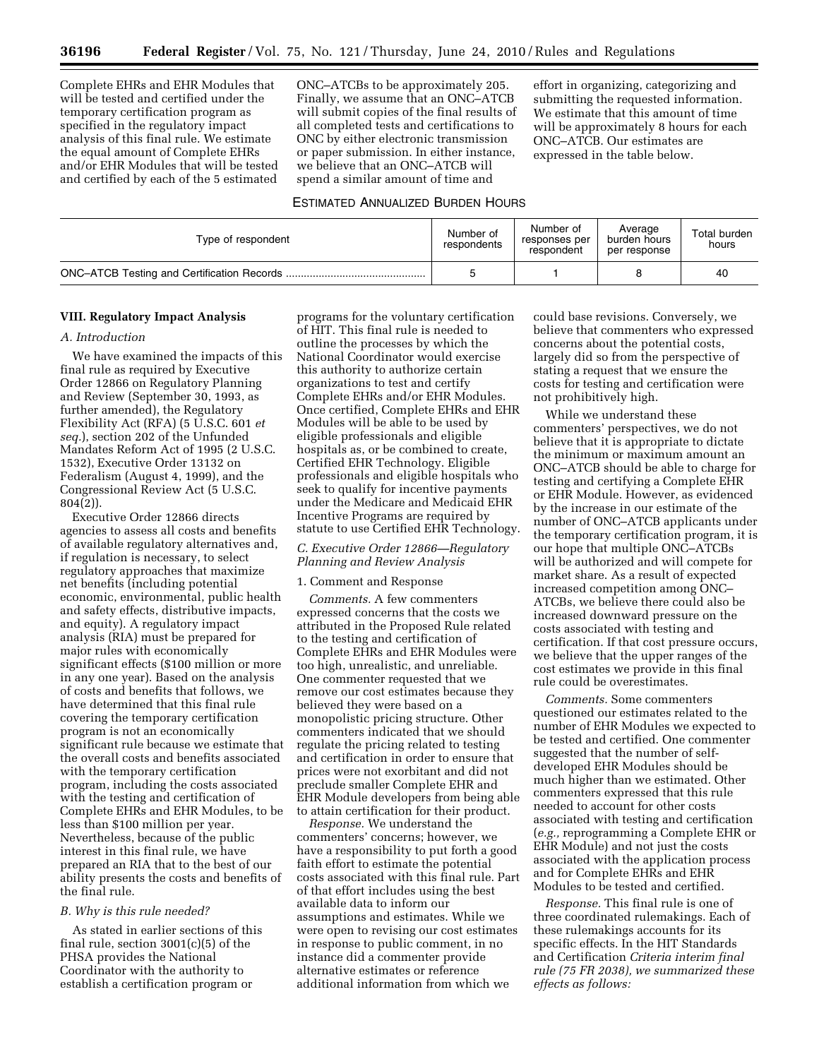Complete EHRs and EHR Modules that will be tested and certified under the temporary certification program as specified in the regulatory impact analysis of this final rule. We estimate the equal amount of Complete EHRs and/or EHR Modules that will be tested and certified by each of the 5 estimated ONC–ATCBs to be approximately 205. Finally, we assume that an ONC–ATCB will submit copies of the final results of all completed tests and certifications to ONC by either electronic transmission or paper submission. In either instance, we believe that an ONC–ATCB will spend a similar amount of time and effort in organizing, categorizing and submitting the requested information. We estimate that this amount of time will be approximately 8 hours for each ONC–ATCB. Our estimates are expressed in the table below.

ESTIMATED ANNUALIZED BURDEN HOURS

| Type of respondent | Number of respondents | Number of responses per respondent | Average burden hours per response | Total burden hours |
|---|---|---|---|---|
| ONC–ATCB Testing and Certification Records | 5 | 1 | 8 | 40 |

## VIII. Regulatory Impact Analysis

### A. Introduction

We have examined the impacts of this final rule as required by Executive Order 12866 on Regulatory Planning and Review (September 30, 1993, as further amended), the Regulatory Flexibility Act (RFA) (5 U.S.C. 601 *et seq.*), section 202 of the Unfunded Mandates Reform Act of 1995 (2 U.S.C. 1532), Executive Order 13132 on Federalism (August 4, 1999), and the Congressional Review Act (5 U.S.C. 804(2)).

Executive Order 12866 directs agencies to assess all costs and benefits of available regulatory alternatives and, if regulation is necessary, to select regulatory approaches that maximize net benefits (including potential economic, environmental, public health and safety effects, distributive impacts, and equity). A regulatory impact analysis (RIA) must be prepared for major rules with economically significant effects ($100 million or more in any one year). Based on the analysis of costs and benefits that follows, we have determined that this final rule covering the temporary certification program is not an economically significant rule because we estimate that the overall costs and benefits associated with the temporary certification program, including the costs associated with the testing and certification of Complete EHRs and EHR Modules, to be less than $100 million per year. Nevertheless, because of the public interest in this final rule, we have prepared an RIA that to the best of our ability presents the costs and benefits of the final rule.

### B. Why is this rule needed?

As stated in earlier sections of this final rule, section 3001(c)(5) of the PHSA provides the National Coordinator with the authority to establish a certification program or programs for the voluntary certification of HIT. This final rule is needed to outline the processes by which the National Coordinator would exercise this authority to authorize certain organizations to test and certify Complete EHRs and/or EHR Modules. Once certified, Complete EHRs and EHR Modules will be able to be used by eligible professionals and eligible hospitals as, or be combined to create, Certified EHR Technology. Eligible professionals and eligible hospitals who seek to qualify for incentive payments under the Medicare and Medicaid EHR Incentive Programs are required by statute to use Certified EHR Technology.

### C. Executive Order 12866—Regulatory Planning and Review Analysis

#### 1. Comment and Response

*Comments.* A few commenters expressed concerns that the costs we attributed in the Proposed Rule related to the testing and certification of Complete EHRs and EHR Modules were too high, unrealistic, and unreliable. One commenter requested that we remove our cost estimates because they believed they were based on a monopolistic pricing structure. Other commenters indicated that we should regulate the pricing related to testing and certification in order to ensure that prices were not exorbitant and did not preclude smaller Complete EHR and EHR Module developers from being able to attain certification for their product.

*Response.* We understand the commenters' concerns; however, we have a responsibility to put forth a good faith effort to estimate the potential costs associated with this final rule. Part of that effort includes using the best available data to inform our assumptions and estimates. While we were open to revising our cost estimates in response to public comment, in no instance did a commenter provide alternative estimates or reference additional information from which we could base revisions. Conversely, we believe that commenters who expressed concerns about the potential costs, largely did so from the perspective of stating a request that we ensure the costs for testing and certification were not prohibitively high.

While we understand these commenters' perspectives, we do not believe that it is appropriate to dictate the minimum or maximum amount an ONC–ATCB should be able to charge for testing and certifying a Complete EHR or EHR Module. However, as evidenced by the increase in our estimate of the number of ONC–ATCB applicants under the temporary certification program, it is our hope that multiple ONC–ATCBs will be authorized and will compete for market share. As a result of expected increased competition among ONC–ATCBs, we believe there could also be increased downward pressure on the costs associated with testing and certification. If that cost pressure occurs, we believe that the upper ranges of the cost estimates we provide in this final rule could be overestimates.

*Comments.* Some commenters questioned our estimates related to the number of EHR Modules we expected to be tested and certified. One commenter suggested that the number of self-developed EHR Modules should be much higher than we estimated. Other commenters expressed that this rule needed to account for other costs associated with testing and certification (*e.g.,* reprogramming a Complete EHR or EHR Module) and not just the costs associated with the application process and for Complete EHRs and EHR Modules to be tested and certified.

*Response.* This final rule is one of three coordinated rulemakings. Each of these rulemakings accounts for its specific effects. In the HIT Standards and Certification *Criteria interim final rule (75 FR 2038), we summarized these effects as follows:*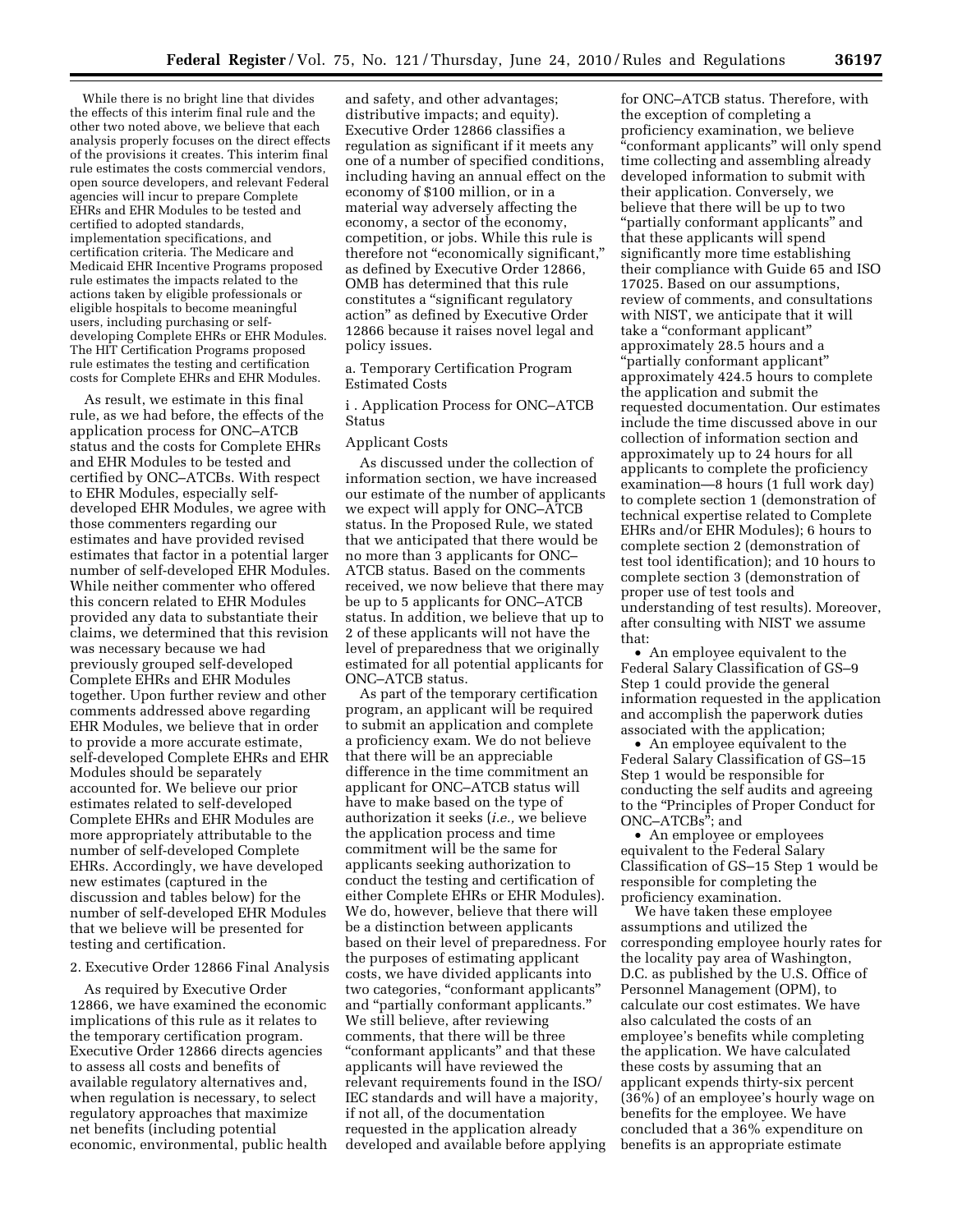While there is no bright line that divides the effects of this interim final rule and the other two noted above, we believe that each analysis properly focuses on the direct effects of the provisions it creates. This interim final rule estimates the costs commercial vendors, open source developers, and relevant Federal agencies will incur to prepare Complete EHRs and EHR Modules to be tested and certified to adopted standards, implementation specifications, and certification criteria. The Medicare and Medicaid EHR Incentive Programs proposed rule estimates the impacts related to the actions taken by eligible professionals or eligible hospitals to become meaningful users, including purchasing or self-developing Complete EHRs or EHR Modules. The HIT Certification Programs proposed rule estimates the testing and certification costs for Complete EHRs and EHR Modules.

As result, we estimate in this final rule, as we had before, the effects of the application process for ONC–ATCB status and the costs for Complete EHRs and EHR Modules to be tested and certified by ONC–ATCBs. With respect to EHR Modules, especially self-developed EHR Modules, we agree with those commenters regarding our estimates and have provided revised estimates that factor in a potential larger number of self-developed EHR Modules. While neither commenter who offered this concern related to EHR Modules provided any data to substantiate their claims, we determined that this revision was necessary because we had previously grouped self-developed Complete EHRs and EHR Modules together. Upon further review and other comments addressed above regarding EHR Modules, we believe that in order to provide a more accurate estimate, self-developed Complete EHRs and EHR Modules should be separately accounted for. We believe our prior estimates related to self-developed Complete EHRs and EHR Modules are more appropriately attributable to the number of self-developed Complete EHRs. Accordingly, we have developed new estimates (captured in the discussion and tables below) for the number of self-developed EHR Modules that we believe will be presented for testing and certification.

2. Executive Order 12866 Final Analysis

As required by Executive Order 12866, we have examined the economic implications of this rule as it relates to the temporary certification program. Executive Order 12866 directs agencies to assess all costs and benefits of available regulatory alternatives and, when regulation is necessary, to select regulatory approaches that maximize net benefits (including potential economic, environmental, public health and safety, and other advantages; distributive impacts; and equity). Executive Order 12866 classifies a regulation as significant if it meets any one of a number of specified conditions, including having an annual effect on the economy of $100 million, or in a material way adversely affecting the economy, a sector of the economy, competition, or jobs. While this rule is therefore not "economically significant," as defined by Executive Order 12866, OMB has determined that this rule constitutes a "significant regulatory action" as defined by Executive Order 12866 because it raises novel legal and policy issues.

a. Temporary Certification Program Estimated Costs

i . Application Process for ONC–ATCB Status

Applicant Costs

As discussed under the collection of information section, we have increased our estimate of the number of applicants we expect will apply for ONC–ATCB status. In the Proposed Rule, we stated that we anticipated that there would be no more than 3 applicants for ONC–ATCB status. Based on the comments received, we now believe that there may be up to 5 applicants for ONC–ATCB status. In addition, we believe that up to 2 of these applicants will not have the level of preparedness that we originally estimated for all potential applicants for ONC–ATCB status.

As part of the temporary certification program, an applicant will be required to submit an application and complete a proficiency exam. We do not believe that there will be an appreciable difference in the time commitment an applicant for ONC–ATCB status will have to make based on the type of authorization it seeks (*i.e.,* we believe the application process and time commitment will be the same for applicants seeking authorization to conduct the testing and certification of either Complete EHRs or EHR Modules). We do, however, believe that there will be a distinction between applicants based on their level of preparedness. For the purposes of estimating applicant costs, we have divided applicants into two categories, "conformant applicants" and "partially conformant applicants." We still believe, after reviewing comments, that there will be three "conformant applicants" and that these applicants will have reviewed the relevant requirements found in the ISO/IEC standards and will have a majority, if not all, of the documentation requested in the application already developed and available before applying for ONC–ATCB status. Therefore, with the exception of completing a proficiency examination, we believe "conformant applicants" will only spend time collecting and assembling already developed information to submit with their application. Conversely, we believe that there will be up to two "partially conformant applicants" and that these applicants will spend significantly more time establishing their compliance with Guide 65 and ISO 17025. Based on our assumptions, review of comments, and consultations with NIST, we anticipate that it will take a "conformant applicant" approximately 28.5 hours and a "partially conformant applicant" approximately 424.5 hours to complete the application and submit the requested documentation. Our estimates include the time discussed above in our collection of information section and approximately up to 24 hours for all applicants to complete the proficiency examination—8 hours (1 full work day) to complete section 1 (demonstration of technical expertise related to Complete EHRs and/or EHR Modules); 6 hours to complete section 2 (demonstration of test tool identification); and 10 hours to complete section 3 (demonstration of proper use of test tools and understanding of test results). Moreover, after consulting with NIST we assume that:

- An employee equivalent to the Federal Salary Classification of GS–9 Step 1 could provide the general information requested in the application and accomplish the paperwork duties associated with the application;
- An employee equivalent to the Federal Salary Classification of GS–15 Step 1 would be responsible for conducting the self audits and agreeing to the "Principles of Proper Conduct for ONC–ATCBs"; and
- An employee or employees equivalent to the Federal Salary Classification of GS–15 Step 1 would be responsible for completing the proficiency examination.

We have taken these employee assumptions and utilized the corresponding employee hourly rates for the locality pay area of Washington, D.C. as published by the U.S. Office of Personnel Management (OPM), to calculate our cost estimates. We have also calculated the costs of an employee's benefits while completing the application. We have calculated these costs by assuming that an applicant expends thirty-six percent (36%) of an employee's hourly wage on benefits for the employee. We have concluded that a 36% expenditure on benefits is an appropriate estimate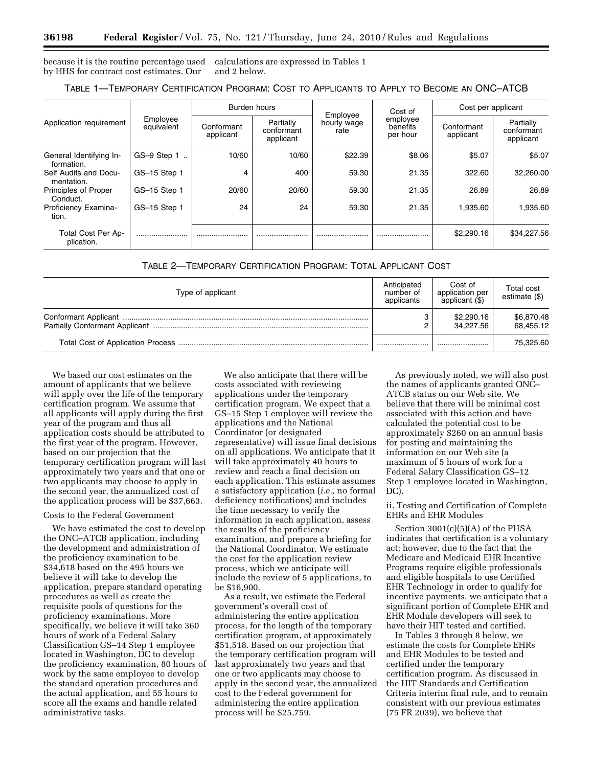because it is the routine percentage used by HHS for contract cost estimates. Our calculations are expressed in Tables 1 and 2 below.

TABLE 1—TEMPORARY CERTIFICATION PROGRAM: COST TO APPLICANTS TO APPLY TO BECOME AN ONC–ATCB

| Application requirement | Employee equivalent | Burden hours | | Employee hourly wage rate | Cost of employee benefits per hour | Cost per applicant | |
|---|---|---|---|---|---|---|---|
| | | Conformant applicant | Partially conformant applicant | | | Conformant applicant | Partially conformant applicant |
| General Identifying Information. | GS–9 Step 1 | 10/60 | 10/60 | $22.39 | $8.06 | $5.07 | $5.07 |
| Self Audits and Documentation. | GS–15 Step 1 | 4 | 400 | 59.30 | 21.35 | 322.60 | 32,260.00 |
| Principles of Proper Conduct. | GS–15 Step 1 | 20/60 | 20/60 | 59.30 | 21.35 | 26.89 | 26.89 |
| Proficiency Examination. | GS–15 Step 1 | 24 | 24 | 59.30 | 21.35 | 1,935.60 | 1,935.60 |
| Total Cost Per Application. | | | | | | $2,290.16 | $34,227.56 |

TABLE 2—TEMPORARY CERTIFICATION PROGRAM: TOTAL APPLICANT COST

| Type of applicant | Anticipated number of applicants | Cost of application per applicant ($) | Total cost estimate ($) |
|---|---|---|---|
| Conformant Applicant | 3 | $2,290.16 | $6,870.48 |
| Partially Conformant Applicant | 2 | 34,227.56 | 68,455.12 |
| Total Cost of Application Process | | | 75,325.60 |

We based our cost estimates on the amount of applicants that we believe will apply over the life of the temporary certification program. We assume that all applicants will apply during the first year of the program and thus all application costs should be attributed to the first year of the program. However, based on our projection that the temporary certification program will last approximately two years and that one or two applicants may choose to apply in the second year, the annualized cost of the application process will be $37,663.

Costs to the Federal Government

We have estimated the cost to develop the ONC–ATCB application, including the development and administration of the proficiency examination to be $34,618 based on the 495 hours we believe it will take to develop the application, prepare standard operating procedures as well as create the requisite pools of questions for the proficiency examinations. More specifically, we believe it will take 360 hours of work of a Federal Salary Classification GS–14 Step 1 employee located in Washington, DC to develop the proficiency examination, 80 hours of work by the same employee to develop the standard operation procedures and the actual application, and 55 hours to score all the exams and handle related administrative tasks.

We also anticipate that there will be costs associated with reviewing applications under the temporary certification program. We expect that a GS–15 Step 1 employee will review the applications and the National Coordinator (or designated representative) will issue final decisions on all applications. We anticipate that it will take approximately 40 hours to review and reach a final decision on each application. This estimate assumes a satisfactory application (*i.e.,* no formal deficiency notifications) and includes the time necessary to verify the information in each application, assess the results of the proficiency examination, and prepare a briefing for the National Coordinator. We estimate the cost for the application review process, which we anticipate will include the review of 5 applications, to be $16,900.

As a result, we estimate the Federal government's overall cost of administering the entire application process, for the length of the temporary certification program, at approximately $51,518. Based on our projection that the temporary certification program will last approximately two years and that one or two applicants may choose to apply in the second year, the annualized cost to the Federal government for administering the entire application process will be $25,759.

As previously noted, we will also post the names of applicants granted ONC–ATCB status on our Web site. We believe that there will be minimal cost associated with this action and have calculated the potential cost to be approximately $260 on an annual basis for posting and maintaining the information on our Web site (a maximum of 5 hours of work for a Federal Salary Classification GS–12 Step 1 employee located in Washington, DC).

ii. Testing and Certification of Complete EHRs and EHR Modules

Section 3001(c)(5)(A) of the PHSA indicates that certification is a voluntary act; however, due to the fact that the Medicare and Medicaid EHR Incentive Programs require eligible professionals and eligible hospitals to use Certified EHR Technology in order to qualify for incentive payments, we anticipate that a significant portion of Complete EHR and EHR Module developers will seek to have their HIT tested and certified.

In Tables 3 through 8 below, we estimate the costs for Complete EHRs and EHR Modules to be tested and certified under the temporary certification program. As discussed in the HIT Standards and Certification Criteria interim final rule, and to remain consistent with our previous estimates (75 FR 2039), we believe that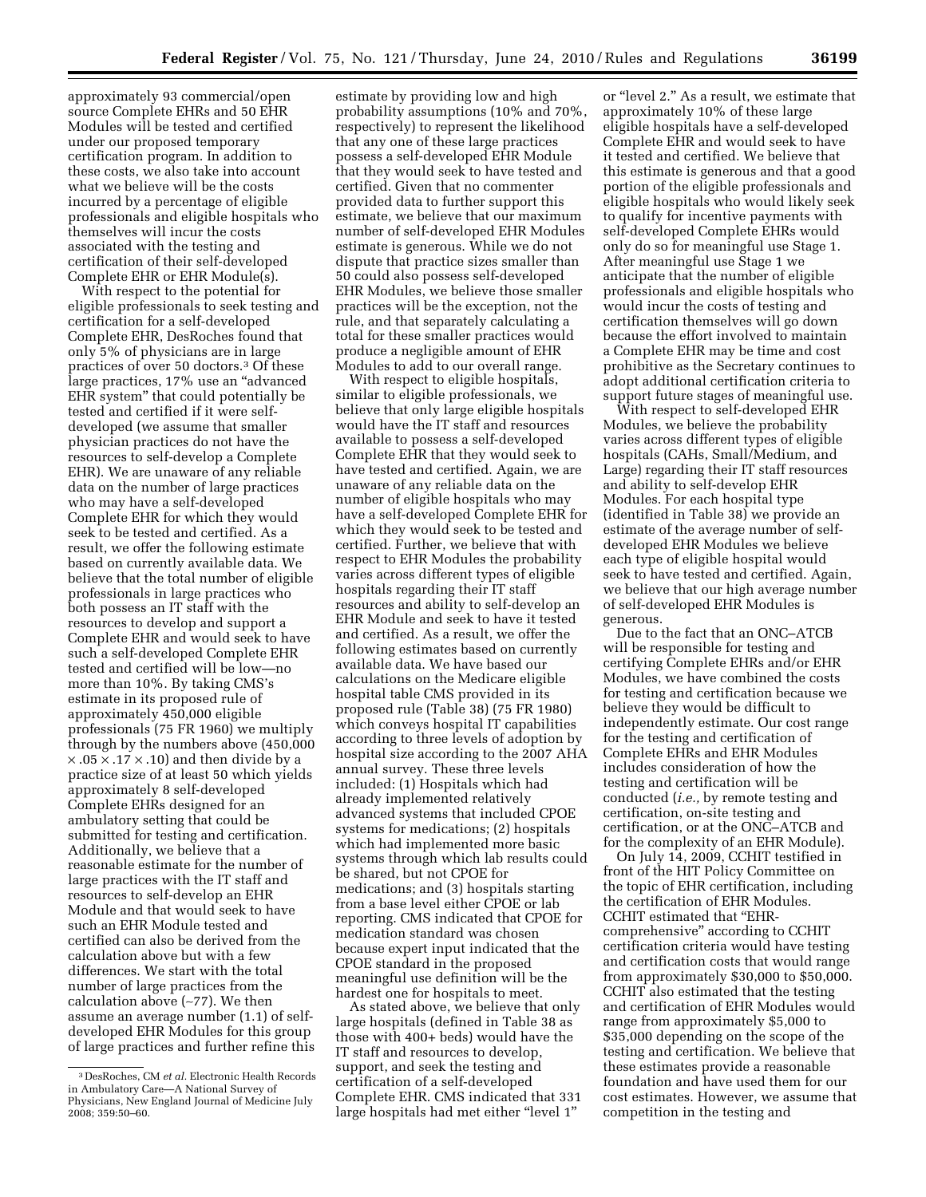approximately 93 commercial/open source Complete EHRs and 50 EHR Modules will be tested and certified under our proposed temporary certification program. In addition to these costs, we also take into account what we believe will be the costs incurred by a percentage of eligible professionals and eligible hospitals who themselves will incur the costs associated with the testing and certification of their self-developed Complete EHR or EHR Module(s).

With respect to the potential for eligible professionals to seek testing and certification for a self-developed Complete EHR, DesRoches found that only 5% of physicians are in large practices of over 50 doctors.[3] Of these large practices, 17% use an "advanced EHR system" that could potentially be tested and certified if it were self-developed (we assume that smaller physician practices do not have the resources to self-develop a Complete EHR). We are unaware of any reliable data on the number of large practices who may have a self-developed Complete EHR for which they would seek to be tested and certified. As a result, we offer the following estimate based on currently available data. We believe that the total number of eligible professionals in large practices who both possess an IT staff with the resources to develop and support a Complete EHR and would seek to have such a self-developed Complete EHR tested and certified will be low—no more than 10%. By taking CMS's estimate in its proposed rule of approximately 450,000 eligible professionals (75 FR 1960) we multiply through by the numbers above (450,000 × .05 × .17 × .10) and then divide by a practice size of at least 50 which yields approximately 8 self-developed Complete EHRs designed for an ambulatory setting that could be submitted for testing and certification. Additionally, we believe that a reasonable estimate for the number of large practices with the IT staff and resources to self-develop an EHR Module and that would seek to have such an EHR Module tested and certified can also be derived from the calculation above but with a few differences. We start with the total number of large practices from the calculation above (~77). We then assume an average number (1.1) of self-developed EHR Modules for this group of large practices and further refine this estimate by providing low and high probability assumptions (10% and 70%, respectively) to represent the likelihood that any one of these large practices possess a self-developed EHR Module that they would seek to have tested and certified. Given that no commenter provided data to further support this estimate, we believe that our maximum number of self-developed EHR Modules estimate is generous. While we do not dispute that practice sizes smaller than 50 could also possess self-developed EHR Modules, we believe those smaller practices will be the exception, not the rule, and that separately calculating a total for these smaller practices would produce a negligible amount of EHR Modules to add to our overall range.

With respect to eligible hospitals, similar to eligible professionals, we believe that only large eligible hospitals would have the IT staff and resources available to possess a self-developed Complete EHR that they would seek to have tested and certified. Again, we are unaware of any reliable data on the number of eligible hospitals who may have a self-developed Complete EHR for which they would seek to be tested and certified. Further, we believe that with respect to EHR Modules the probability varies across different types of eligible hospitals regarding their IT staff resources and ability to self-develop an EHR Module and seek to have it tested and certified. As a result, we offer the following estimates based on currently available data. We have based our calculations on the Medicare eligible hospital table CMS provided in its proposed rule (Table 38) (75 FR 1980) which conveys hospital IT capabilities according to three levels of adoption by hospital size according to the 2007 AHA annual survey. These three levels included: (1) Hospitals which had already implemented relatively advanced systems that included CPOE systems for medications; (2) hospitals which had implemented more basic systems through which lab results could be shared, but not CPOE for medications; and (3) hospitals starting from a base level either CPOE or lab reporting. CMS indicated that CPOE for medication standard was chosen because expert input indicated that the CPOE standard in the proposed meaningful use definition will be the hardest one for hospitals to meet.

As stated above, we believe that only large hospitals (defined in Table 38 as those with 400+ beds) would have the IT staff and resources to develop, support, and seek the testing and certification of a self-developed Complete EHR. CMS indicated that 331 large hospitals had met either "level 1" or "level 2." As a result, we estimate that approximately 10% of these large eligible hospitals have a self-developed Complete EHR and would seek to have it tested and certified. We believe that this estimate is generous and that a good portion of the eligible professionals and eligible hospitals who would likely seek to qualify for incentive payments with self-developed Complete EHRs would only do so for meaningful use Stage 1. After meaningful use Stage 1 we anticipate that the number of eligible professionals and eligible hospitals who would incur the costs of testing and certification themselves will go down because the effort involved to maintain a Complete EHR may be time and cost prohibitive as the Secretary continues to adopt additional certification criteria to support future stages of meaningful use.

With respect to self-developed EHR Modules, we believe the probability varies across different types of eligible hospitals (CAHs, Small/Medium, and Large) regarding their IT staff resources and ability to self-develop EHR Modules. For each hospital type (identified in Table 38) we provide an estimate of the average number of self-developed EHR Modules we believe each type of eligible hospital would seek to have tested and certified. Again, we believe that our high average number of self-developed EHR Modules is generous.

Due to the fact that an ONC–ATCB will be responsible for testing and certifying Complete EHRs and/or EHR Modules, we have combined the costs for testing and certification because we believe they would be difficult to independently estimate. Our cost range for the testing and certification of Complete EHRs and EHR Modules includes consideration of how the testing and certification will be conducted (*i.e.,* by remote testing and certification, on-site testing and certification, or at the ONC–ATCB and for the complexity of an EHR Module).

On July 14, 2009, CCHIT testified in front of the HIT Policy Committee on the topic of EHR certification, including the certification of EHR Modules. CCHIT estimated that "EHR-comprehensive" according to CCHIT certification criteria would have testing and certification costs that would range from approximately $30,000 to $50,000. CCHIT also estimated that the testing and certification of EHR Modules would range from approximately $5,000 to $35,000 depending on the scope of the testing and certification. We believe that these estimates provide a reasonable foundation and have used them for our cost estimates. However, we assume that competition in the testing and

[3] DesRoches, CM *et al.* Electronic Health Records in Ambulatory Care—A National Survey of Physicians, New England Journal of Medicine July 2008; 359:50–60.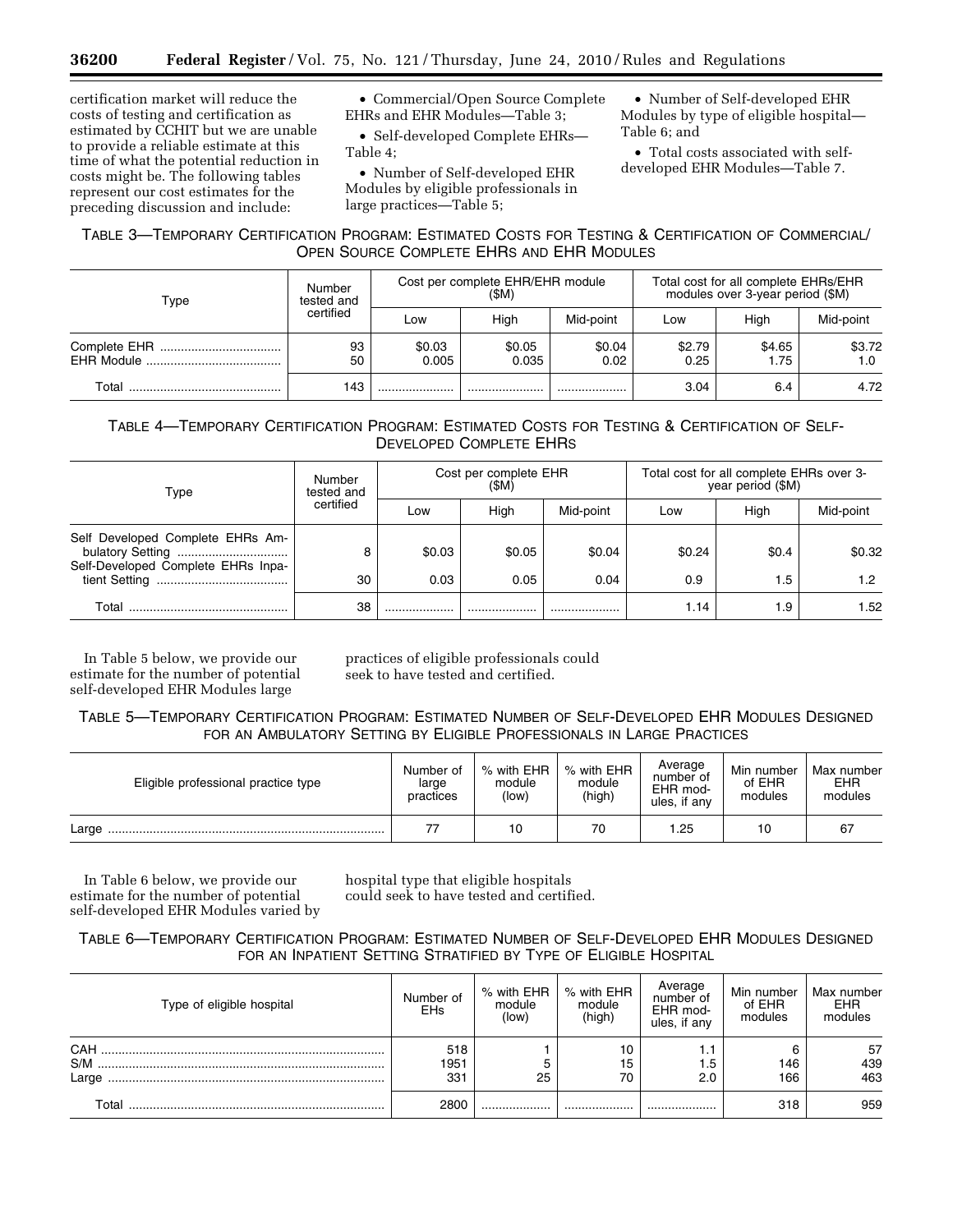certification market will reduce the costs of testing and certification as estimated by CCHIT but we are unable to provide a reliable estimate at this time of what the potential reduction in costs might be. The following tables represent our cost estimates for the preceding discussion and include:

- Commercial/Open Source Complete EHRs and EHR Modules—Table 3;
- Self-developed Complete EHRs—Table 4;
- Number of Self-developed EHR Modules by eligible professionals in large practices—Table 5;
- Number of Self-developed EHR Modules by type of eligible hospital—Table 6; and
- Total costs associated with self-developed EHR Modules—Table 7.

TABLE 3—TEMPORARY CERTIFICATION PROGRAM: ESTIMATED COSTS FOR TESTING & CERTIFICATION OF COMMERCIAL/ OPEN SOURCE COMPLETE EHRS AND EHR MODULES

| Type | Number tested and certified | Cost per complete EHR/EHR module ($M) | | | Total cost for all complete EHRs/EHR modules over 3-year period ($M) | | |
|---|---|---|---|---|---|---|---|
| | | Low | High | Mid-point | Low | High | Mid-point |
| Complete EHR | 93 | $0.03 | $0.05 | $0.04 | $2.79 | $4.65 | $3.72 |
| EHR Module | 50 | 0.005 | 0.035 | 0.02 | 0.25 | 1.75 | 1.0 |
| Total | 143 | | | | 3.04 | 6.4 | 4.72 |

TABLE 4—TEMPORARY CERTIFICATION PROGRAM: ESTIMATED COSTS FOR TESTING & CERTIFICATION OF SELF-DEVELOPED COMPLETE EHRS

| Type | Number tested and certified | Cost per complete EHR ($M) | | | Total cost for all complete EHRs over 3-year period ($M) | | |
|---|---|---|---|---|---|---|---|
| | | Low | High | Mid-point | Low | High | Mid-point |
| Self Developed Complete EHRs Ambulatory Setting | 8 | $0.03 | $0.05 | $0.04 | $0.24 | $0.4 | $0.32 |
| Self-Developed Complete EHRs Inpatient Setting | 30 | 0.03 | 0.05 | 0.04 | 0.9 | 1.5 | 1.2 |
| Total | 38 | | | | 1.14 | 1.9 | 1.52 |

In Table 5 below, we provide our estimate for the number of potential self-developed EHR Modules large practices of eligible professionals could seek to have tested and certified.

TABLE 5—TEMPORARY CERTIFICATION PROGRAM: ESTIMATED NUMBER OF SELF-DEVELOPED EHR MODULES DESIGNED FOR AN AMBULATORY SETTING BY ELIGIBLE PROFESSIONALS IN LARGE PRACTICES

| Eligible professional practice type | Number of large practices | % with EHR module (low) | % with EHR module (high) | Average number of EHR modules, if any | Min number of EHR modules | Max number EHR modules |
|---|---|---|---|---|---|---|
| Large | 77 | 10 | 70 | 1.25 | 10 | 67 |

In Table 6 below, we provide our estimate for the number of potential self-developed EHR Modules varied by hospital type that eligible hospitals could seek to have tested and certified.

TABLE 6—TEMPORARY CERTIFICATION PROGRAM: ESTIMATED NUMBER OF SELF-DEVELOPED EHR MODULES DESIGNED FOR AN INPATIENT SETTING STRATIFIED BY TYPE OF ELIGIBLE HOSPITAL

| Type of eligible hospital | Number of EHs | % with EHR module (low) | % with EHR module (high) | Average number of EHR modules, if any | Min number of EHR modules | Max number EHR modules |
|---|---|---|---|---|---|---|
| CAH | 518 | 1 | 10 | 1.1 | 6 | 57 |
| S/M | 1951 | 5 | 15 | 1.5 | 146 | 439 |
| Large | 331 | 25 | 70 | 2.0 | 166 | 463 |
| Total | 2800 | | | | 318 | 959 |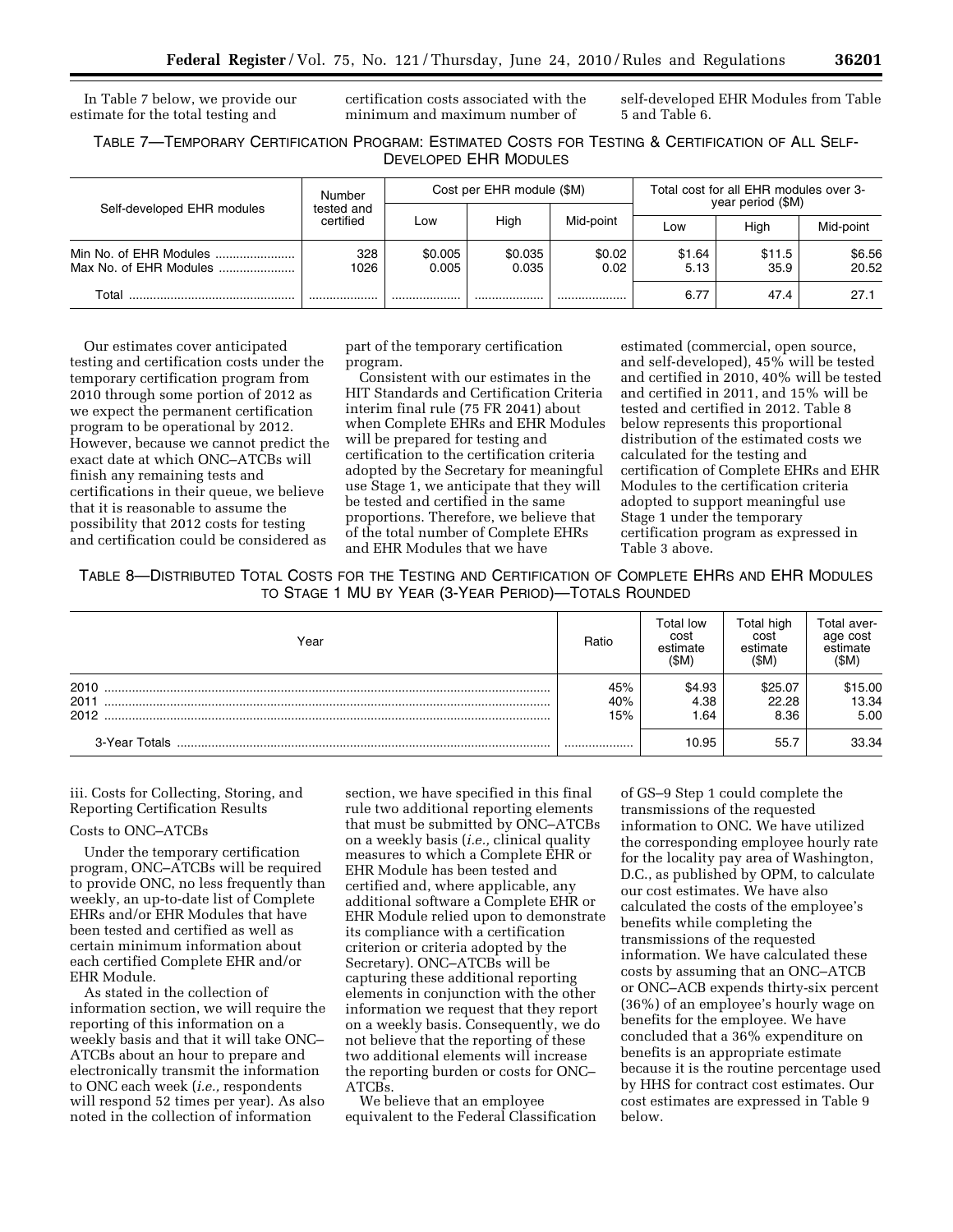In Table 7 below, we provide our estimate for the total testing and certification costs associated with the minimum and maximum number of self-developed EHR Modules from Table 5 and Table 6.

TABLE 7—TEMPORARY CERTIFICATION PROGRAM: ESTIMATED COSTS FOR TESTING & CERTIFICATION OF ALL SELF-DEVELOPED EHR MODULES

| Self-developed EHR modules | Number tested and certified | Cost per EHR module ($M) | | | Total cost for all EHR modules over 3-year period ($M) | | |
|---|---|---|---|---|---|---|---|
| | | Low | High | Mid-point | Low | High | Mid-point |
| Min No. of EHR Modules | 328 | $0.005 | $0.035 | $0.02 | $1.64 | $11.5 | $6.56 |
| Max No. of EHR Modules | 1026 | 0.005 | 0.035 | 0.02 | 5.13 | 35.9 | 20.52 |
| Total | | | | | 6.77 | 47.4 | 27.1 |

Our estimates cover anticipated testing and certification costs under the temporary certification program from 2010 through some portion of 2012 as we expect the permanent certification program to be operational by 2012. However, because we cannot predict the exact date at which ONC–ATCBs will finish any remaining tests and certifications in their queue, we believe that it is reasonable to assume the possibility that 2012 costs for testing and certification could be considered as part of the temporary certification program.

Consistent with our estimates in the HIT Standards and Certification Criteria interim final rule (75 FR 2041) about when Complete EHRs and EHR Modules will be prepared for testing and certification to the certification criteria adopted by the Secretary for meaningful use Stage 1, we anticipate that they will be tested and certified in the same proportions. Therefore, we believe that of the total number of Complete EHRs and EHR Modules that we have estimated (commercial, open source, and self-developed), 45% will be tested and certified in 2010, 40% will be tested and certified in 2011, and 15% will be tested and certified in 2012. Table 8 below represents this proportional distribution of the estimated costs we calculated for the testing and certification of Complete EHRs and EHR Modules to the certification criteria adopted to support meaningful use Stage 1 under the temporary certification program as expressed in Table 3 above.

TABLE 8—DISTRIBUTED TOTAL COSTS FOR THE TESTING AND CERTIFICATION OF COMPLETE EHRS AND EHR MODULES TO STAGE 1 MU BY YEAR (3-YEAR PERIOD)—TOTALS ROUNDED

| Year | Ratio | Total low cost estimate ($M) | Total high cost estimate ($M) | Total average cost estimate ($M) |
|---|---|---|---|---|
| 2010 | 45% | $4.93 | $25.07 | $15.00 |
| 2011 | 40% | 4.38 | 22.28 | 13.34 |
| 2012 | 15% | 1.64 | 8.36 | 5.00 |
| 3-Year Totals | | 10.95 | 55.7 | 33.34 |

iii. Costs for Collecting, Storing, and Reporting Certification Results

Costs to ONC–ATCBs

Under the temporary certification program, ONC–ATCBs will be required to provide ONC, no less frequently than weekly, an up-to-date list of Complete EHRs and/or EHR Modules that have been tested and certified as well as certain minimum information about each certified Complete EHR and/or EHR Module.

As stated in the collection of information section, we will require the reporting of this information on a weekly basis and that it will take ONC–ATCBs about an hour to prepare and electronically transmit the information to ONC each week (*i.e.,* respondents will respond 52 times per year). As also noted in the collection of information section, we have specified in this final rule two additional reporting elements that must be submitted by ONC–ATCBs on a weekly basis (*i.e.,* clinical quality measures to which a Complete EHR or EHR Module has been tested and certified and, where applicable, any additional software a Complete EHR or EHR Module relied upon to demonstrate its compliance with a certification criterion or criteria adopted by the Secretary). ONC–ATCBs will be capturing these additional reporting elements in conjunction with the other information we request that they report on a weekly basis. Consequently, we do not believe that the reporting of these two additional elements will increase the reporting burden or costs for ONC–ATCBs.

We believe that an employee equivalent to the Federal Classification of GS–9 Step 1 could complete the transmissions of the requested information to ONC. We have utilized the corresponding employee hourly rate for the locality pay area of Washington, D.C., as published by OPM, to calculate our cost estimates. We have also calculated the costs of the employee's benefits while completing the transmissions of the requested information. We have calculated these costs by assuming that an ONC–ATCB or ONC–ACB expends thirty-six percent (36%) of an employee's hourly wage on benefits for the employee. We have concluded that a 36% expenditure on benefits is an appropriate estimate because it is the routine percentage used by HHS for contract cost estimates. Our cost estimates are expressed in Table 9 below.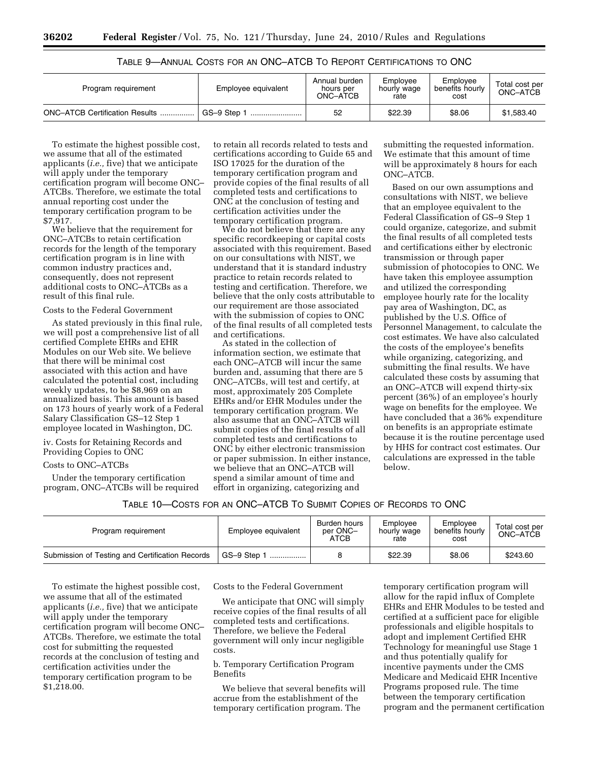TABLE 9—ANNUAL COSTS FOR AN ONC–ATCB TO REPORT CERTIFICATIONS TO ONC

| Program requirement | Employee equivalent | Annual burden hours per ONC–ATCB | Employee hourly wage rate | Employee benefits hourly cost | Total cost per ONC–ATCB |
|---|---|---|---|---|---|
| ONC–ATCB Certification Results | GS–9 Step 1 | 52 | $22.39 | $8.06 | $1,583.40 |

To estimate the highest possible cost, we assume that all of the estimated applicants (*i.e.,* five) that we anticipate will apply under the temporary certification program will become ONC–ATCBs. Therefore, we estimate the total annual reporting cost under the temporary certification program to be $7,917.

We believe that the requirement for ONC–ATCBs to retain certification records for the length of the temporary certification program is in line with common industry practices and, consequently, does not represent additional costs to ONC–ATCBs as a result of this final rule.

Costs to the Federal Government

As stated previously in this final rule, we will post a comprehensive list of all certified Complete EHRs and EHR Modules on our Web site. We believe that there will be minimal cost associated with this action and have calculated the potential cost, including weekly updates, to be $8,969 on an annualized basis. This amount is based on 173 hours of yearly work of a Federal Salary Classification GS–12 Step 1 employee located in Washington, DC.

iv. Costs for Retaining Records and Providing Copies to ONC

Costs to ONC–ATCBs

Under the temporary certification program, ONC–ATCBs will be required to retain all records related to tests and certifications according to Guide 65 and ISO 17025 for the duration of the temporary certification program and provide copies of the final results of all completed tests and certifications to ONC at the conclusion of testing and certification activities under the temporary certification program.

We do not believe that there are any specific recordkeeping or capital costs associated with this requirement. Based on our consultations with NIST, we understand that it is standard industry practice to retain records related to testing and certification. Therefore, we believe that the only costs attributable to our requirement are those associated with the submission of copies to ONC of the final results of all completed tests and certifications.

As stated in the collection of information section, we estimate that each ONC–ATCB will incur the same burden and, assuming that there are 5 ONC–ATCBs, will test and certify, at most, approximately 205 Complete EHRs and/or EHR Modules under the temporary certification program. We also assume that an ONC–ATCB will submit copies of the final results of all completed tests and certifications to ONC by either electronic transmission or paper submission. In either instance, we believe that an ONC–ATCB will spend a similar amount of time and effort in organizing, categorizing and submitting the requested information. We estimate that this amount of time will be approximately 8 hours for each ONC–ATCB.

Based on our own assumptions and consultations with NIST, we believe that an employee equivalent to the Federal Classification of GS–9 Step 1 could organize, categorize, and submit the final results of all completed tests and certifications either by electronic transmission or through paper submission of photocopies to ONC. We have taken this employee assumption and utilized the corresponding employee hourly rate for the locality pay area of Washington, DC, as published by the U.S. Office of Personnel Management, to calculate the cost estimates. We have also calculated the costs of the employee's benefits while organizing, categorizing, and submitting the final results. We have calculated these costs by assuming that an ONC–ATCB will expend thirty-six percent (36%) of an employee's hourly wage on benefits for the employee. We have concluded that a 36% expenditure on benefits is an appropriate estimate because it is the routine percentage used by HHS for contract cost estimates. Our calculations are expressed in the table below.

TABLE 10—COSTS FOR AN ONC–ATCB TO SUBMIT COPIES OF RECORDS TO ONC

| Program requirement | Employee equivalent | Burden hours per ONC–ATCB | Employee hourly wage rate | Employee benefits hourly cost | Total cost per ONC–ATCB |
|---|---|---|---|---|---|
| Submission of Testing and Certification Records | GS–9 Step 1 | 8 | $22.39 | $8.06 | $243.60 |

To estimate the highest possible cost, we assume that all of the estimated applicants (*i.e.,* five) that we anticipate will apply under the temporary certification program will become ONC–ATCBs. Therefore, we estimate the total cost for submitting the requested records at the conclusion of testing and certification activities under the temporary certification program to be $1,218.00.

Costs to the Federal Government

We anticipate that ONC will simply receive copies of the final results of all completed tests and certifications. Therefore, we believe the Federal government will only incur negligible costs.

b. Temporary Certification Program Benefits

We believe that several benefits will accrue from the establishment of the temporary certification program. The temporary certification program will allow for the rapid influx of Complete EHRs and EHR Modules to be tested and certified at a sufficient pace for eligible professionals and eligible hospitals to adopt and implement Certified EHR Technology for meaningful use Stage 1 and thus potentially qualify for incentive payments under the CMS Medicare and Medicaid EHR Incentive Programs proposed rule. The time between the temporary certification program and the permanent certification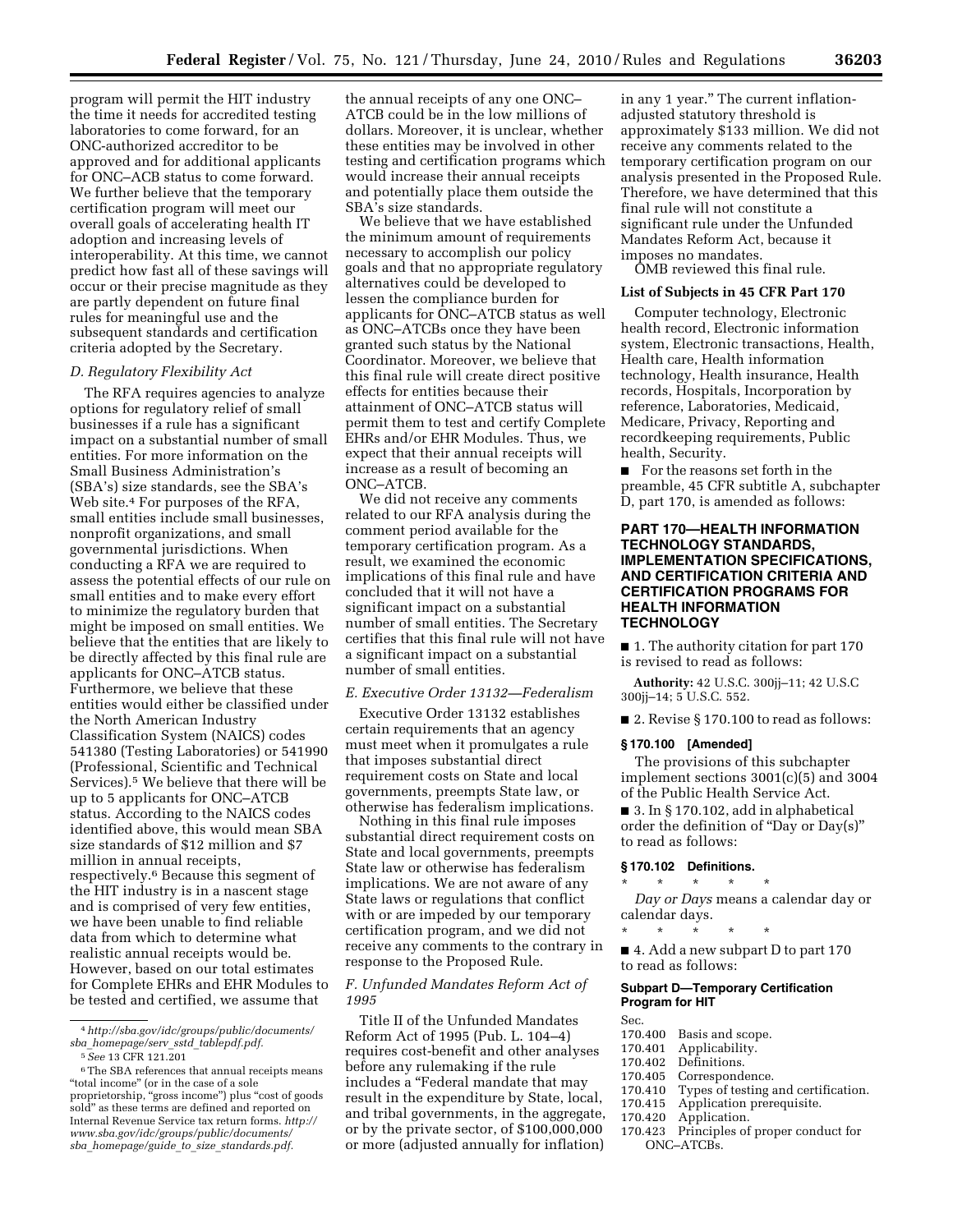program will permit the HIT industry the time it needs for accredited testing laboratories to come forward, for an ONC-authorized accreditor to be approved and for additional applicants for ONC–ACB status to come forward. We further believe that the temporary certification program will meet our overall goals of accelerating health IT adoption and increasing levels of interoperability. At this time, we cannot predict how fast all of these savings will occur or their precise magnitude as they are partly dependent on future final rules for meaningful use and the subsequent standards and certification criteria adopted by the Secretary.

### *D. Regulatory Flexibility Act*

The RFA requires agencies to analyze options for regulatory relief of small businesses if a rule has a significant impact on a substantial number of small entities. For more information on the Small Business Administration's (SBA's) size standards, see the SBA's Web site.[4] For purposes of the RFA, small entities include small businesses, nonprofit organizations, and small governmental jurisdictions. When conducting a RFA we are required to assess the potential effects of our rule on small entities and to make every effort to minimize the regulatory burden that might be imposed on small entities. We believe that the entities that are likely to be directly affected by this final rule are applicants for ONC–ATCB status. Furthermore, we believe that these entities would either be classified under the North American Industry Classification System (NAICS) codes 541380 (Testing Laboratories) or 541990 (Professional, Scientific and Technical Services).[5] We believe that there will be up to 5 applicants for ONC–ATCB status. According to the NAICS codes identified above, this would mean SBA size standards of $12 million and $7 million in annual receipts, respectively.[6] Because this segment of the HIT industry is in a nascent stage and is comprised of very few entities, we have been unable to find reliable data from which to determine what realistic annual receipts would be. However, based on our total estimates for Complete EHRs and EHR Modules to be tested and certified, we assume that the annual receipts of any one ONC–ATCB could be in the low millions of dollars. Moreover, it is unclear, whether these entities may be involved in other testing and certification programs which would increase their annual receipts and potentially place them outside the SBA's size standards.

We believe that we have established the minimum amount of requirements necessary to accomplish our policy goals and that no appropriate regulatory alternatives could be developed to lessen the compliance burden for applicants for ONC–ATCB status as well as ONC–ATCBs once they have been granted such status by the National Coordinator. Moreover, we believe that this final rule will create direct positive effects for entities because their attainment of ONC–ATCB status will permit them to test and certify Complete EHRs and/or EHR Modules. Thus, we expect that their annual receipts will increase as a result of becoming an ONC–ATCB.

We did not receive any comments related to our RFA analysis during the comment period available for the temporary certification program. As a result, we examined the economic implications of this final rule and have concluded that it will not have a significant impact on a substantial number of small entities. The Secretary certifies that this final rule will not have a significant impact on a substantial number of small entities.

### *E. Executive Order 13132—Federalism*

Executive Order 13132 establishes certain requirements that an agency must meet when it promulgates a rule that imposes substantial direct requirement costs on State and local governments, preempts State law, or otherwise has federalism implications.

Nothing in this final rule imposes substantial direct requirement costs on State and local governments, preempts State law or otherwise has federalism implications. We are not aware of any State laws or regulations that conflict with or are impeded by our temporary certification program, and we did not receive any comments to the contrary in response to the Proposed Rule.

### *F. Unfunded Mandates Reform Act of 1995*

Title II of the Unfunded Mandates Reform Act of 1995 (Pub. L. 104–4) requires cost-benefit and other analyses before any rulemaking if the rule includes a "Federal mandate that may result in the expenditure by State, local, and tribal governments, in the aggregate, or by the private sector, of $100,000,000 or more (adjusted annually for inflation) in any 1 year." The current inflation-adjusted statutory threshold is approximately $133 million. We did not receive any comments related to the temporary certification program on our analysis presented in the Proposed Rule. Therefore, we have determined that this final rule will not constitute a significant rule under the Unfunded Mandates Reform Act, because it imposes no mandates.

OMB reviewed this final rule.

### List of Subjects in 45 CFR Part 170

Computer technology, Electronic health record, Electronic information system, Electronic transactions, Health, Health care, Health information technology, Health insurance, Health records, Hospitals, Incorporation by reference, Laboratories, Medicaid, Medicare, Privacy, Reporting and recordkeeping requirements, Public health, Security.

■ For the reasons set forth in the preamble, 45 CFR subtitle A, subchapter D, part 170, is amended as follows:

## PART 170—HEALTH INFORMATION TECHNOLOGY STANDARDS, IMPLEMENTATION SPECIFICATIONS, AND CERTIFICATION CRITERIA AND CERTIFICATION PROGRAMS FOR HEALTH INFORMATION TECHNOLOGY

■ 1. The authority citation for part 170 is revised to read as follows:

**Authority:** 42 U.S.C. 300jj–11; 42 U.S.C 300jj–14; 5 U.S.C. 552.

■ 2. Revise § 170.100 to read as follows:

### § 170.100 [Amended]

The provisions of this subchapter implement sections 3001(c)(5) and 3004 of the Public Health Service Act.

■ 3. In § 170.102, add in alphabetical order the definition of "Day or Day(s)" to read as follows:

### § 170.102 Definitions.

\* \* \* \* \*

*Day or Days* means a calendar day or calendar days.

\* \* \* \* \*

■ 4. Add a new subpart D to part 170 to read as follows:

### Subpart D—Temporary Certification Program for HIT

Sec.
170.400 Basis and scope.
170.401 Applicability.
170.402 Definitions.
170.405 Correspondence.
170.410 Types of testing and certification.
170.415 Application prerequisite.
170.420 Application.
170.423 Principles of proper conduct for ONC–ATCBs.

---

[4] *http://sba.gov/idc/groups/public/documents/sba_homepage/serv_sstd_tablepdf.pdf.*

[5] *See* 13 CFR 121.201

[6] The SBA references that annual receipts means "total income" (or in the case of a sole proprietorship, "gross income") plus "cost of goods sold" as these terms are defined and reported on Internal Revenue Service tax return forms. *http://www.sba.gov/idc/groups/public/documents/sba_homepage/guide_to_size_standards.pdf.*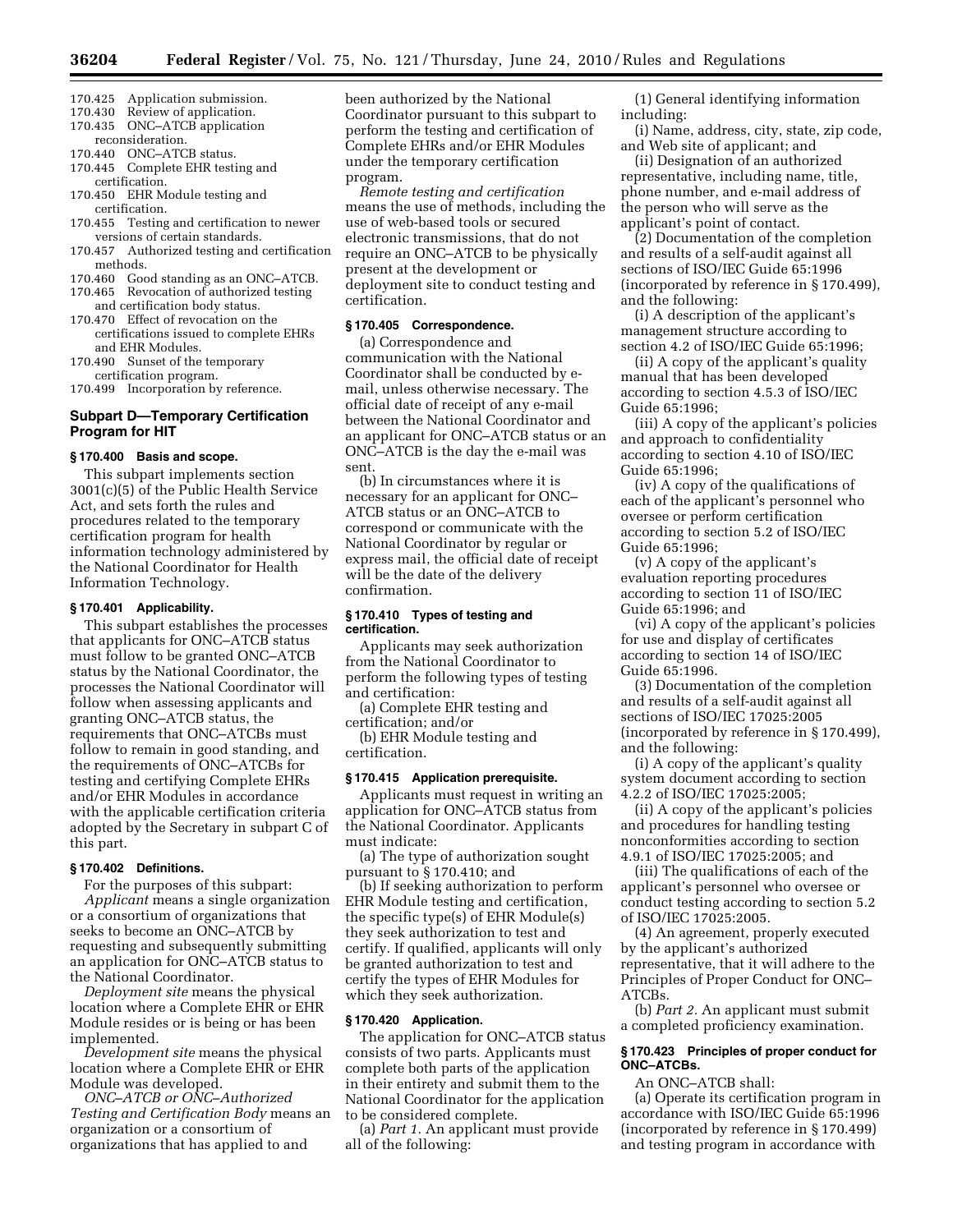170.425 Application submission.
170.430 Review of application.
170.435 ONC–ATCB application reconsideration.
170.440 ONC–ATCB status.
170.445 Complete EHR testing and certification.
170.450 EHR Module testing and certification.
170.455 Testing and certification to newer versions of certain standards.
170.457 Authorized testing and certification methods.
170.460 Good standing as an ONC–ATCB.
170.465 Revocation of authorized testing and certification body status.
170.470 Effect of revocation on the certifications issued to complete EHRs and EHR Modules.
170.490 Sunset of the temporary certification program.
170.499 Incorporation by reference.

## Subpart D—Temporary Certification Program for HIT

### § 170.400 Basis and scope.

This subpart implements section 3001(c)(5) of the Public Health Service Act, and sets forth the rules and procedures related to the temporary certification program for health information technology administered by the National Coordinator for Health Information Technology.

### § 170.401 Applicability.

This subpart establishes the processes that applicants for ONC–ATCB status must follow to be granted ONC–ATCB status by the National Coordinator, the processes the National Coordinator will follow when assessing applicants and granting ONC–ATCB status, the requirements that ONC–ATCBs must follow to remain in good standing, and the requirements of ONC–ATCBs for testing and certifying Complete EHRs and/or EHR Modules in accordance with the applicable certification criteria adopted by the Secretary in subpart C of this part.

### § 170.402 Definitions.

For the purposes of this subpart:

*Applicant* means a single organization or a consortium of organizations that seeks to become an ONC–ATCB by requesting and subsequently submitting an application for ONC–ATCB status to the National Coordinator.

*Deployment site* means the physical location where a Complete EHR or EHR Module resides or is being or has been implemented.

*Development site* means the physical location where a Complete EHR or EHR Module was developed.

*ONC–ATCB or ONC–Authorized Testing and Certification Body* means an organization or a consortium of organizations that has applied to and been authorized by the National Coordinator pursuant to this subpart to perform the testing and certification of Complete EHRs and/or EHR Modules under the temporary certification program.

*Remote testing and certification* means the use of methods, including the use of web-based tools or secured electronic transmissions, that do not require an ONC–ATCB to be physically present at the development or deployment site to conduct testing and certification.

### § 170.405 Correspondence.

(a) Correspondence and communication with the National Coordinator shall be conducted by e-mail, unless otherwise necessary. The official date of receipt of any e-mail between the National Coordinator and an applicant for ONC–ATCB status or an ONC–ATCB is the day the e-mail was sent.

(b) In circumstances where it is necessary for an applicant for ONC–ATCB status or an ONC–ATCB to correspond or communicate with the National Coordinator by regular or express mail, the official date of receipt will be the date of the delivery confirmation.

### § 170.410 Types of testing and certification.

Applicants may seek authorization from the National Coordinator to perform the following types of testing and certification:

(a) Complete EHR testing and certification; and/or

(b) EHR Module testing and certification.

### § 170.415 Application prerequisite.

Applicants must request in writing an application for ONC–ATCB status from the National Coordinator. Applicants must indicate:

(a) The type of authorization sought pursuant to § 170.410; and

(b) If seeking authorization to perform EHR Module testing and certification, the specific type(s) of EHR Module(s) they seek authorization to test and certify. If qualified, applicants will only be granted authorization to test and certify the types of EHR Modules for which they seek authorization.

### § 170.420 Application.

The application for ONC–ATCB status consists of two parts. Applicants must complete both parts of the application in their entirety and submit them to the National Coordinator for the application to be considered complete.

(a) *Part 1.* An applicant must provide all of the following:

(1) General identifying information including:

(i) Name, address, city, state, zip code, and Web site of applicant; and

(ii) Designation of an authorized representative, including name, title, phone number, and e-mail address of the person who will serve as the applicant's point of contact.

(2) Documentation of the completion and results of a self-audit against all sections of ISO/IEC Guide 65:1996 (incorporated by reference in § 170.499), and the following:

(i) A description of the applicant's management structure according to section 4.2 of ISO/IEC Guide 65:1996;

(ii) A copy of the applicant's quality manual that has been developed according to section 4.5.3 of ISO/IEC Guide 65:1996;

(iii) A copy of the applicant's policies and approach to confidentiality according to section 4.10 of ISO/IEC Guide 65:1996;

(iv) A copy of the qualifications of each of the applicant's personnel who oversee or perform certification according to section 5.2 of ISO/IEC Guide 65:1996;

(v) A copy of the applicant's evaluation reporting procedures according to section 11 of ISO/IEC Guide 65:1996; and

(vi) A copy of the applicant's policies for use and display of certificates according to section 14 of ISO/IEC Guide 65:1996.

(3) Documentation of the completion and results of a self-audit against all sections of ISO/IEC 17025:2005 (incorporated by reference in § 170.499), and the following:

(i) A copy of the applicant's quality system document according to section 4.2.2 of ISO/IEC 17025:2005;

(ii) A copy of the applicant's policies and procedures for handling testing nonconformities according to section 4.9.1 of ISO/IEC 17025:2005; and

(iii) The qualifications of each of the applicant's personnel who oversee or conduct testing according to section 5.2 of ISO/IEC 17025:2005.

(4) An agreement, properly executed by the applicant's authorized representative, that it will adhere to the Principles of Proper Conduct for ONC–ATCBs.

(b) *Part 2.* An applicant must submit a completed proficiency examination.

### § 170.423 Principles of proper conduct for ONC–ATCBs.

An ONC–ATCB shall:

(a) Operate its certification program in accordance with ISO/IEC Guide 65:1996 (incorporated by reference in § 170.499) and testing program in accordance with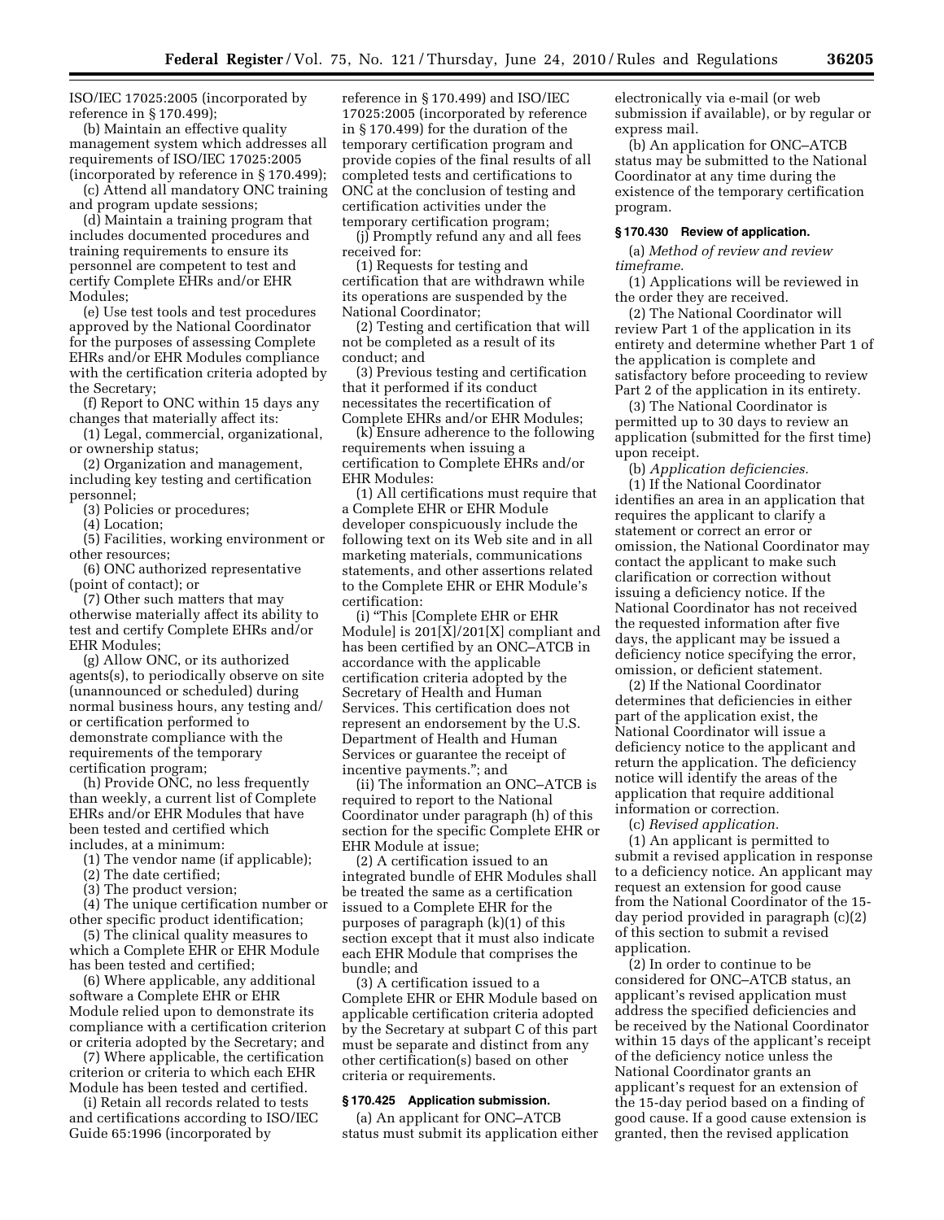ISO/IEC 17025:2005 (incorporated by reference in § 170.499);

(b) Maintain an effective quality management system which addresses all requirements of ISO/IEC 17025:2005 (incorporated by reference in § 170.499);

(c) Attend all mandatory ONC training and program update sessions;

(d) Maintain a training program that includes documented procedures and training requirements to ensure its personnel are competent to test and certify Complete EHRs and/or EHR Modules;

(e) Use test tools and test procedures approved by the National Coordinator for the purposes of assessing Complete EHRs and/or EHR Modules compliance with the certification criteria adopted by the Secretary;

(f) Report to ONC within 15 days any changes that materially affect its:

(1) Legal, commercial, organizational, or ownership status;

(2) Organization and management, including key testing and certification personnel;

(3) Policies or procedures;

(4) Location;

(5) Facilities, working environment or other resources;

(6) ONC authorized representative (point of contact); or

(7) Other such matters that may otherwise materially affect its ability to test and certify Complete EHRs and/or EHR Modules;

(g) Allow ONC, or its authorized agents(s), to periodically observe on site (unannounced or scheduled) during normal business hours, any testing and/or certification performed to demonstrate compliance with the requirements of the temporary certification program;

(h) Provide ONC, no less frequently than weekly, a current list of Complete EHRs and/or EHR Modules that have been tested and certified which includes, at a minimum:

(1) The vendor name (if applicable);

(2) The date certified;

(3) The product version;

(4) The unique certification number or other specific product identification;

(5) The clinical quality measures to which a Complete EHR or EHR Module has been tested and certified;

(6) Where applicable, any additional software a Complete EHR or EHR Module relied upon to demonstrate its compliance with a certification criterion or criteria adopted by the Secretary; and

(7) Where applicable, the certification criterion or criteria to which each EHR Module has been tested and certified.

(i) Retain all records related to tests and certifications according to ISO/IEC Guide 65:1996 (incorporated by reference in § 170.499) and ISO/IEC 17025:2005 (incorporated by reference in § 170.499) for the duration of the temporary certification program and provide copies of the final results of all completed tests and certifications to ONC at the conclusion of testing and certification activities under the temporary certification program;

(j) Promptly refund any and all fees received for:

(1) Requests for testing and certification that are withdrawn while its operations are suspended by the National Coordinator;

(2) Testing and certification that will not be completed as a result of its conduct; and

(3) Previous testing and certification that it performed if its conduct necessitates the recertification of Complete EHRs and/or EHR Modules;

(k) Ensure adherence to the following requirements when issuing a certification to Complete EHRs and/or EHR Modules:

(1) All certifications must require that a Complete EHR or EHR Module developer conspicuously include the following text on its Web site and in all marketing materials, communications statements, and other assertions related to the Complete EHR or EHR Module's certification:

(i) "This [Complete EHR or EHR Module] is 201[X]/201[X] compliant and has been certified by an ONC–ATCB in accordance with the applicable certification criteria adopted by the Secretary of Health and Human Services. This certification does not represent an endorsement by the U.S. Department of Health and Human Services or guarantee the receipt of incentive payments."; and

(ii) The information an ONC–ATCB is required to report to the National Coordinator under paragraph (h) of this section for the specific Complete EHR or EHR Module at issue;

(2) A certification issued to an integrated bundle of EHR Modules shall be treated the same as a certification issued to a Complete EHR for the purposes of paragraph (k)(1) of this section except that it must also indicate each EHR Module that comprises the bundle; and

(3) A certification issued to a Complete EHR or EHR Module based on applicable certification criteria adopted by the Secretary at subpart C of this part must be separate and distinct from any other certification(s) based on other criteria or requirements.

### § 170.425 Application submission.

(a) An applicant for ONC–ATCB status must submit its application either electronically via e-mail (or web submission if available), or by regular or express mail.

(b) An application for ONC–ATCB status may be submitted to the National Coordinator at any time during the existence of the temporary certification program.

### § 170.430 Review of application.

(a) *Method of review and review timeframe.*

(1) Applications will be reviewed in the order they are received.

(2) The National Coordinator will review Part 1 of the application in its entirety and determine whether Part 1 of the application is complete and satisfactory before proceeding to review Part 2 of the application in its entirety.

(3) The National Coordinator is permitted up to 30 days to review an application (submitted for the first time) upon receipt.

(b) *Application deficiencies.*

(1) If the National Coordinator identifies an area in an application that requires the applicant to clarify a statement or correct an error or omission, the National Coordinator may contact the applicant to make such clarification or correction without issuing a deficiency notice. If the National Coordinator has not received the requested information after five days, the applicant may be issued a deficiency notice specifying the error, omission, or deficient statement.

(2) If the National Coordinator determines that deficiencies in either part of the application exist, the National Coordinator will issue a deficiency notice to the applicant and return the application. The deficiency notice will identify the areas of the application that require additional information or correction.

(c) *Revised application.*

(1) An applicant is permitted to submit a revised application in response to a deficiency notice. An applicant may request an extension for good cause from the National Coordinator of the 15-day period provided in paragraph (c)(2) of this section to submit a revised application.

(2) In order to continue to be considered for ONC–ATCB status, an applicant's revised application must address the specified deficiencies and be received by the National Coordinator within 15 days of the applicant's receipt of the deficiency notice unless the National Coordinator grants an applicant's request for an extension of the 15-day period based on a finding of good cause. If a good cause extension is granted, then the revised application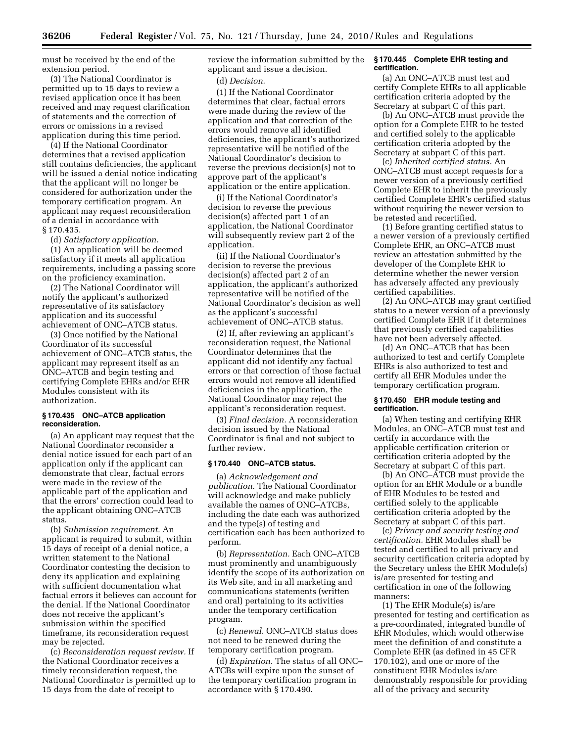must be received by the end of the extension period.

(3) The National Coordinator is permitted up to 15 days to review a revised application once it has been received and may request clarification of statements and the correction of errors or omissions in a revised application during this time period.

(4) If the National Coordinator determines that a revised application still contains deficiencies, the applicant will be issued a denial notice indicating that the applicant will no longer be considered for authorization under the temporary certification program. An applicant may request reconsideration of a denial in accordance with § 170.435.

(d) *Satisfactory application.*

(1) An application will be deemed satisfactory if it meets all application requirements, including a passing score on the proficiency examination.

(2) The National Coordinator will notify the applicant's authorized representative of its satisfactory application and its successful achievement of ONC–ATCB status.

(3) Once notified by the National Coordinator of its successful achievement of ONC–ATCB status, the applicant may represent itself as an ONC–ATCB and begin testing and certifying Complete EHRs and/or EHR Modules consistent with its authorization.

### § 170.435 ONC–ATCB application reconsideration.

(a) An applicant may request that the National Coordinator reconsider a denial notice issued for each part of an application only if the applicant can demonstrate that clear, factual errors were made in the review of the applicable part of the application and that the errors' correction could lead to the applicant obtaining ONC–ATCB status.

(b) *Submission requirement.* An applicant is required to submit, within 15 days of receipt of a denial notice, a written statement to the National Coordinator contesting the decision to deny its application and explaining with sufficient documentation what factual errors it believes can account for the denial. If the National Coordinator does not receive the applicant's submission within the specified timeframe, its reconsideration request may be rejected.

(c) *Reconsideration request review.* If the National Coordinator receives a timely reconsideration request, the National Coordinator is permitted up to 15 days from the date of receipt to review the information submitted by the applicant and issue a decision.

(d) *Decision.*

(1) If the National Coordinator determines that clear, factual errors were made during the review of the application and that correction of the errors would remove all identified deficiencies, the applicant's authorized representative will be notified of the National Coordinator's decision to reverse the previous decision(s) not to approve part of the applicant's application or the entire application.

(i) If the National Coordinator's decision to reverse the previous decision(s) affected part 1 of an application, the National Coordinator will subsequently review part 2 of the application.

(ii) If the National Coordinator's decision to reverse the previous decision(s) affected part 2 of an application, the applicant's authorized representative will be notified of the National Coordinator's decision as well as the applicant's successful achievement of ONC–ATCB status.

(2) If, after reviewing an applicant's reconsideration request, the National Coordinator determines that the applicant did not identify any factual errors or that correction of those factual errors would not remove all identified deficiencies in the application, the National Coordinator may reject the applicant's reconsideration request.

(3) *Final decision.* A reconsideration decision issued by the National Coordinator is final and not subject to further review.

### § 170.440 ONC–ATCB status.

(a) *Acknowledgement and publication.* The National Coordinator will acknowledge and make publicly available the names of ONC–ATCBs, including the date each was authorized and the type(s) of testing and certification each has been authorized to perform.

(b) *Representation.* Each ONC–ATCB must prominently and unambiguously identify the scope of its authorization on its Web site, and in all marketing and communications statements (written and oral) pertaining to its activities under the temporary certification program.

(c) *Renewal.* ONC–ATCB status does not need to be renewed during the temporary certification program.

(d) *Expiration.* The status of all ONC–ATCBs will expire upon the sunset of the temporary certification program in accordance with § 170.490.

### § 170.445 Complete EHR testing and certification.

(a) An ONC–ATCB must test and certify Complete EHRs to all applicable certification criteria adopted by the Secretary at subpart C of this part.

(b) An ONC–ATCB must provide the option for a Complete EHR to be tested and certified solely to the applicable certification criteria adopted by the Secretary at subpart C of this part.

(c) *Inherited certified status.* An ONC–ATCB must accept requests for a newer version of a previously certified Complete EHR to inherit the previously certified Complete EHR's certified status without requiring the newer version to be retested and recertified.

(1) Before granting certified status to a newer version of a previously certified Complete EHR, an ONC–ATCB must review an attestation submitted by the developer of the Complete EHR to determine whether the newer version has adversely affected any previously certified capabilities.

(2) An ONC–ATCB may grant certified status to a newer version of a previously certified Complete EHR if it determines that previously certified capabilities have not been adversely affected.

(d) An ONC–ATCB that has been authorized to test and certify Complete EHRs is also authorized to test and certify all EHR Modules under the temporary certification program.

### § 170.450 EHR module testing and certification.

(a) When testing and certifying EHR Modules, an ONC–ATCB must test and certify in accordance with the applicable certification criterion or certification criteria adopted by the Secretary at subpart C of this part.

(b) An ONC–ATCB must provide the option for an EHR Module or a bundle of EHR Modules to be tested and certified solely to the applicable certification criteria adopted by the Secretary at subpart C of this part.

(c) *Privacy and security testing and certification.* EHR Modules shall be tested and certified to all privacy and security certification criteria adopted by the Secretary unless the EHR Module(s) is/are presented for testing and certification in one of the following manners:

(1) The EHR Module(s) is/are presented for testing and certification as a pre-coordinated, integrated bundle of EHR Modules, which would otherwise meet the definition of and constitute a Complete EHR (as defined in 45 CFR 170.102), and one or more of the constituent EHR Modules is/are demonstrably responsible for providing all of the privacy and security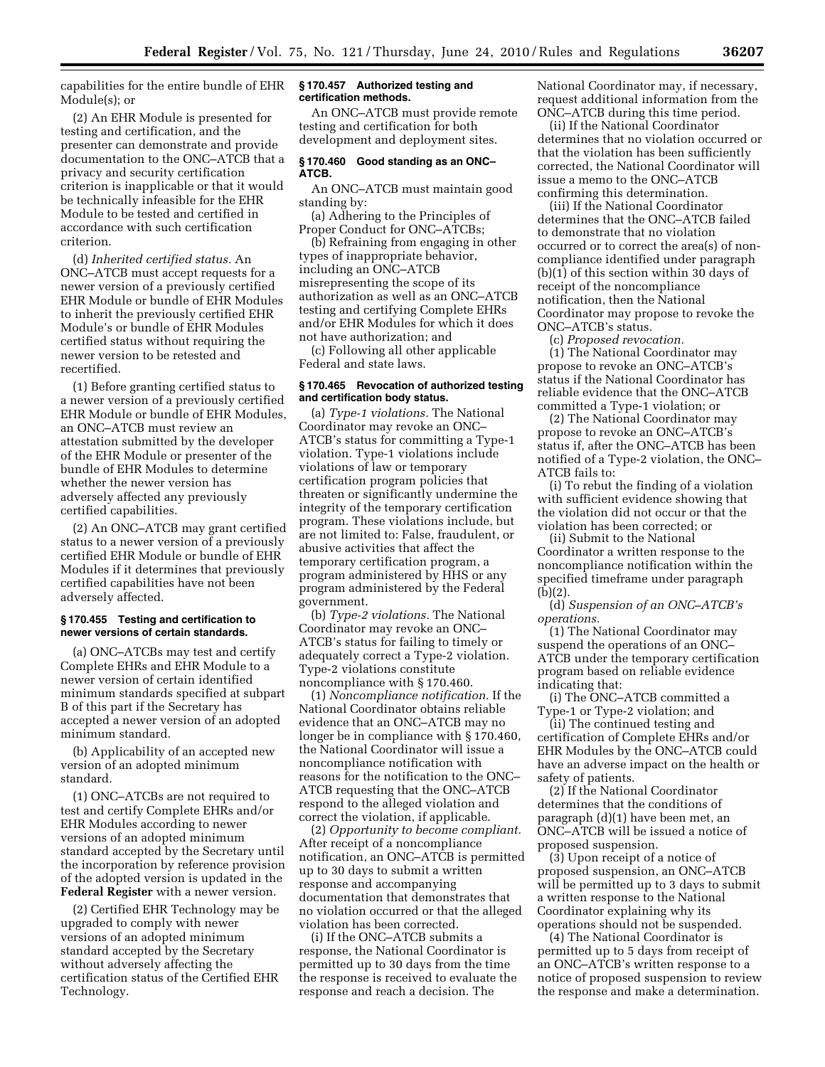capabilities for the entire bundle of EHR Module(s); or

(2) An EHR Module is presented for testing and certification, and the presenter can demonstrate and provide documentation to the ONC–ATCB that a privacy and security certification criterion is inapplicable or that it would be technically infeasible for the EHR Module to be tested and certified in accordance with such certification criterion.

(d) *Inherited certified status.* An ONC–ATCB must accept requests for a newer version of a previously certified EHR Module or bundle of EHR Modules to inherit the previously certified EHR Module's or bundle of EHR Modules certified status without requiring the newer version to be retested and recertified.

(1) Before granting certified status to a newer version of a previously certified EHR Module or bundle of EHR Modules, an ONC–ATCB must review an attestation submitted by the developer of the EHR Module or presenter of the bundle of EHR Modules to determine whether the newer version has adversely affected any previously certified capabilities.

(2) An ONC–ATCB may grant certified status to a newer version of a previously certified EHR Module or bundle of EHR Modules if it determines that previously certified capabilities have not been adversely affected.

### § 170.455 Testing and certification to newer versions of certain standards.

(a) ONC–ATCBs may test and certify Complete EHRs and EHR Module to a newer version of certain identified minimum standards specified at subpart B of this part if the Secretary has accepted a newer version of an adopted minimum standard.

(b) Applicability of an accepted new version of an adopted minimum standard.

(1) ONC–ATCBs are not required to test and certify Complete EHRs and/or EHR Modules according to newer versions of an adopted minimum standard accepted by the Secretary until the incorporation by reference provision of the adopted version is updated in the **Federal Register** with a newer version.

(2) Certified EHR Technology may be upgraded to comply with newer versions of an adopted minimum standard accepted by the Secretary without adversely affecting the certification status of the Certified EHR Technology.

### § 170.457 Authorized testing and certification methods.

An ONC–ATCB must provide remote testing and certification for both development and deployment sites.

### § 170.460 Good standing as an ONC–ATCB.

An ONC–ATCB must maintain good standing by:

(a) Adhering to the Principles of Proper Conduct for ONC–ATCBs;

(b) Refraining from engaging in other types of inappropriate behavior, including an ONC–ATCB misrepresenting the scope of its authorization as well as an ONC–ATCB testing and certifying Complete EHRs and/or EHR Modules for which it does not have authorization; and

(c) Following all other applicable Federal and state laws.

### § 170.465 Revocation of authorized testing and certification body status.

(a) *Type-1 violations.* The National Coordinator may revoke an ONC–ATCB's status for committing a Type-1 violation. Type-1 violations include violations of law or temporary certification program policies that threaten or significantly undermine the integrity of the temporary certification program. These violations include, but are not limited to: False, fraudulent, or abusive activities that affect the temporary certification program, a program administered by HHS or any program administered by the Federal government.

(b) *Type-2 violations.* The National Coordinator may revoke an ONC–ATCB's status for failing to timely or adequately correct a Type-2 violation. Type-2 violations constitute noncompliance with § 170.460.

(1) *Noncompliance notification.* If the National Coordinator obtains reliable evidence that an ONC–ATCB may no longer be in compliance with § 170.460, the National Coordinator will issue a noncompliance notification with reasons for the notification to the ONC–ATCB requesting that the ONC–ATCB respond to the alleged violation and correct the violation, if applicable.

(2) *Opportunity to become compliant.* After receipt of a noncompliance notification, an ONC–ATCB is permitted up to 30 days to submit a written response and accompanying documentation that demonstrates that no violation occurred or that the alleged violation has been corrected.

(i) If the ONC–ATCB submits a response, the National Coordinator is permitted up to 30 days from the time the response is received to evaluate the response and reach a decision. The National Coordinator may, if necessary, request additional information from the ONC–ATCB during this time period.

(ii) If the National Coordinator determines that no violation occurred or that the violation has been sufficiently corrected, the National Coordinator will issue a memo to the ONC–ATCB confirming this determination.

(iii) If the National Coordinator determines that the ONC–ATCB failed to demonstrate that no violation occurred or to correct the area(s) of non-compliance identified under paragraph (b)(1) of this section within 30 days of receipt of the noncompliance notification, then the National Coordinator may propose to revoke the ONC–ATCB's status.

(c) *Proposed revocation.*

(1) The National Coordinator may propose to revoke an ONC–ATCB's status if the National Coordinator has reliable evidence that the ONC–ATCB committed a Type-1 violation; or

(2) The National Coordinator may propose to revoke an ONC–ATCB's status if, after the ONC–ATCB has been notified of a Type-2 violation, the ONC–ATCB fails to:

(i) To rebut the finding of a violation with sufficient evidence showing that the violation did not occur or that the violation has been corrected; or

(ii) Submit to the National Coordinator a written response to the noncompliance notification within the specified timeframe under paragraph (b)(2).

(d) *Suspension of an ONC–ATCB's operations.*

(1) The National Coordinator may suspend the operations of an ONC–ATCB under the temporary certification program based on reliable evidence indicating that:

(i) The ONC–ATCB committed a Type-1 or Type-2 violation; and

(ii) The continued testing and certification of Complete EHRs and/or EHR Modules by the ONC–ATCB could have an adverse impact on the health or safety of patients.

(2) If the National Coordinator determines that the conditions of paragraph (d)(1) have been met, an ONC–ATCB will be issued a notice of proposed suspension.

(3) Upon receipt of a notice of proposed suspension, an ONC–ATCB will be permitted up to 3 days to submit a written response to the National Coordinator explaining why its operations should not be suspended.

(4) The National Coordinator is permitted up to 5 days from receipt of an ONC–ATCB's written response to a notice of proposed suspension to review the response and make a determination.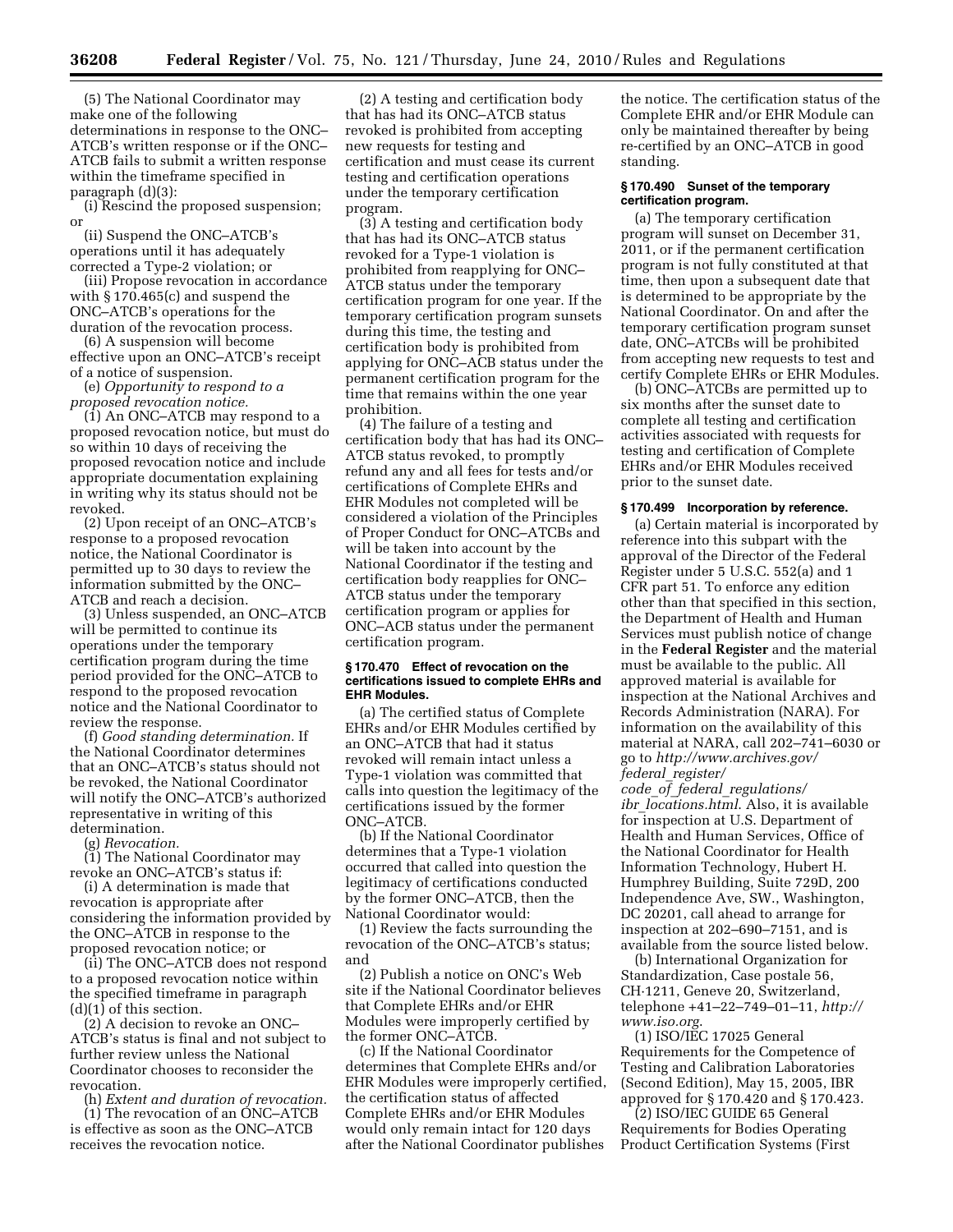(5) The National Coordinator may make one of the following determinations in response to the ONC–ATCB's written response or if the ONC–ATCB fails to submit a written response within the timeframe specified in paragraph (d)(3):

(i) Rescind the proposed suspension; or

(ii) Suspend the ONC–ATCB's operations until it has adequately corrected a Type-2 violation; or

(iii) Propose revocation in accordance with § 170.465(c) and suspend the ONC–ATCB's operations for the duration of the revocation process.

(6) A suspension will become effective upon an ONC–ATCB's receipt of a notice of suspension.

(e) *Opportunity to respond to a proposed revocation notice.*

(1) An ONC–ATCB may respond to a proposed revocation notice, but must do so within 10 days of receiving the proposed revocation notice and include appropriate documentation explaining in writing why its status should not be revoked.

(2) Upon receipt of an ONC–ATCB's response to a proposed revocation notice, the National Coordinator is permitted up to 30 days to review the information submitted by the ONC–ATCB and reach a decision.

(3) Unless suspended, an ONC–ATCB will be permitted to continue its operations under the temporary certification program during the time period provided for the ONC–ATCB to respond to the proposed revocation notice and the National Coordinator to review the response.

(f) *Good standing determination.* If the National Coordinator determines that an ONC–ATCB's status should not be revoked, the National Coordinator will notify the ONC–ATCB's authorized representative in writing of this determination.

(g) *Revocation.*

(1) The National Coordinator may revoke an ONC–ATCB's status if:

(i) A determination is made that revocation is appropriate after considering the information provided by the ONC–ATCB in response to the proposed revocation notice; or

(ii) The ONC–ATCB does not respond to a proposed revocation notice within the specified timeframe in paragraph (d)(1) of this section.

(2) A decision to revoke an ONC–ATCB's status is final and not subject to further review unless the National Coordinator chooses to reconsider the revocation.

(h) *Extent and duration of revocation.*

(1) The revocation of an ONC–ATCB is effective as soon as the ONC–ATCB receives the revocation notice.

(2) A testing and certification body that has had its ONC–ATCB status revoked is prohibited from accepting new requests for testing and certification and must cease its current testing and certification operations under the temporary certification program.

(3) A testing and certification body that has had its ONC–ATCB status revoked for a Type-1 violation is prohibited from reapplying for ONC–ATCB status under the temporary certification program for one year. If the temporary certification program sunsets during this time, the testing and certification body is prohibited from applying for ONC–ACB status under the permanent certification program for the time that remains within the one year prohibition.

(4) The failure of a testing and certification body that has had its ONC–ATCB status revoked, to promptly refund any and all fees for tests and/or certifications of Complete EHRs and EHR Modules not completed will be considered a violation of the Principles of Proper Conduct for ONC–ATCBs and will be taken into account by the National Coordinator if the testing and certification body reapplies for ONC–ATCB status under the temporary certification program or applies for ONC–ACB status under the permanent certification program.

### § 170.470 Effect of revocation on the certifications issued to complete EHRs and EHR Modules.

(a) The certified status of Complete EHRs and/or EHR Modules certified by an ONC–ATCB that had it status revoked will remain intact unless a Type-1 violation was committed that calls into question the legitimacy of the certifications issued by the former ONC–ATCB.

(b) If the National Coordinator determines that a Type-1 violation occurred that called into question the legitimacy of certifications conducted by the former ONC–ATCB, then the National Coordinator would:

(1) Review the facts surrounding the revocation of the ONC–ATCB's status; and

(2) Publish a notice on ONC's Web site if the National Coordinator believes that Complete EHRs and/or EHR Modules were improperly certified by the former ONC–ATCB.

(c) If the National Coordinator determines that Complete EHRs and/or EHR Modules were improperly certified, the certification status of affected Complete EHRs and/or EHR Modules would only remain intact for 120 days after the National Coordinator publishes the notice. The certification status of the Complete EHR and/or EHR Module can only be maintained thereafter by being re-certified by an ONC–ATCB in good standing.

### § 170.490 Sunset of the temporary certification program.

(a) The temporary certification program will sunset on December 31, 2011, or if the permanent certification program is not fully constituted at that time, then upon a subsequent date that is determined to be appropriate by the National Coordinator. On and after the temporary certification program sunset date, ONC–ATCBs will be prohibited from accepting new requests to test and certify Complete EHRs or EHR Modules.

(b) ONC–ATCBs are permitted up to six months after the sunset date to complete all testing and certification activities associated with requests for testing and certification of Complete EHRs and/or EHR Modules received prior to the sunset date.

### § 170.499 Incorporation by reference.

(a) Certain material is incorporated by reference into this subpart with the approval of the Director of the Federal Register under 5 U.S.C. 552(a) and 1 CFR part 51. To enforce any edition other than that specified in this section, the Department of Health and Human Services must publish notice of change in the **Federal Register** and the material must be available to the public. All approved material is available for inspection at the National Archives and Records Administration (NARA). For information on the availability of this material at NARA, call 202–741–6030 or go to *http://www.archives.gov/federal_register/code_of_federal_regulations/ibr_locations.html*. Also, it is available for inspection at U.S. Department of Health and Human Services, Office of the National Coordinator for Health Information Technology, Hubert H. Humphrey Building, Suite 729D, 200 Independence Ave, SW., Washington, DC 20201, call ahead to arrange for inspection at 202–690–7151, and is available from the source listed below.

(b) International Organization for Standardization, Case postale 56, CH·1211, Geneve 20, Switzerland, telephone +41–22–749–01–11, *http://www.iso.org*.

(1) ISO/IEC 17025 General Requirements for the Competence of Testing and Calibration Laboratories (Second Edition), May 15, 2005, IBR approved for § 170.420 and § 170.423.

(2) ISO/IEC GUIDE 65 General Requirements for Bodies Operating Product Certification Systems (First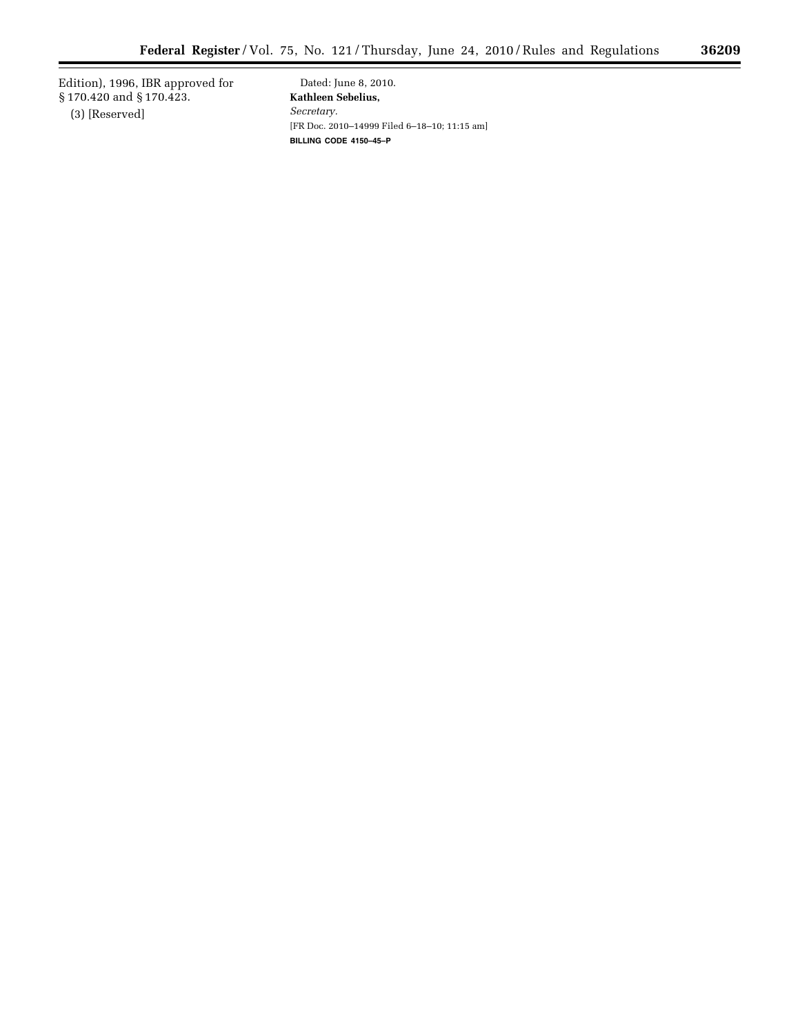Edition), 1996, IBR approved for § 170.420 and § 170.423.

(3) [Reserved]

Dated: June 8, 2010.

**Kathleen Sebelius,**

*Secretary.*

[FR Doc. 2010–14999 Filed 6–18–10; 11:15 am]

**BILLING CODE 4150–45–P**